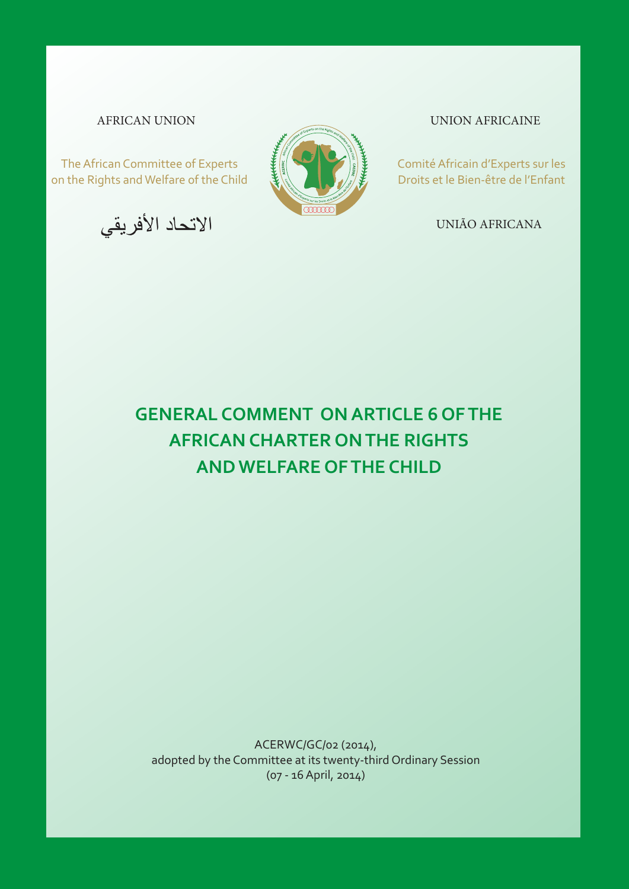AFRICAN UNION

UNION AFRICAINE

The African Committee of Experts on the Rights and Welfare of the Child

Comité Africain d'Experts sur les Droits et le Bien-être de l'Enfant

الاتحاد الأفريقي

UNIÃO AFRICANA

# GENERAL COMMENT ON ARTICLE 6 OF THE AFRICAN CHARTER ON THE RIGHTS AND WELFARE OF THE CHILD

ACERWC/GC/02 (2014),
adopted by the Committee at its twenty-third Ordinary Session
(07 - 16 April, 2014)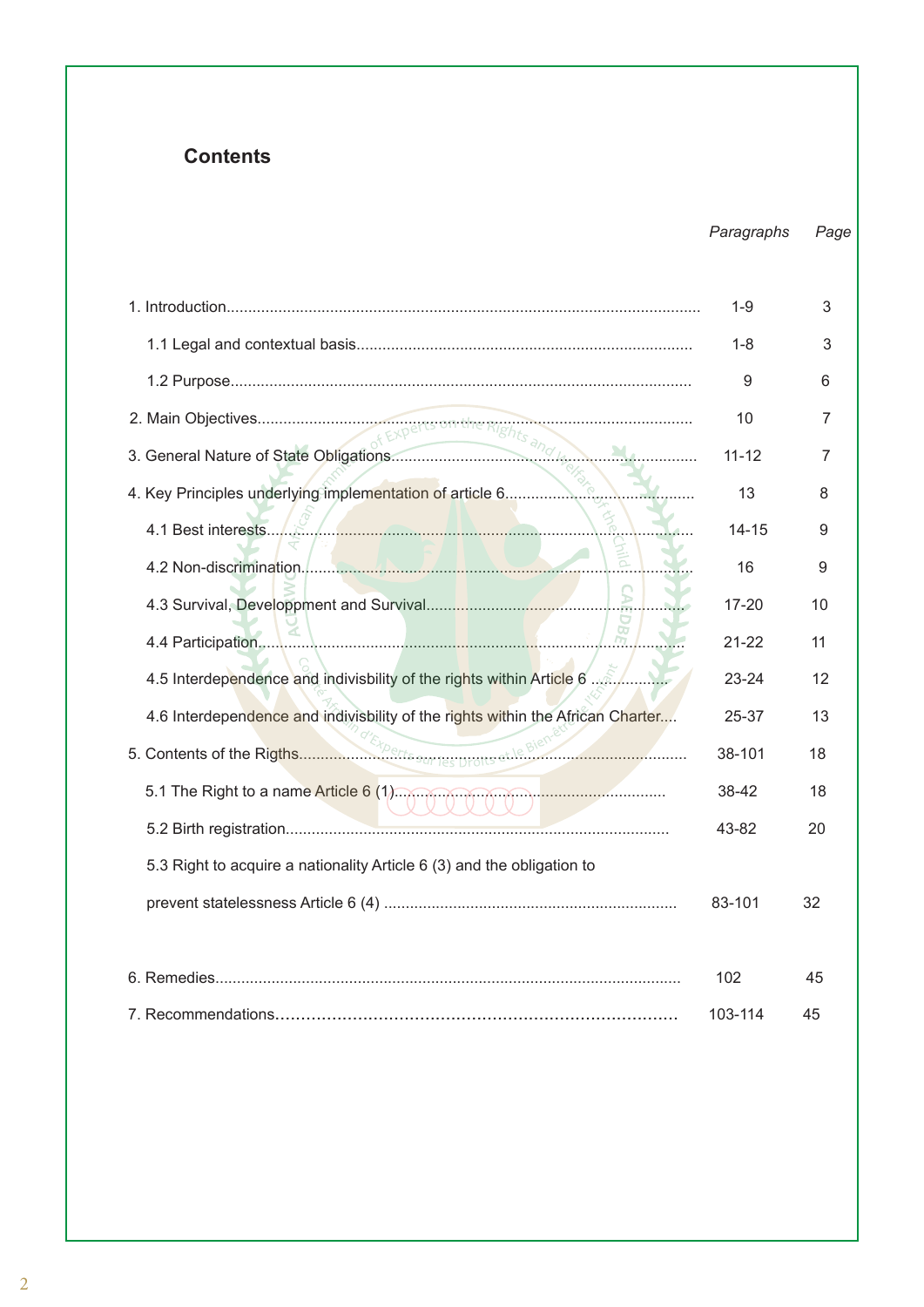## Contents

| | Paragraphs | Page |
|---|---|---|
| 1. Introduction | 1-9 | 3 |
| 1.1 Legal and contextual basis | 1-8 | 3 |
| 1.2 Purpose | 9 | 6 |
| 2. Main Objectives | 10 | 7 |
| 3. General Nature of State Obligations | 11-12 | 7 |
| 4. Key Principles underlying implementation of article 6 | 13 | 8 |
| 4.1 Best interests | 14-15 | 9 |
| 4.2 Non-discrimination | 16 | 9 |
| 4.3 Survival, Developpment and Survival | 17-20 | 10 |
| 4.4 Participation | 21-22 | 11 |
| 4.5 Interdependence and indivisibility of the rights within Article 6 | 23-24 | 12 |
| 4.6 Interdependence and indivisbility of the rights within the African Charter | 25-37 | 13 |
| 5. Contents of the Rigths | 38-101 | 18 |
| 5.1 The Right to a name Article 6 (1) | 38-42 | 18 |
| 5.2 Birth registration | 43-82 | 20 |
| 5.3 Right to acquire a nationality Article 6 (3) and the obligation to prevent statelessness Article 6 (4) | 83-101 | 32 |
| 6. Remedies | 102 | 45 |
| 7. Recommendations | 103-114 | 45 |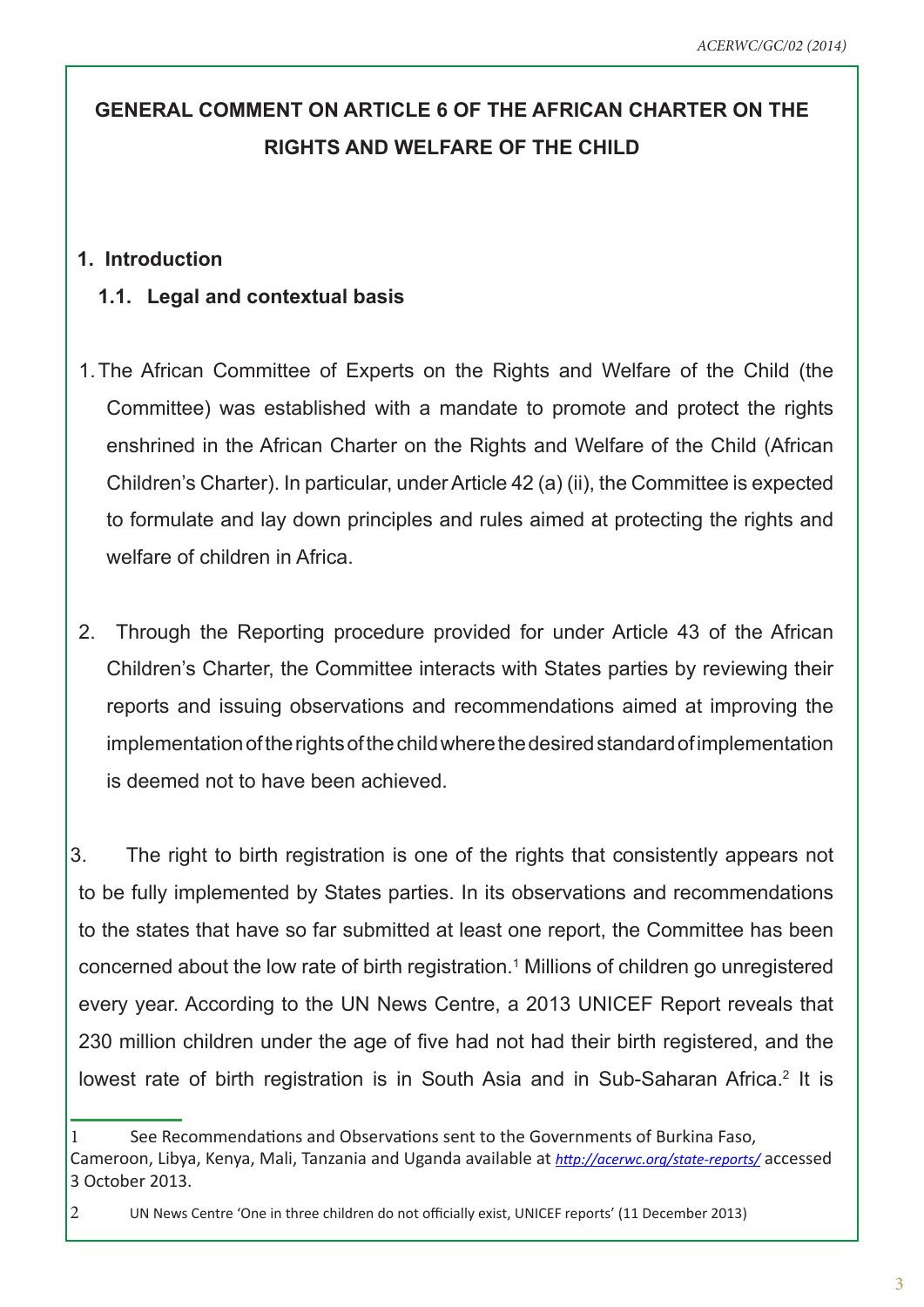# GENERAL COMMENT ON ARTICLE 6 OF THE AFRICAN CHARTER ON THE RIGHTS AND WELFARE OF THE CHILD

## 1. Introduction

### 1.1. Legal and contextual basis

1. The African Committee of Experts on the Rights and Welfare of the Child (the Committee) was established with a mandate to promote and protect the rights enshrined in the African Charter on the Rights and Welfare of the Child (African Children's Charter). In particular, under Article 42 (a) (ii), the Committee is expected to formulate and lay down principles and rules aimed at protecting the rights and welfare of children in Africa.

2. Through the Reporting procedure provided for under Article 43 of the African Children's Charter, the Committee interacts with States parties by reviewing their reports and issuing observations and recommendations aimed at improving the implementation of the rights of the child where the desired standard of implementation is deemed not to have been achieved.

3. The right to birth registration is one of the rights that consistently appears not to be fully implemented by States parties. In its observations and recommendations to the states that have so far submitted at least one report, the Committee has been concerned about the low rate of birth registration.[1] Millions of children go unregistered every year. According to the UN News Centre, a 2013 UNICEF Report reveals that 230 million children under the age of five had not had their birth registered, and the lowest rate of birth registration is in South Asia and in Sub-Saharan Africa.[2] It is

---

1 See Recommendations and Observations sent to the Governments of Burkina Faso, Cameroon, Libya, Kenya, Mali, Tanzania and Uganda available at *http://acerwc.org/state-reports/* accessed 3 October 2013.

2 UN News Centre 'One in three children do not officially exist, UNICEF reports' (11 December 2013)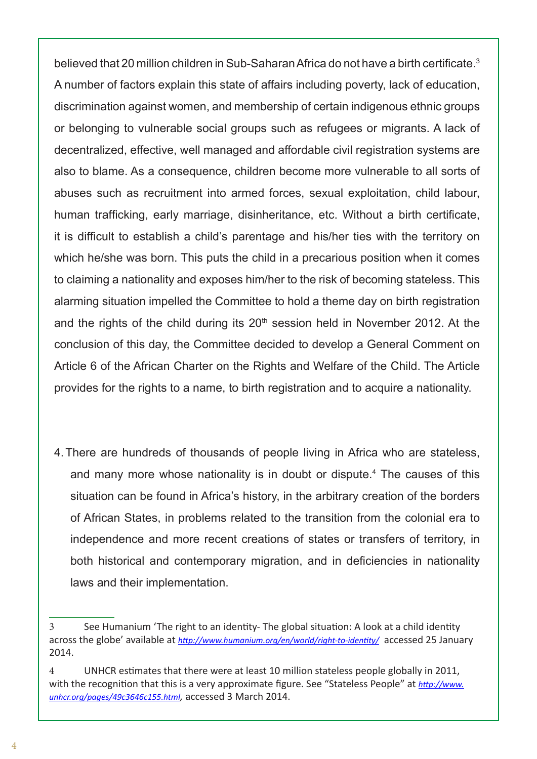believed that 20 million children in Sub-Saharan Africa do not have a birth certificate.[3] A number of factors explain this state of affairs including poverty, lack of education, discrimination against women, and membership of certain indigenous ethnic groups or belonging to vulnerable social groups such as refugees or migrants. A lack of decentralized, effective, well managed and affordable civil registration systems are also to blame. As a consequence, children become more vulnerable to all sorts of abuses such as recruitment into armed forces, sexual exploitation, child labour, human trafficking, early marriage, disinheritance, etc. Without a birth certificate, it is difficult to establish a child's parentage and his/her ties with the territory on which he/she was born. This puts the child in a precarious position when it comes to claiming a nationality and exposes him/her to the risk of becoming stateless. This alarming situation impelled the Committee to hold a theme day on birth registration and the rights of the child during its 20th session held in November 2012. At the conclusion of this day, the Committee decided to develop a General Comment on Article 6 of the African Charter on the Rights and Welfare of the Child. The Article provides for the rights to a name, to birth registration and to acquire a nationality.

4. There are hundreds of thousands of people living in Africa who are stateless, and many more whose nationality is in doubt or dispute.[4] The causes of this situation can be found in Africa's history, in the arbitrary creation of the borders of African States, in problems related to the transition from the colonial era to independence and more recent creations of states or transfers of territory, in both historical and contemporary migration, and in deficiencies in nationality laws and their implementation.

---

3 See Humanium 'The right to an identity- The global situation: A look at a child identity across the globe' available at *http://www.humanium.org/en/world/right-to-identity/* accessed 25 January 2014.

4 UNHCR estimates that there were at least 10 million stateless people globally in 2011, with the recognition that this is a very approximate figure. See "Stateless People" at *http://www.unhcr.org/pages/49c3646c155.html*, accessed 3 March 2014.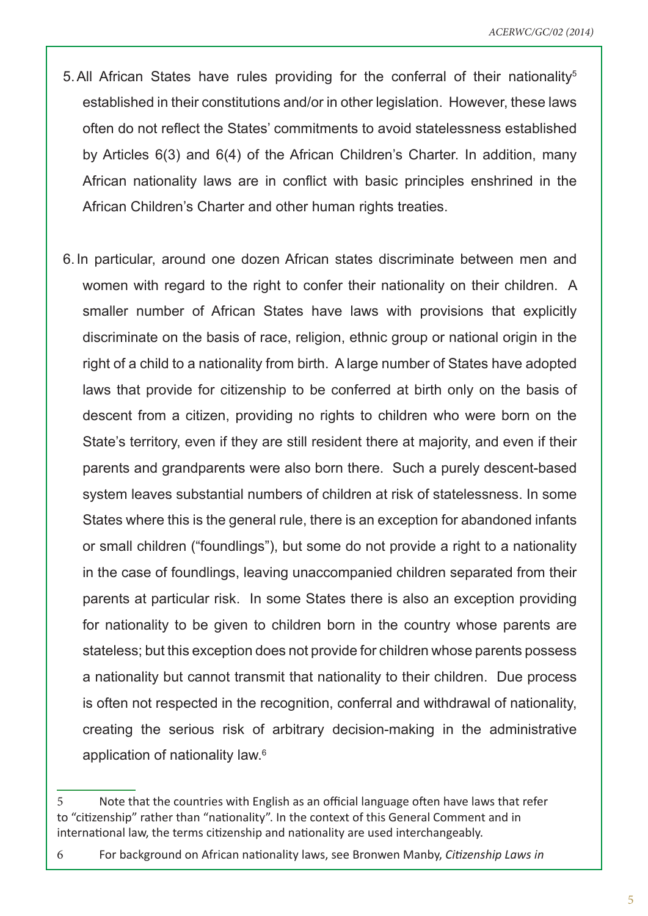5. All African States have rules providing for the conferral of their nationality[5] established in their constitutions and/or in other legislation. However, these laws often do not reflect the States' commitments to avoid statelessness established by Articles 6(3) and 6(4) of the African Children's Charter. In addition, many African nationality laws are in conflict with basic principles enshrined in the African Children's Charter and other human rights treaties.

6. In particular, around one dozen African states discriminate between men and women with regard to the right to confer their nationality on their children. A smaller number of African States have laws with provisions that explicitly discriminate on the basis of race, religion, ethnic group or national origin in the right of a child to a nationality from birth. A large number of States have adopted laws that provide for citizenship to be conferred at birth only on the basis of descent from a citizen, providing no rights to children who were born on the State's territory, even if they are still resident there at majority, and even if their parents and grandparents were also born there. Such a purely descent-based system leaves substantial numbers of children at risk of statelessness. In some States where this is the general rule, there is an exception for abandoned infants or small children ("foundlings"), but some do not provide a right to a nationality in the case of foundlings, leaving unaccompanied children separated from their parents at particular risk. In some States there is also an exception providing for nationality to be given to children born in the country whose parents are stateless; but this exception does not provide for children whose parents possess a nationality but cannot transmit that nationality to their children. Due process is often not respected in the recognition, conferral and withdrawal of nationality, creating the serious risk of arbitrary decision-making in the administrative application of nationality law.[6]

---

5 Note that the countries with English as an official language often have laws that refer to "citizenship" rather than "nationality". In the context of this General Comment and in international law, the terms citizenship and nationality are used interchangeably.

6 For background on African nationality laws, see Bronwen Manby, *Citizenship Laws in*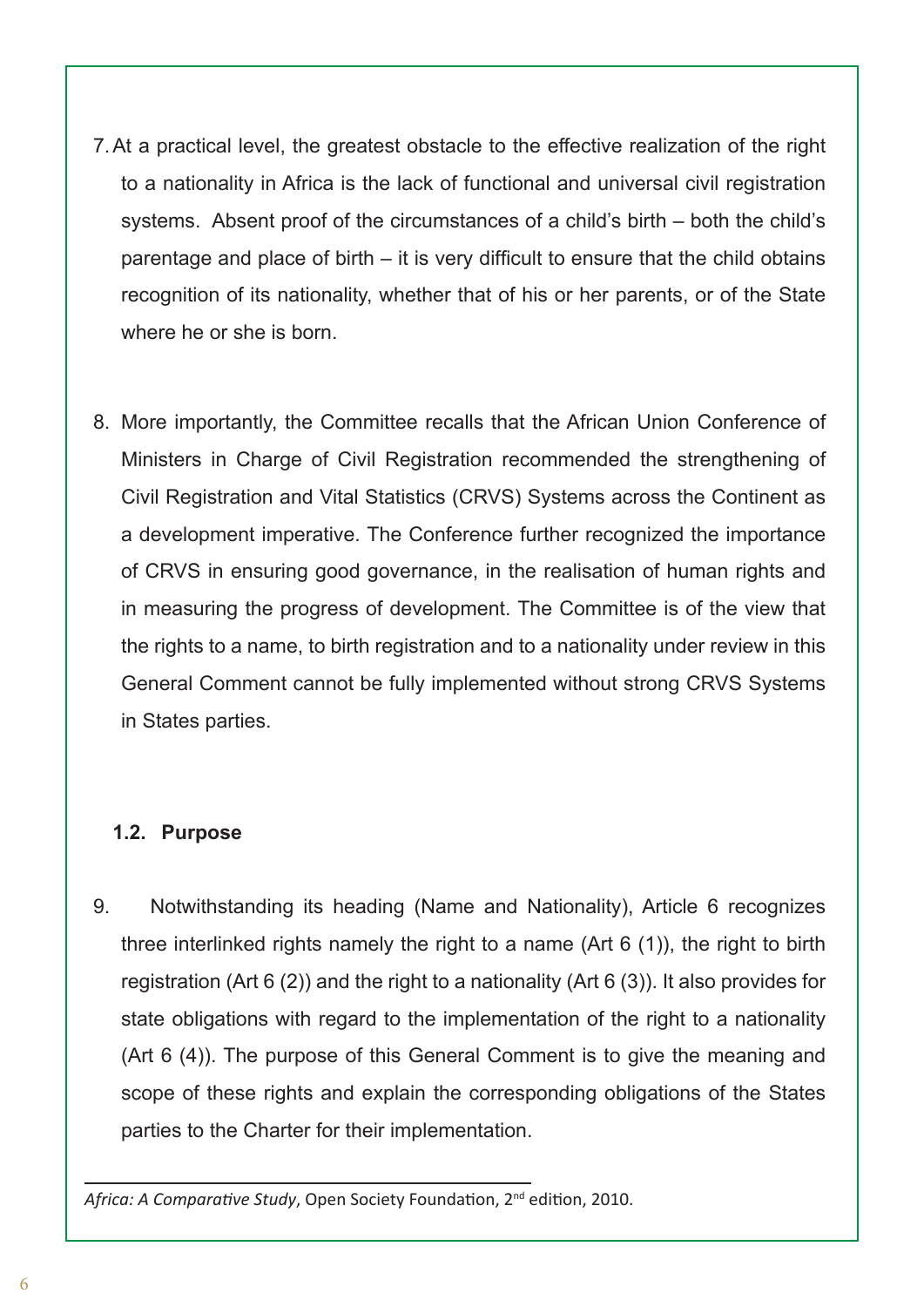7. At a practical level, the greatest obstacle to the effective realization of the right to a nationality in Africa is the lack of functional and universal civil registration systems. Absent proof of the circumstances of a child's birth – both the child's parentage and place of birth – it is very difficult to ensure that the child obtains recognition of its nationality, whether that of his or her parents, or of the State where he or she is born.

8. More importantly, the Committee recalls that the African Union Conference of Ministers in Charge of Civil Registration recommended the strengthening of Civil Registration and Vital Statistics (CRVS) Systems across the Continent as a development imperative. The Conference further recognized the importance of CRVS in ensuring good governance, in the realisation of human rights and in measuring the progress of development. The Committee is of the view that the rights to a name, to birth registration and to a nationality under review in this General Comment cannot be fully implemented without strong CRVS Systems in States parties.

### 1.2. Purpose

9. Notwithstanding its heading (Name and Nationality), Article 6 recognizes three interlinked rights namely the right to a name (Art 6 (1)), the right to birth registration (Art 6 (2)) and the right to a nationality (Art 6 (3)). It also provides for state obligations with regard to the implementation of the right to a nationality (Art 6 (4)). The purpose of this General Comment is to give the meaning and scope of these rights and explain the corresponding obligations of the States parties to the Charter for their implementation.

---

*Africa: A Comparative Study*, Open Society Foundation, 2nd edition, 2010.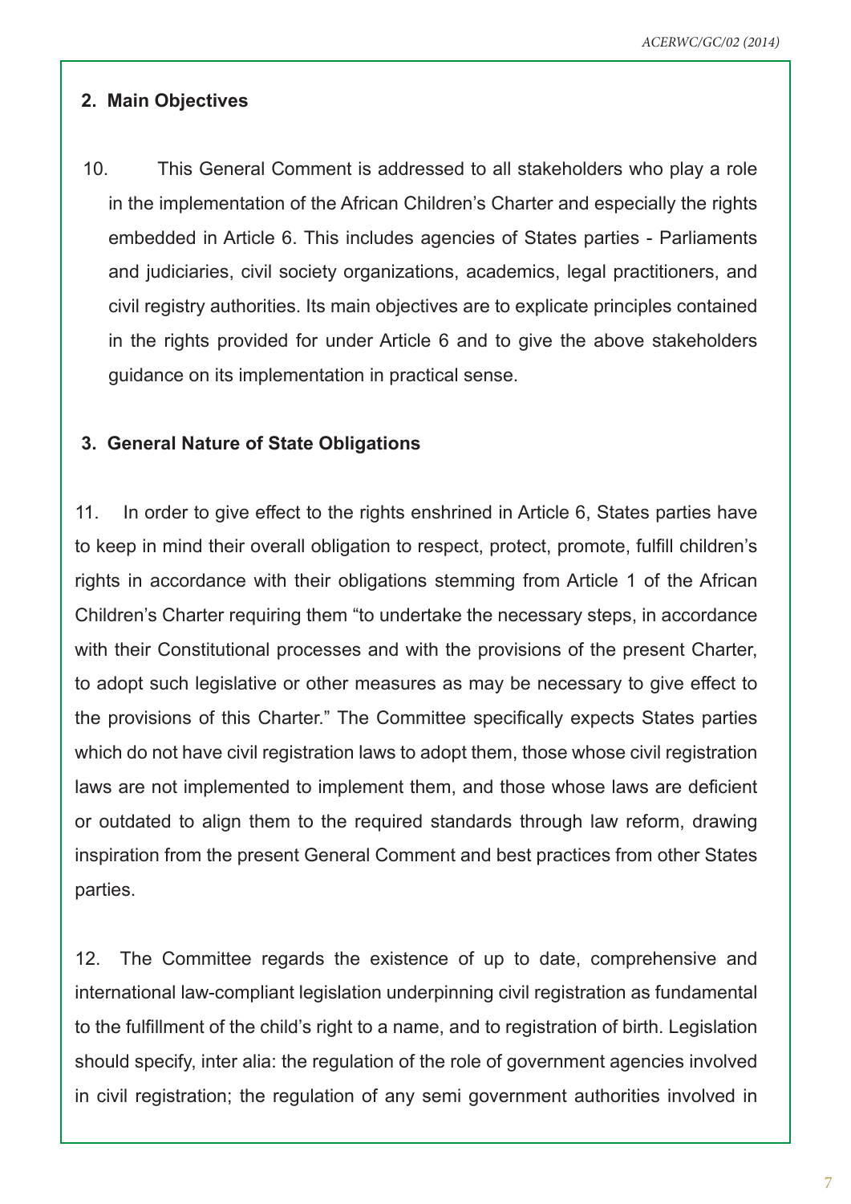## 2. Main Objectives

10. This General Comment is addressed to all stakeholders who play a role in the implementation of the African Children's Charter and especially the rights embedded in Article 6. This includes agencies of States parties - Parliaments and judiciaries, civil society organizations, academics, legal practitioners, and civil registry authorities. Its main objectives are to explicate principles contained in the rights provided for under Article 6 and to give the above stakeholders guidance on its implementation in practical sense.

## 3. General Nature of State Obligations

11. In order to give effect to the rights enshrined in Article 6, States parties have to keep in mind their overall obligation to respect, protect, promote, fulfill children's rights in accordance with their obligations stemming from Article 1 of the African Children's Charter requiring them "to undertake the necessary steps, in accordance with their Constitutional processes and with the provisions of the present Charter, to adopt such legislative or other measures as may be necessary to give effect to the provisions of this Charter." The Committee specifically expects States parties which do not have civil registration laws to adopt them, those whose civil registration laws are not implemented to implement them, and those whose laws are deficient or outdated to align them to the required standards through law reform, drawing inspiration from the present General Comment and best practices from other States parties.

12. The Committee regards the existence of up to date, comprehensive and international law-compliant legislation underpinning civil registration as fundamental to the fulfillment of the child's right to a name, and to registration of birth. Legislation should specify, inter alia: the regulation of the role of government agencies involved in civil registration; the regulation of any semi government authorities involved in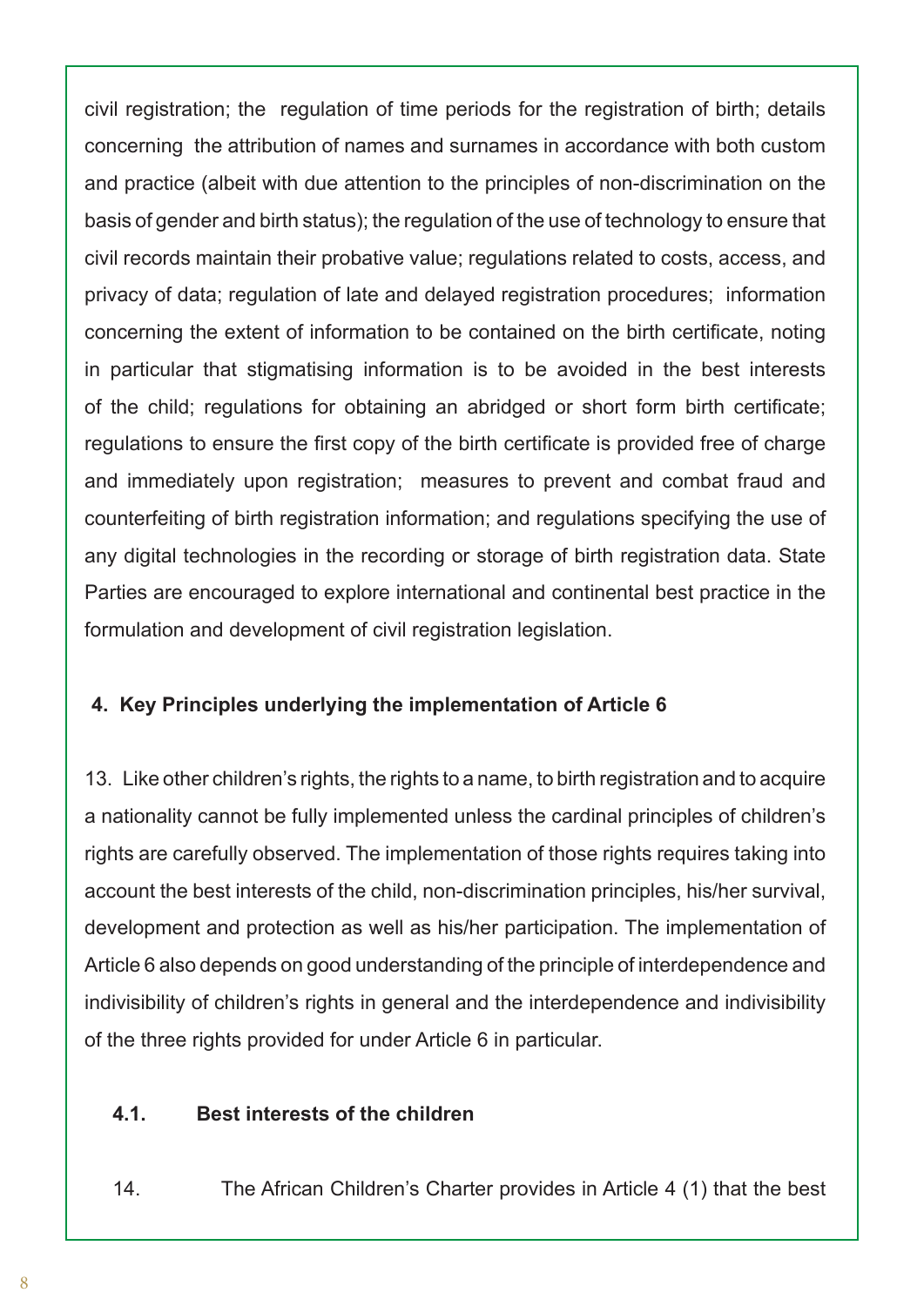civil registration; the regulation of time periods for the registration of birth; details concerning the attribution of names and surnames in accordance with both custom and practice (albeit with due attention to the principles of non-discrimination on the basis of gender and birth status); the regulation of the use of technology to ensure that civil records maintain their probative value; regulations related to costs, access, and privacy of data; regulation of late and delayed registration procedures; information concerning the extent of information to be contained on the birth certificate, noting in particular that stigmatising information is to be avoided in the best interests of the child; regulations for obtaining an abridged or short form birth certificate; regulations to ensure the first copy of the birth certificate is provided free of charge and immediately upon registration; measures to prevent and combat fraud and counterfeiting of birth registration information; and regulations specifying the use of any digital technologies in the recording or storage of birth registration data. State Parties are encouraged to explore international and continental best practice in the formulation and development of civil registration legislation.

## 4. Key Principles underlying the implementation of Article 6

13. Like other children's rights, the rights to a name, to birth registration and to acquire a nationality cannot be fully implemented unless the cardinal principles of children's rights are carefully observed. The implementation of those rights requires taking into account the best interests of the child, non-discrimination principles, his/her survival, development and protection as well as his/her participation. The implementation of Article 6 also depends on good understanding of the principle of interdependence and indivisibility of children's rights in general and the interdependence and indivisibility of the three rights provided for under Article 6 in particular.

### 4.1. Best interests of the children

14. The African Children's Charter provides in Article 4 (1) that the best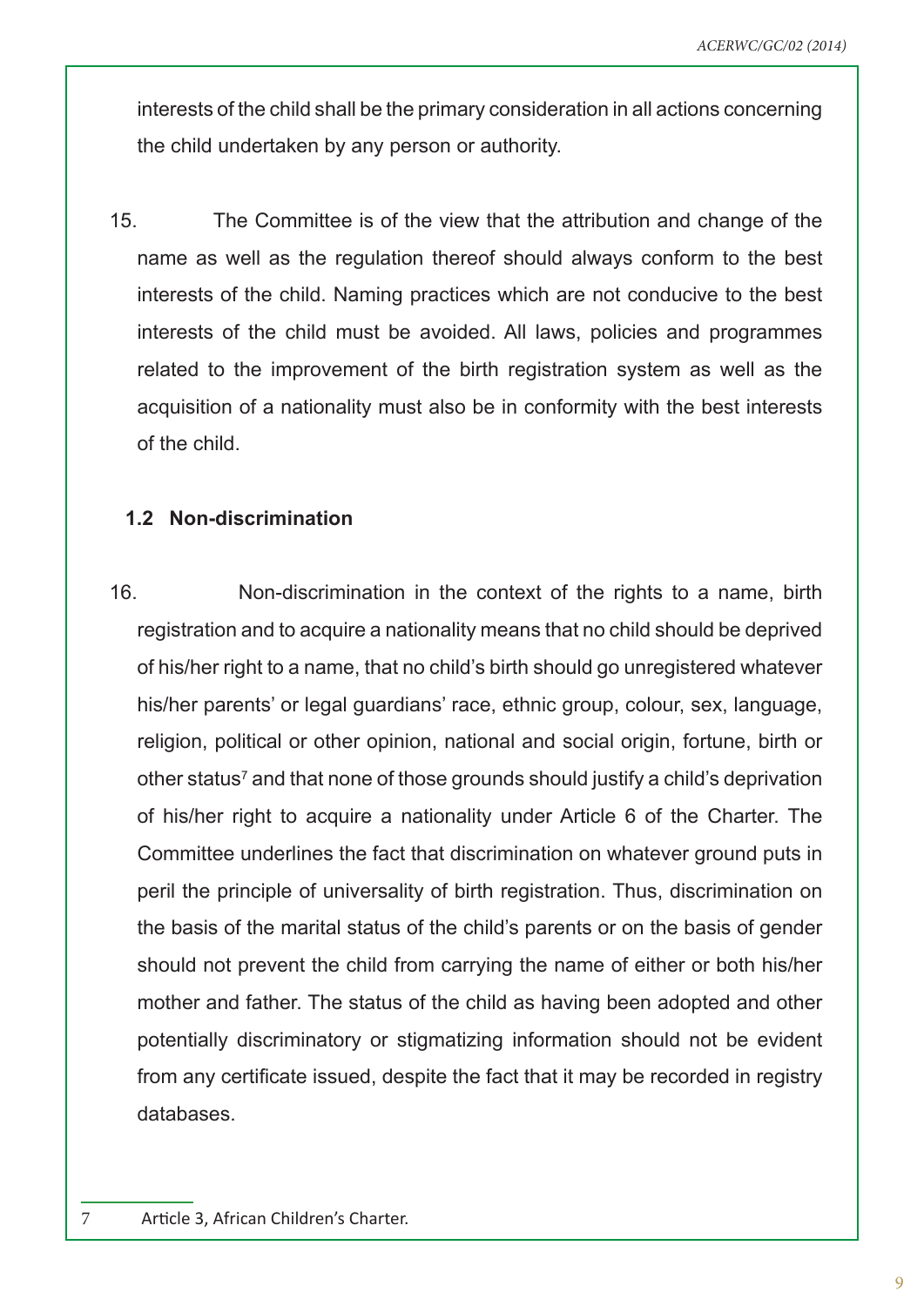interests of the child shall be the primary consideration in all actions concerning the child undertaken by any person or authority.

15. The Committee is of the view that the attribution and change of the name as well as the regulation thereof should always conform to the best interests of the child. Naming practices which are not conducive to the best interests of the child must be avoided. All laws, policies and programmes related to the improvement of the birth registration system as well as the acquisition of a nationality must also be in conformity with the best interests of the child.

### 1.2 Non-discrimination

16. Non-discrimination in the context of the rights to a name, birth registration and to acquire a nationality means that no child should be deprived of his/her right to a name, that no child's birth should go unregistered whatever his/her parents' or legal guardians' race, ethnic group, colour, sex, language, religion, political or other opinion, national and social origin, fortune, birth or other status[7] and that none of those grounds should justify a child's deprivation of his/her right to acquire a nationality under Article 6 of the Charter. The Committee underlines the fact that discrimination on whatever ground puts in peril the principle of universality of birth registration. Thus, discrimination on the basis of the marital status of the child's parents or on the basis of gender should not prevent the child from carrying the name of either or both his/her mother and father. The status of the child as having been adopted and other potentially discriminatory or stigmatizing information should not be evident from any certificate issued, despite the fact that it may be recorded in registry databases.

---

7 Article 3, African Children's Charter.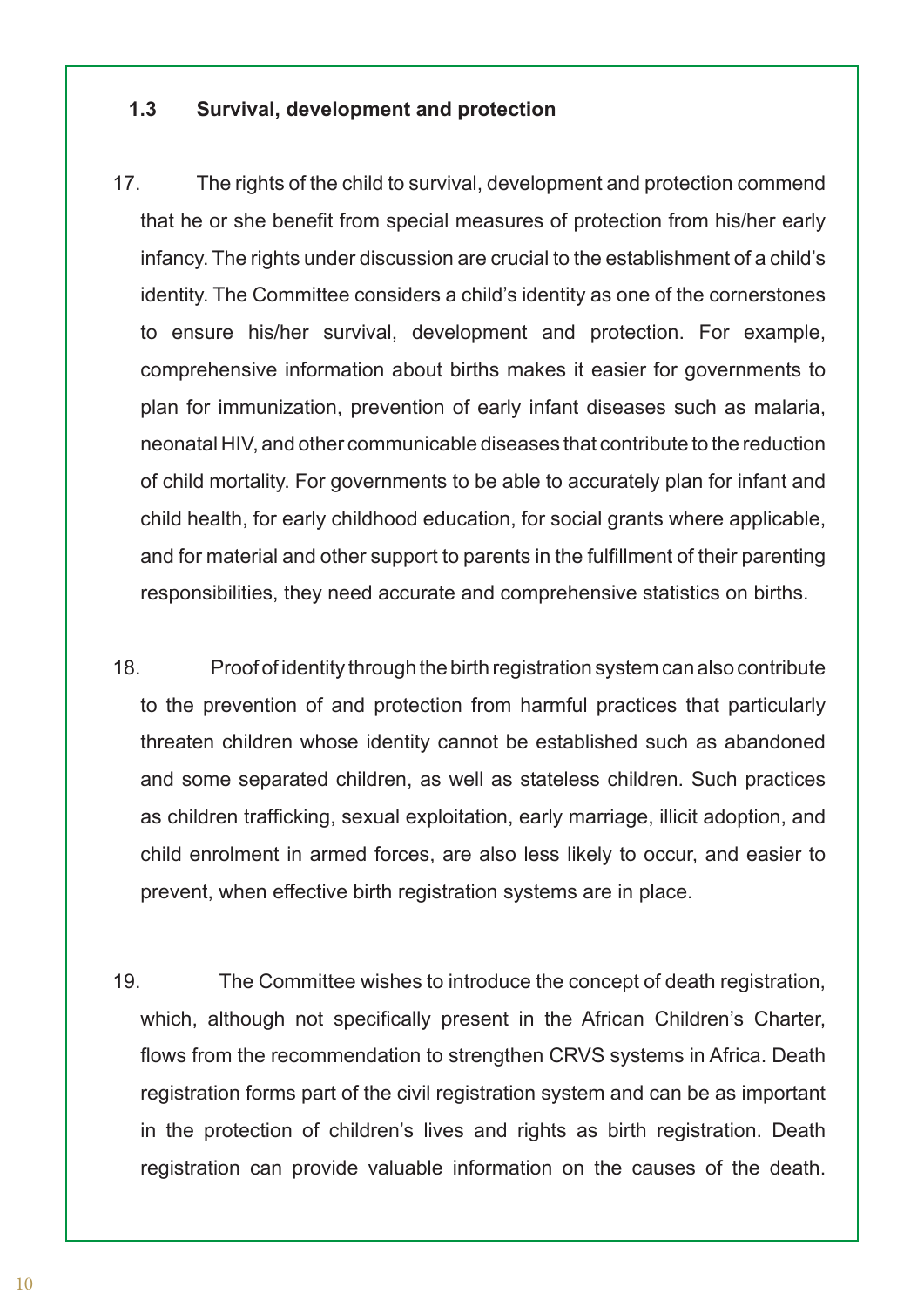### 1.3 Survival, development and protection

17. The rights of the child to survival, development and protection commend that he or she benefit from special measures of protection from his/her early infancy. The rights under discussion are crucial to the establishment of a child's identity. The Committee considers a child's identity as one of the cornerstones to ensure his/her survival, development and protection. For example, comprehensive information about births makes it easier for governments to plan for immunization, prevention of early infant diseases such as malaria, neonatal HIV, and other communicable diseases that contribute to the reduction of child mortality. For governments to be able to accurately plan for infant and child health, for early childhood education, for social grants where applicable, and for material and other support to parents in the fulfillment of their parenting responsibilities, they need accurate and comprehensive statistics on births.

18. Proof of identity through the birth registration system can also contribute to the prevention of and protection from harmful practices that particularly threaten children whose identity cannot be established such as abandoned and some separated children, as well as stateless children. Such practices as children trafficking, sexual exploitation, early marriage, illicit adoption, and child enrolment in armed forces, are also less likely to occur, and easier to prevent, when effective birth registration systems are in place.

19. The Committee wishes to introduce the concept of death registration, which, although not specifically present in the African Children's Charter, flows from the recommendation to strengthen CRVS systems in Africa. Death registration forms part of the civil registration system and can be as important in the protection of children's lives and rights as birth registration. Death registration can provide valuable information on the causes of the death.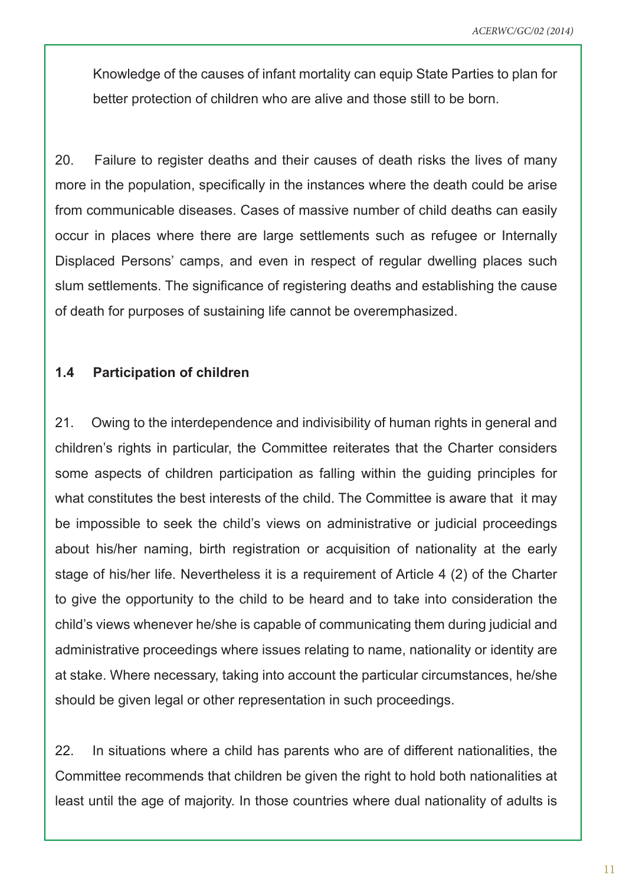Knowledge of the causes of infant mortality can equip State Parties to plan for better protection of children who are alive and those still to be born.

20. Failure to register deaths and their causes of death risks the lives of many more in the population, specifically in the instances where the death could be arise from communicable diseases. Cases of massive number of child deaths can easily occur in places where there are large settlements such as refugee or Internally Displaced Persons' camps, and even in respect of regular dwelling places such slum settlements. The significance of registering deaths and establishing the cause of death for purposes of sustaining life cannot be overemphasized.

### 1.4 Participation of children

21. Owing to the interdependence and indivisibility of human rights in general and children's rights in particular, the Committee reiterates that the Charter considers some aspects of children participation as falling within the guiding principles for what constitutes the best interests of the child. The Committee is aware that it may be impossible to seek the child's views on administrative or judicial proceedings about his/her naming, birth registration or acquisition of nationality at the early stage of his/her life. Nevertheless it is a requirement of Article 4 (2) of the Charter to give the opportunity to the child to be heard and to take into consideration the child's views whenever he/she is capable of communicating them during judicial and administrative proceedings where issues relating to name, nationality or identity are at stake. Where necessary, taking into account the particular circumstances, he/she should be given legal or other representation in such proceedings.

22. In situations where a child has parents who are of different nationalities, the Committee recommends that children be given the right to hold both nationalities at least until the age of majority. In those countries where dual nationality of adults is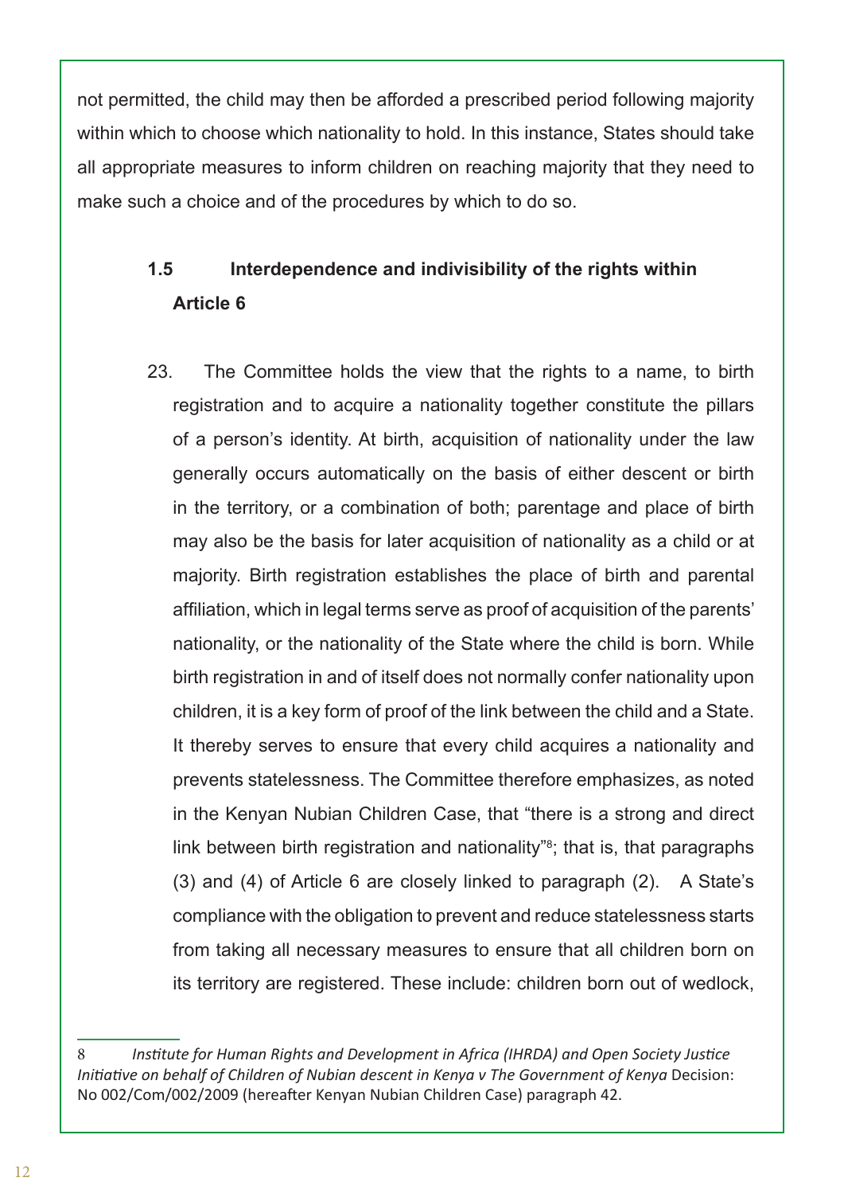not permitted, the child may then be afforded a prescribed period following majority within which to choose which nationality to hold. In this instance, States should take all appropriate measures to inform children on reaching majority that they need to make such a choice and of the procedures by which to do so.

### 1.5 Interdependence and indivisibility of the rights within Article 6

23. The Committee holds the view that the rights to a name, to birth registration and to acquire a nationality together constitute the pillars of a person's identity. At birth, acquisition of nationality under the law generally occurs automatically on the basis of either descent or birth in the territory, or a combination of both; parentage and place of birth may also be the basis for later acquisition of nationality as a child or at majority. Birth registration establishes the place of birth and parental affiliation, which in legal terms serve as proof of acquisition of the parents' nationality, or the nationality of the State where the child is born. While birth registration in and of itself does not normally confer nationality upon children, it is a key form of proof of the link between the child and a State. It thereby serves to ensure that every child acquires a nationality and prevents statelessness. The Committee therefore emphasizes, as noted in the Kenyan Nubian Children Case, that "there is a strong and direct link between birth registration and nationality"[8]; that is, that paragraphs (3) and (4) of Article 6 are closely linked to paragraph (2). A State's compliance with the obligation to prevent and reduce statelessness starts from taking all necessary measures to ensure that all children born on its territory are registered. These include: children born out of wedlock,

---

8 *Institute for Human Rights and Development in Africa (IHRDA) and Open Society Justice Initiative on behalf of Children of Nubian descent in Kenya v The Government of Kenya* Decision: No 002/Com/002/2009 (hereafter Kenyan Nubian Children Case) paragraph 42.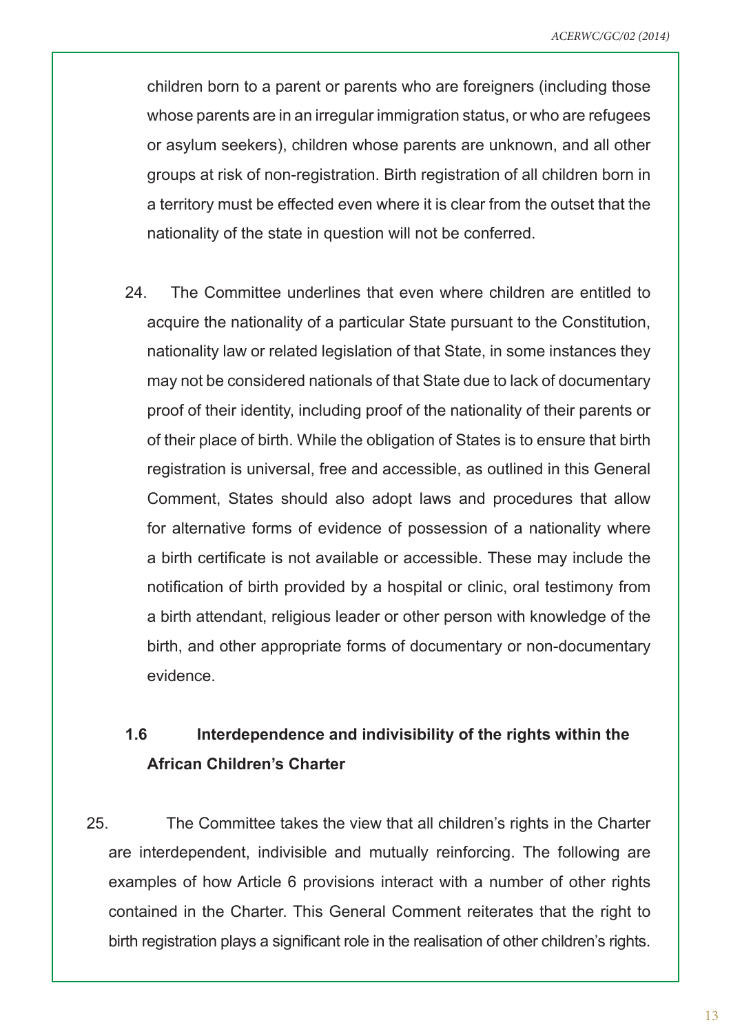children born to a parent or parents who are foreigners (including those whose parents are in an irregular immigration status, or who are refugees or asylum seekers), children whose parents are unknown, and all other groups at risk of non-registration. Birth registration of all children born in a territory must be effected even where it is clear from the outset that the nationality of the state in question will not be conferred.

24. The Committee underlines that even where children are entitled to acquire the nationality of a particular State pursuant to the Constitution, nationality law or related legislation of that State, in some instances they may not be considered nationals of that State due to lack of documentary proof of their identity, including proof of the nationality of their parents or of their place of birth. While the obligation of States is to ensure that birth registration is universal, free and accessible, as outlined in this General Comment, States should also adopt laws and procedures that allow for alternative forms of evidence of possession of a nationality where a birth certificate is not available or accessible. These may include the notification of birth provided by a hospital or clinic, oral testimony from a birth attendant, religious leader or other person with knowledge of the birth, and other appropriate forms of documentary or non-documentary evidence.

### 1.6 Interdependence and indivisibility of the rights within the African Children's Charter

25. The Committee takes the view that all children's rights in the Charter are interdependent, indivisible and mutually reinforcing. The following are examples of how Article 6 provisions interact with a number of other rights contained in the Charter. This General Comment reiterates that the right to birth registration plays a significant role in the realisation of other children's rights.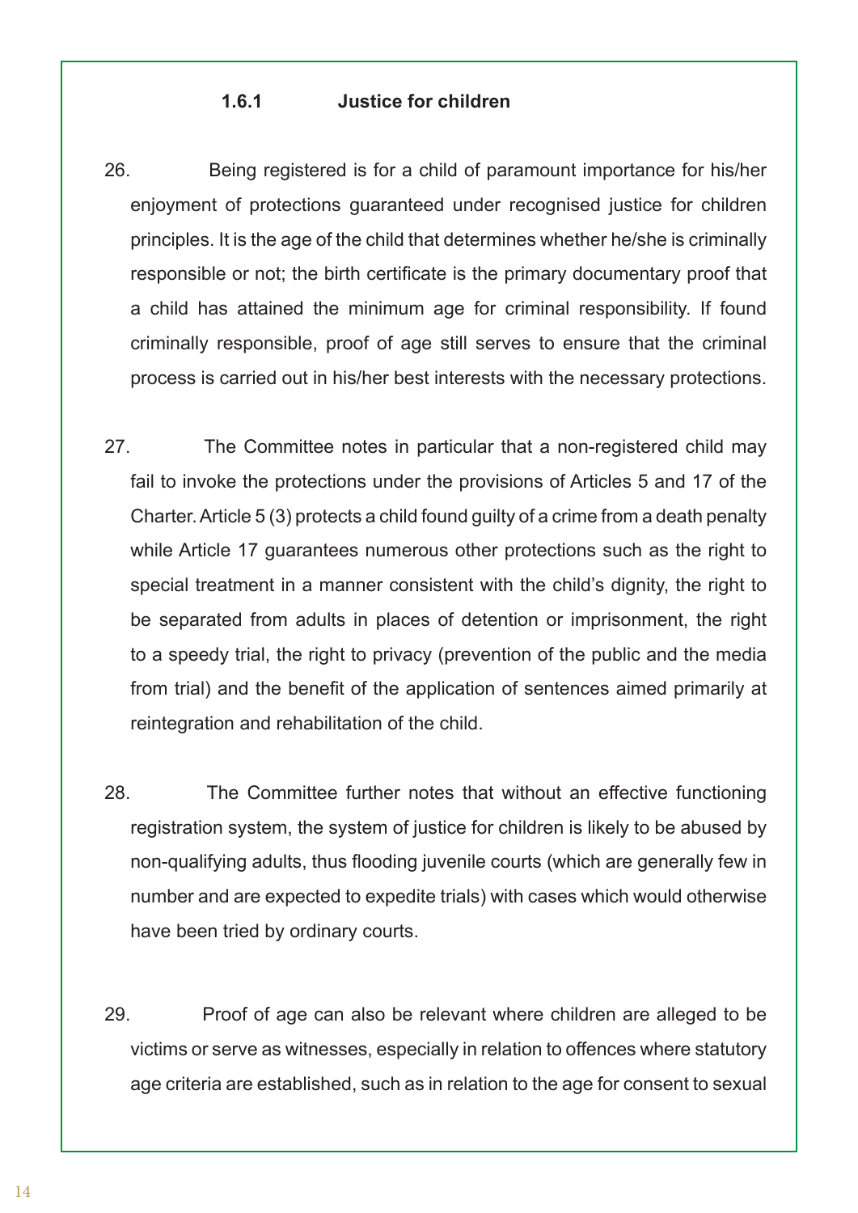### 1.6.1 Justice for children

26. Being registered is for a child of paramount importance for his/her enjoyment of protections guaranteed under recognised justice for children principles. It is the age of the child that determines whether he/she is criminally responsible or not; the birth certificate is the primary documentary proof that a child has attained the minimum age for criminal responsibility. If found criminally responsible, proof of age still serves to ensure that the criminal process is carried out in his/her best interests with the necessary protections.

27. The Committee notes in particular that a non-registered child may fail to invoke the protections under the provisions of Articles 5 and 17 of the Charter. Article 5 (3) protects a child found guilty of a crime from a death penalty while Article 17 guarantees numerous other protections such as the right to special treatment in a manner consistent with the child's dignity, the right to be separated from adults in places of detention or imprisonment, the right to a speedy trial, the right to privacy (prevention of the public and the media from trial) and the benefit of the application of sentences aimed primarily at reintegration and rehabilitation of the child.

28. The Committee further notes that without an effective functioning registration system, the system of justice for children is likely to be abused by non-qualifying adults, thus flooding juvenile courts (which are generally few in number and are expected to expedite trials) with cases which would otherwise have been tried by ordinary courts.

29. Proof of age can also be relevant where children are alleged to be victims or serve as witnesses, especially in relation to offences where statutory age criteria are established, such as in relation to the age for consent to sexual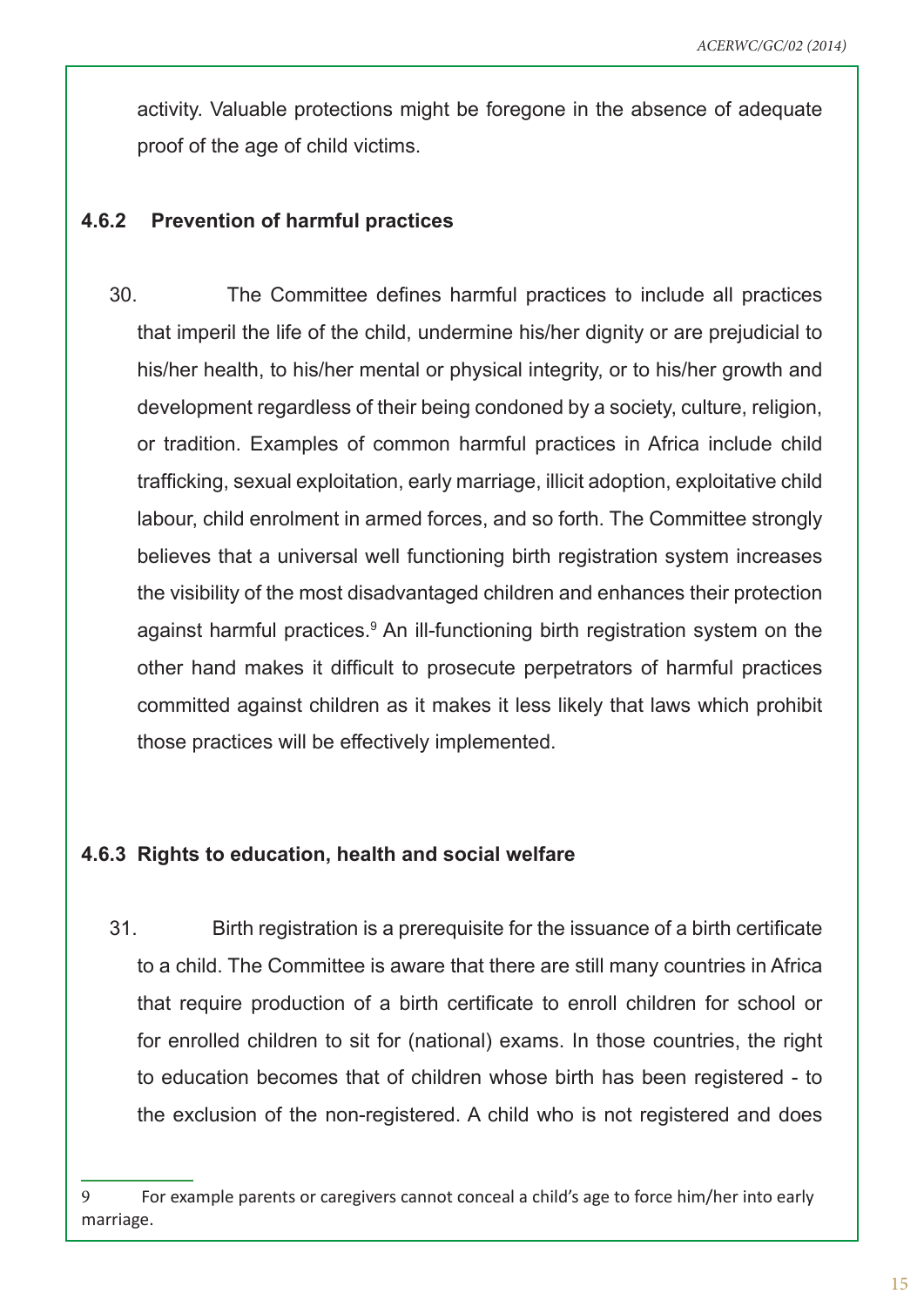activity. Valuable protections might be foregone in the absence of adequate proof of the age of child victims.

### 4.6.2 Prevention of harmful practices

30. The Committee defines harmful practices to include all practices that imperil the life of the child, undermine his/her dignity or are prejudicial to his/her health, to his/her mental or physical integrity, or to his/her growth and development regardless of their being condoned by a society, culture, religion, or tradition. Examples of common harmful practices in Africa include child trafficking, sexual exploitation, early marriage, illicit adoption, exploitative child labour, child enrolment in armed forces, and so forth. The Committee strongly believes that a universal well functioning birth registration system increases the visibility of the most disadvantaged children and enhances their protection against harmful practices.[9] An ill-functioning birth registration system on the other hand makes it difficult to prosecute perpetrators of harmful practices committed against children as it makes it less likely that laws which prohibit those practices will be effectively implemented.

### 4.6.3 Rights to education, health and social welfare

31. Birth registration is a prerequisite for the issuance of a birth certificate to a child. The Committee is aware that there are still many countries in Africa that require production of a birth certificate to enroll children for school or for enrolled children to sit for (national) exams. In those countries, the right to education becomes that of children whose birth has been registered - to the exclusion of the non-registered. A child who is not registered and does

---

9 For example parents or caregivers cannot conceal a child's age to force him/her into early marriage.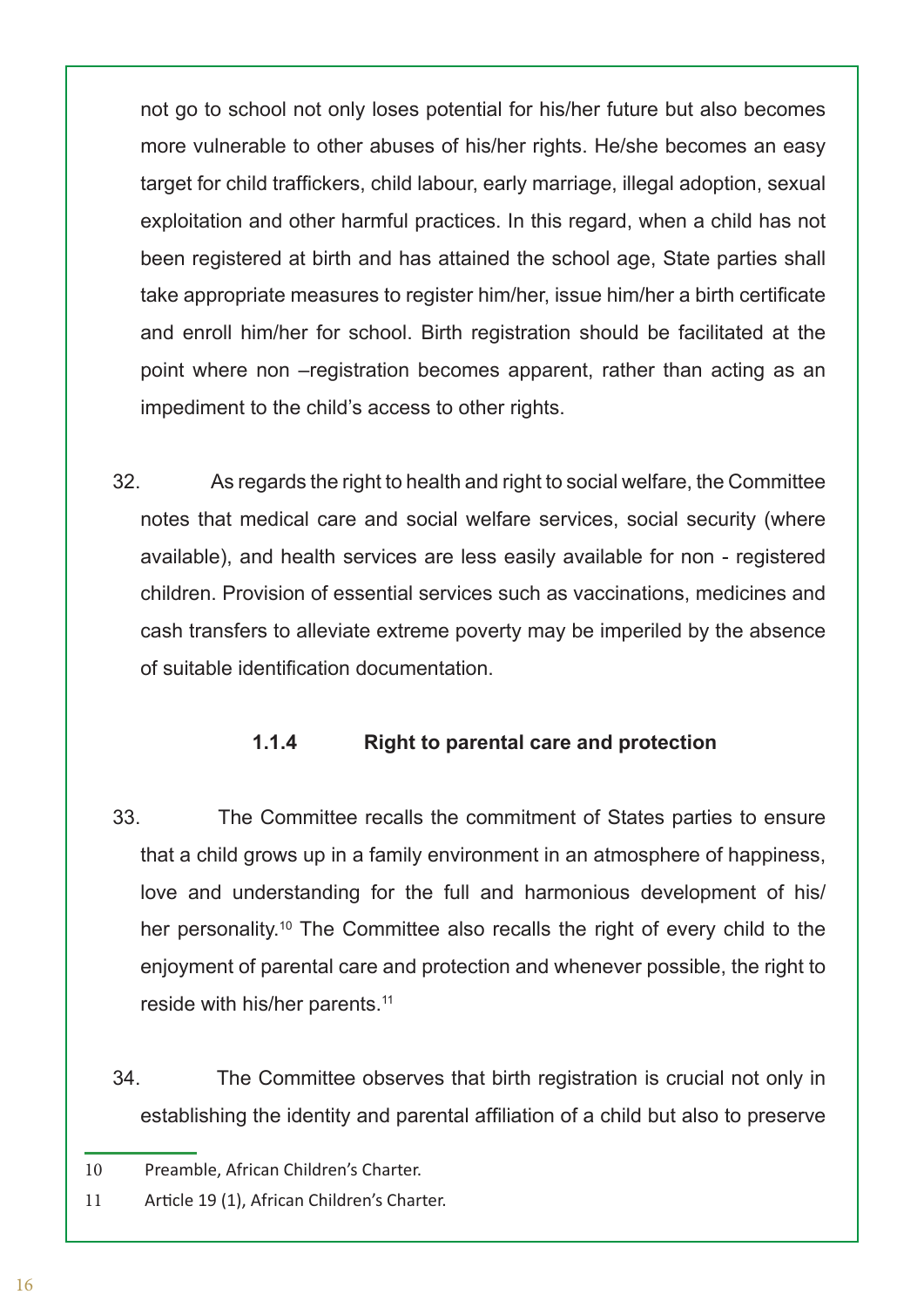not go to school not only loses potential for his/her future but also becomes more vulnerable to other abuses of his/her rights. He/she becomes an easy target for child traffickers, child labour, early marriage, illegal adoption, sexual exploitation and other harmful practices. In this regard, when a child has not been registered at birth and has attained the school age, State parties shall take appropriate measures to register him/her, issue him/her a birth certificate and enroll him/her for school. Birth registration should be facilitated at the point where non –registration becomes apparent, rather than acting as an impediment to the child's access to other rights.

32. As regards the right to health and right to social welfare, the Committee notes that medical care and social welfare services, social security (where available), and health services are less easily available for non - registered children. Provision of essential services such as vaccinations, medicines and cash transfers to alleviate extreme poverty may be imperiled by the absence of suitable identification documentation.

#### 1.1.4 Right to parental care and protection

33. The Committee recalls the commitment of States parties to ensure that a child grows up in a family environment in an atmosphere of happiness, love and understanding for the full and harmonious development of his/her personality.[10] The Committee also recalls the right of every child to the enjoyment of parental care and protection and whenever possible, the right to reside with his/her parents.[11]

34. The Committee observes that birth registration is crucial not only in establishing the identity and parental affiliation of a child but also to preserve

---

10 Preamble, African Children's Charter.

11 Article 19 (1), African Children's Charter.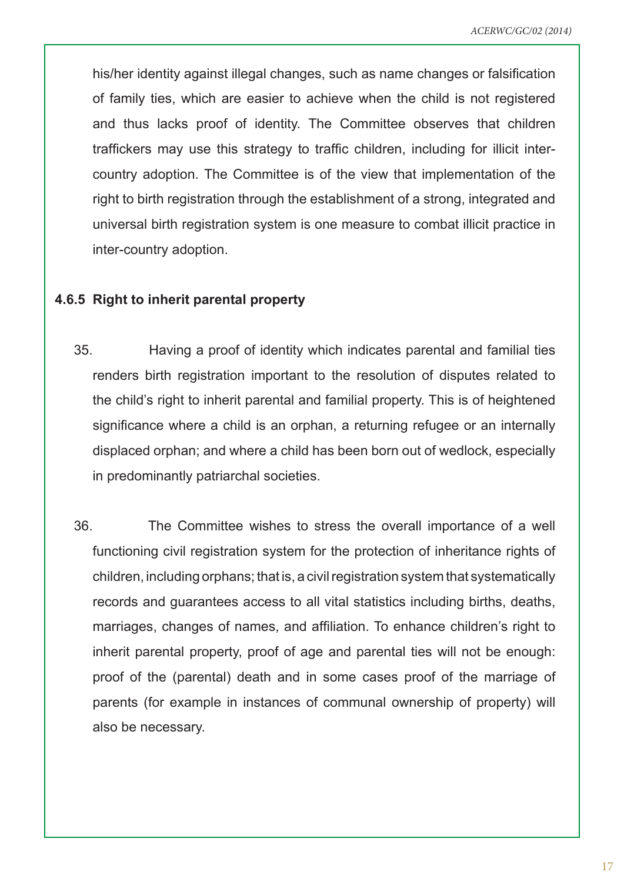his/her identity against illegal changes, such as name changes or falsification of family ties, which are easier to achieve when the child is not registered and thus lacks proof of identity. The Committee observes that children traffickers may use this strategy to traffic children, including for illicit inter-country adoption. The Committee is of the view that implementation of the right to birth registration through the establishment of a strong, integrated and universal birth registration system is one measure to combat illicit practice in inter-country adoption.

### 4.6.5 Right to inherit parental property

35. Having a proof of identity which indicates parental and familial ties renders birth registration important to the resolution of disputes related to the child's right to inherit parental and familial property. This is of heightened significance where a child is an orphan, a returning refugee or an internally displaced orphan; and where a child has been born out of wedlock, especially in predominantly patriarchal societies.

36. The Committee wishes to stress the overall importance of a well functioning civil registration system for the protection of inheritance rights of children, including orphans; that is, a civil registration system that systematically records and guarantees access to all vital statistics including births, deaths, marriages, changes of names, and affiliation. To enhance children's right to inherit parental property, proof of age and parental ties will not be enough: proof of the (parental) death and in some cases proof of the marriage of parents (for example in instances of communal ownership of property) will also be necessary.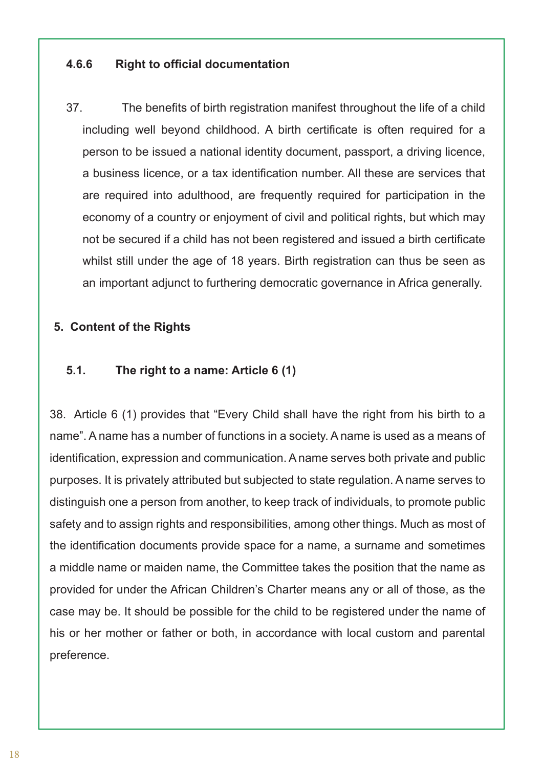#### 4.6.6 Right to official documentation

37. The benefits of birth registration manifest throughout the life of a child including well beyond childhood. A birth certificate is often required for a person to be issued a national identity document, passport, a driving licence, a business licence, or a tax identification number. All these are services that are required into adulthood, are frequently required for participation in the economy of a country or enjoyment of civil and political rights, but which may not be secured if a child has not been registered and issued a birth certificate whilst still under the age of 18 years. Birth registration can thus be seen as an important adjunct to furthering democratic governance in Africa generally.

## 5. Content of the Rights

### 5.1. The right to a name: Article 6 (1)

38. Article 6 (1) provides that “Every Child shall have the right from his birth to a name”. A name has a number of functions in a society. A name is used as a means of identification, expression and communication. A name serves both private and public purposes. It is privately attributed but subjected to state regulation. A name serves to distinguish one a person from another, to keep track of individuals, to promote public safety and to assign rights and responsibilities, among other things. Much as most of the identification documents provide space for a name, a surname and sometimes a middle name or maiden name, the Committee takes the position that the name as provided for under the African Children’s Charter means any or all of those, as the case may be. It should be possible for the child to be registered under the name of his or her mother or father or both, in accordance with local custom and parental preference.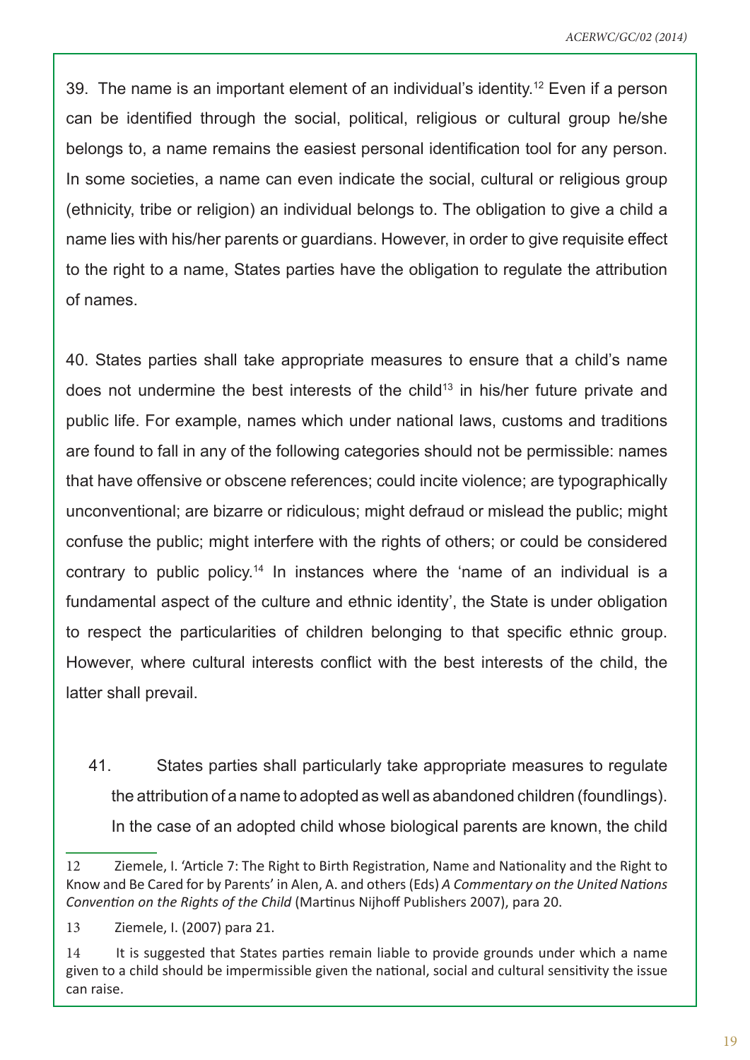39. The name is an important element of an individual's identity.[12] Even if a person can be identified through the social, political, religious or cultural group he/she belongs to, a name remains the easiest personal identification tool for any person. In some societies, a name can even indicate the social, cultural or religious group (ethnicity, tribe or religion) an individual belongs to. The obligation to give a child a name lies with his/her parents or guardians. However, in order to give requisite effect to the right to a name, States parties have the obligation to regulate the attribution of names.

40. States parties shall take appropriate measures to ensure that a child's name does not undermine the best interests of the child[13] in his/her future private and public life. For example, names which under national laws, customs and traditions are found to fall in any of the following categories should not be permissible: names that have offensive or obscene references; could incite violence; are typographically unconventional; are bizarre or ridiculous; might defraud or mislead the public; might confuse the public; might interfere with the rights of others; or could be considered contrary to public policy.[14] In instances where the 'name of an individual is a fundamental aspect of the culture and ethnic identity', the State is under obligation to respect the particularities of children belonging to that specific ethnic group. However, where cultural interests conflict with the best interests of the child, the latter shall prevail.

41. States parties shall particularly take appropriate measures to regulate the attribution of a name to adopted as well as abandoned children (foundlings). In the case of an adopted child whose biological parents are known, the child

---

12 Ziemele, I. 'Article 7: The Right to Birth Registration, Name and Nationality and the Right to Know and Be Cared for by Parents' in Alen, A. and others (Eds) *A Commentary on the United Nations Convention on the Rights of the Child* (Martinus Nijhoff Publishers 2007), para 20.

13 Ziemele, I. (2007) para 21.

14 It is suggested that States parties remain liable to provide grounds under which a name given to a child should be impermissible given the national, social and cultural sensitivity the issue can raise.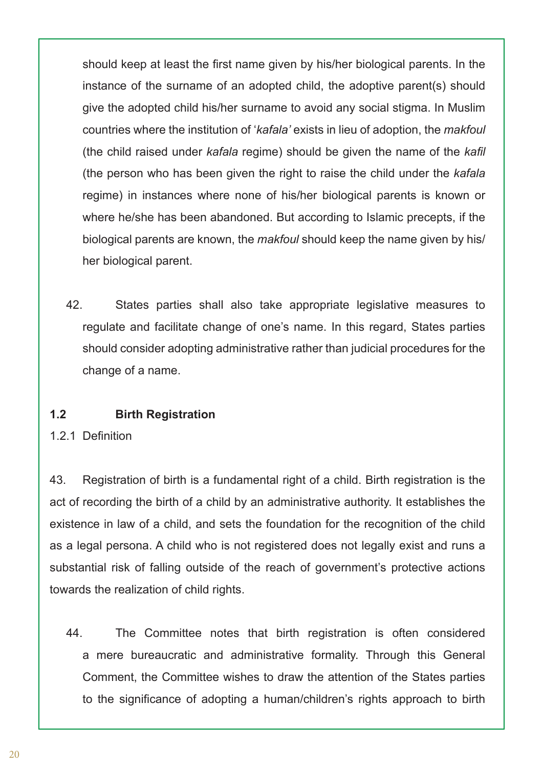should keep at least the first name given by his/her biological parents. In the instance of the surname of an adopted child, the adoptive parent(s) should give the adopted child his/her surname to avoid any social stigma. In Muslim countries where the institution of '*kafala'* exists in lieu of adoption, the *makfoul* (the child raised under *kafala* regime) should be given the name of the *kafil* (the person who has been given the right to raise the child under the *kafala* regime) in instances where none of his/her biological parents is known or where he/she has been abandoned. But according to Islamic precepts, if the biological parents are known, the *makfoul* should keep the name given by his/her biological parent.

42. States parties shall also take appropriate legislative measures to regulate and facilitate change of one's name. In this regard, States parties should consider adopting administrative rather than judicial procedures for the change of a name.

### 1.2 Birth Registration

1.2.1 Definition

43. Registration of birth is a fundamental right of a child. Birth registration is the act of recording the birth of a child by an administrative authority. It establishes the existence in law of a child, and sets the foundation for the recognition of the child as a legal persona. A child who is not registered does not legally exist and runs a substantial risk of falling outside of the reach of government's protective actions towards the realization of child rights.

44. The Committee notes that birth registration is often considered a mere bureaucratic and administrative formality. Through this General Comment, the Committee wishes to draw the attention of the States parties to the significance of adopting a human/children's rights approach to birth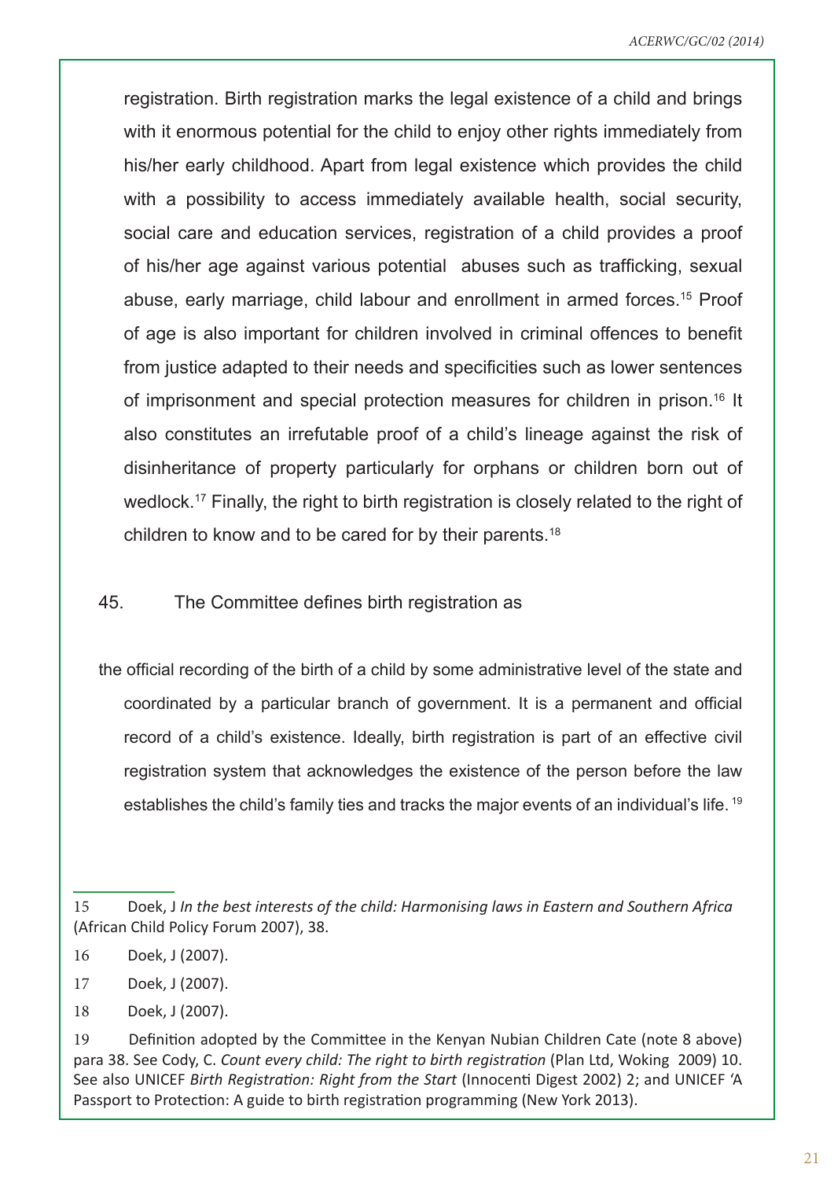registration. Birth registration marks the legal existence of a child and brings with it enormous potential for the child to enjoy other rights immediately from his/her early childhood. Apart from legal existence which provides the child with a possibility to access immediately available health, social security, social care and education services, registration of a child provides a proof of his/her age against various potential abuses such as trafficking, sexual abuse, early marriage, child labour and enrollment in armed forces.[15] Proof of age is also important for children involved in criminal offences to benefit from justice adapted to their needs and specificities such as lower sentences of imprisonment and special protection measures for children in prison.[16] It also constitutes an irrefutable proof of a child's lineage against the risk of disinheritance of property particularly for orphans or children born out of wedlock.[17] Finally, the right to birth registration is closely related to the right of children to know and to be cared for by their parents.[18]

45. The Committee defines birth registration as

the official recording of the birth of a child by some administrative level of the state and coordinated by a particular branch of government. It is a permanent and official record of a child's existence. Ideally, birth registration is part of an effective civil registration system that acknowledges the existence of the person before the law establishes the child's family ties and tracks the major events of an individual's life. [19]

---

15 Doek, J *In the best interests of the child: Harmonising laws in Eastern and Southern Africa* (African Child Policy Forum 2007), 38.

16 Doek, J (2007).

17 Doek, J (2007).

18 Doek, J (2007).

19 Definition adopted by the Committee in the Kenyan Nubian Children Cate (note 8 above) para 38. See Cody, C. *Count every child: The right to birth registration* (Plan Ltd, Woking 2009) 10. See also UNICEF *Birth Registration: Right from the Start* (Innocenti Digest 2002) 2; and UNICEF 'A Passport to Protection: A guide to birth registration programming (New York 2013).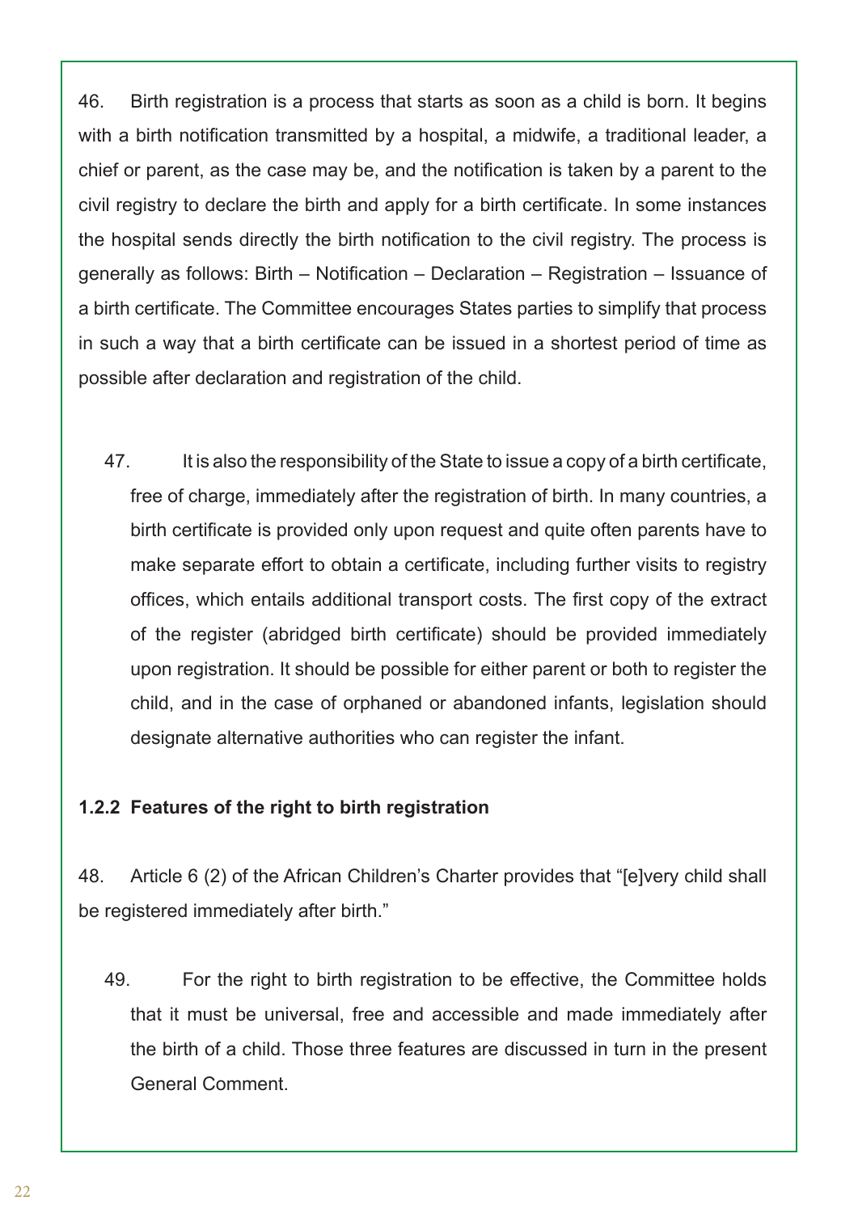46. Birth registration is a process that starts as soon as a child is born. It begins with a birth notification transmitted by a hospital, a midwife, a traditional leader, a chief or parent, as the case may be, and the notification is taken by a parent to the civil registry to declare the birth and apply for a birth certificate. In some instances the hospital sends directly the birth notification to the civil registry. The process is generally as follows: Birth – Notification – Declaration – Registration – Issuance of a birth certificate. The Committee encourages States parties to simplify that process in such a way that a birth certificate can be issued in a shortest period of time as possible after declaration and registration of the child.

47. It is also the responsibility of the State to issue a copy of a birth certificate, free of charge, immediately after the registration of birth. In many countries, a birth certificate is provided only upon request and quite often parents have to make separate effort to obtain a certificate, including further visits to registry offices, which entails additional transport costs. The first copy of the extract of the register (abridged birth certificate) should be provided immediately upon registration. It should be possible for either parent or both to register the child, and in the case of orphaned or abandoned infants, legislation should designate alternative authorities who can register the infant.

### 1.2.2 Features of the right to birth registration

48. Article 6 (2) of the African Children's Charter provides that "[e]very child shall be registered immediately after birth."

49. For the right to birth registration to be effective, the Committee holds that it must be universal, free and accessible and made immediately after the birth of a child. Those three features are discussed in turn in the present General Comment.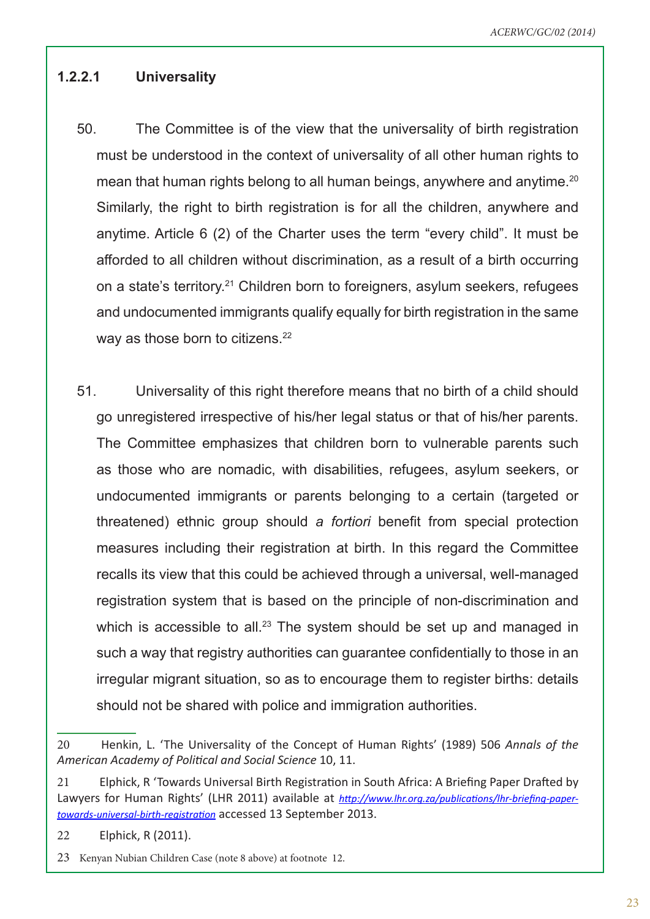#### 1.2.2.1 Universality

50. The Committee is of the view that the universality of birth registration must be understood in the context of universality of all other human rights to mean that human rights belong to all human beings, anywhere and anytime.[20] Similarly, the right to birth registration is for all the children, anywhere and anytime. Article 6 (2) of the Charter uses the term "every child". It must be afforded to all children without discrimination, as a result of a birth occurring on a state's territory.[21] Children born to foreigners, asylum seekers, refugees and undocumented immigrants qualify equally for birth registration in the same way as those born to citizens.[22]

51. Universality of this right therefore means that no birth of a child should go unregistered irrespective of his/her legal status or that of his/her parents. The Committee emphasizes that children born to vulnerable parents such as those who are nomadic, with disabilities, refugees, asylum seekers, or undocumented immigrants or parents belonging to a certain (targeted or threatened) ethnic group should *a fortiori* benefit from special protection measures including their registration at birth. In this regard the Committee recalls its view that this could be achieved through a universal, well-managed registration system that is based on the principle of non-discrimination and which is accessible to all.[23] The system should be set up and managed in such a way that registry authorities can guarantee confidentially to those in an irregular migrant situation, so as to encourage them to register births: details should not be shared with police and immigration authorities.

---

20 Henkin, L. 'The Universality of the Concept of Human Rights' (1989) 506 *Annals of the American Academy of Political and Social Science* 10, 11.

21 Elphick, R 'Towards Universal Birth Registration in South Africa: A Briefing Paper Drafted by Lawyers for Human Rights' (LHR 2011) available at *http://www.lhr.org.za/publications/lhr-briefing-paper-towards-universal-birth-registration* accessed 13 September 2013.

22 Elphick, R (2011).

23 Kenyan Nubian Children Case (note 8 above) at footnote 12.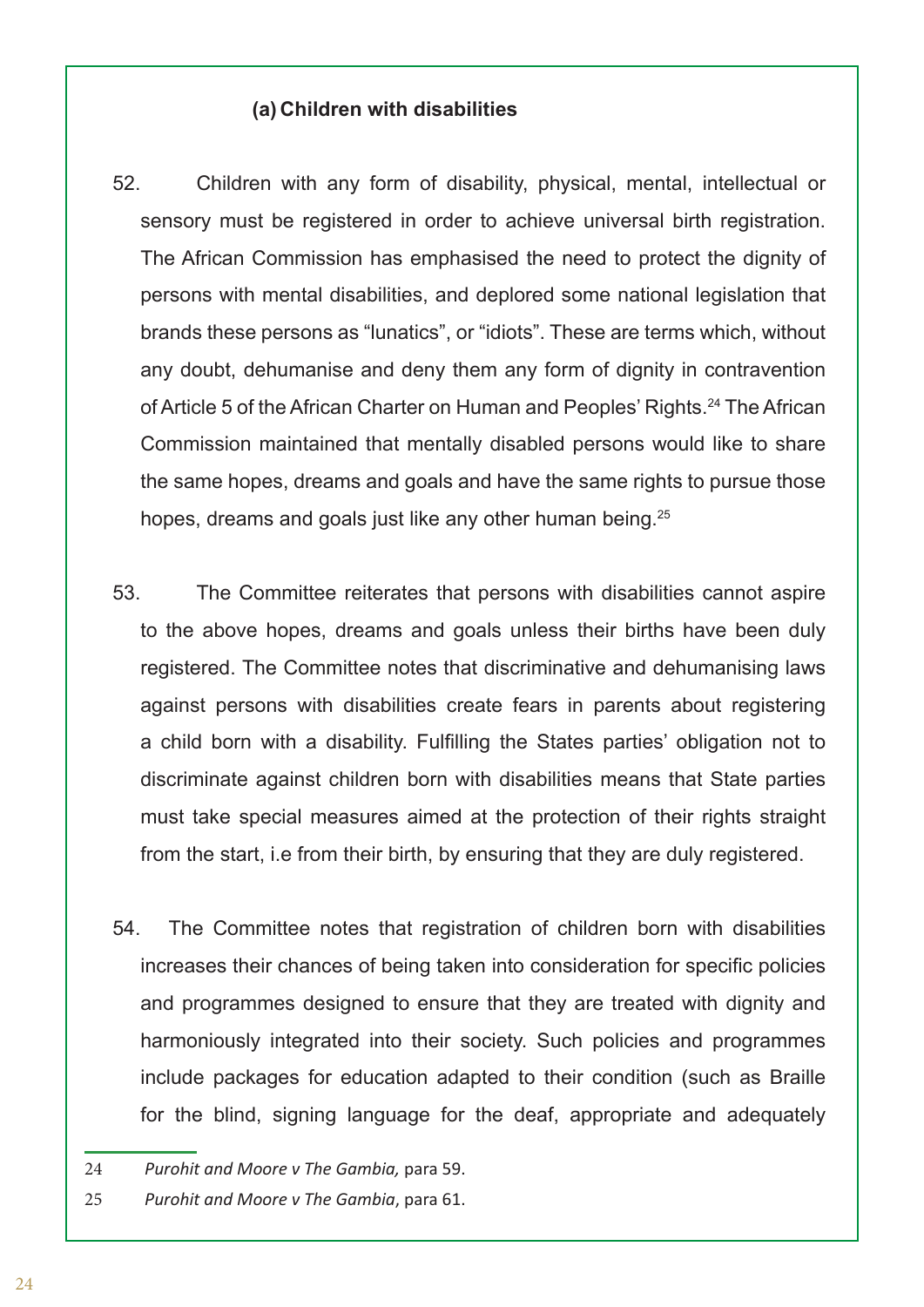### (a) Children with disabilities

52. Children with any form of disability, physical, mental, intellectual or sensory must be registered in order to achieve universal birth registration. The African Commission has emphasised the need to protect the dignity of persons with mental disabilities, and deplored some national legislation that brands these persons as "lunatics", or "idiots". These are terms which, without any doubt, dehumanise and deny them any form of dignity in contravention of Article 5 of the African Charter on Human and Peoples' Rights.[24] The African Commission maintained that mentally disabled persons would like to share the same hopes, dreams and goals and have the same rights to pursue those hopes, dreams and goals just like any other human being.[25]

53. The Committee reiterates that persons with disabilities cannot aspire to the above hopes, dreams and goals unless their births have been duly registered. The Committee notes that discriminative and dehumanising laws against persons with disabilities create fears in parents about registering a child born with a disability. Fulfilling the States parties' obligation not to discriminate against children born with disabilities means that State parties must take special measures aimed at the protection of their rights straight from the start, i.e from their birth, by ensuring that they are duly registered.

54. The Committee notes that registration of children born with disabilities increases their chances of being taken into consideration for specific policies and programmes designed to ensure that they are treated with dignity and harmoniously integrated into their society. Such policies and programmes include packages for education adapted to their condition (such as Braille for the blind, signing language for the deaf, appropriate and adequately

---

24 *Purohit and Moore v The Gambia,* para 59.

25 *Purohit and Moore v The Gambia*, para 61.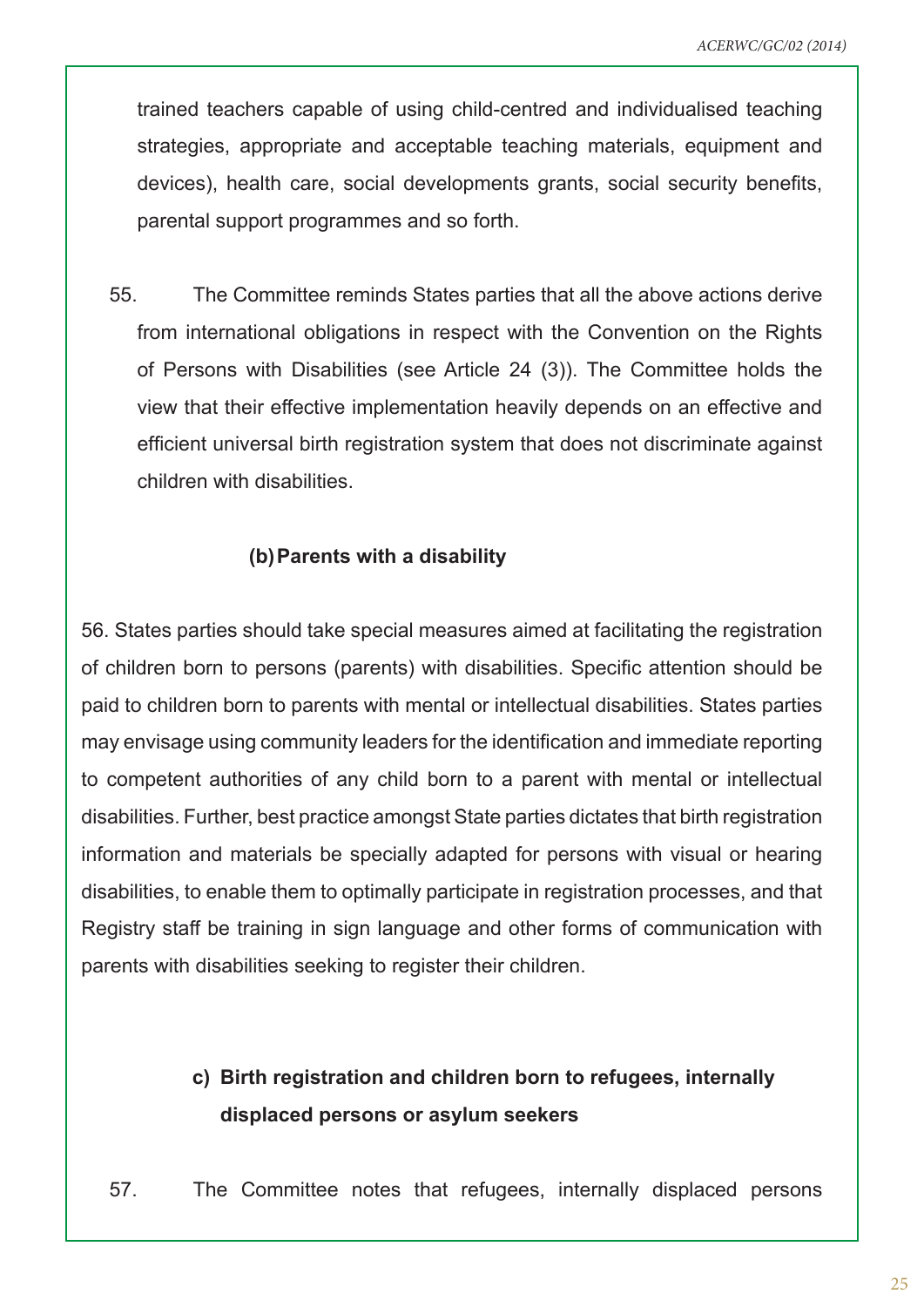trained teachers capable of using child-centred and individualised teaching strategies, appropriate and acceptable teaching materials, equipment and devices), health care, social developments grants, social security benefits, parental support programmes and so forth.

55. The Committee reminds States parties that all the above actions derive from international obligations in respect with the Convention on the Rights of Persons with Disabilities (see Article 24 (3)). The Committee holds the view that their effective implementation heavily depends on an effective and efficient universal birth registration system that does not discriminate against children with disabilities.

### (b) Parents with a disability

56. States parties should take special measures aimed at facilitating the registration of children born to persons (parents) with disabilities. Specific attention should be paid to children born to parents with mental or intellectual disabilities. States parties may envisage using community leaders for the identification and immediate reporting to competent authorities of any child born to a parent with mental or intellectual disabilities. Further, best practice amongst State parties dictates that birth registration information and materials be specially adapted for persons with visual or hearing disabilities, to enable them to optimally participate in registration processes, and that Registry staff be training in sign language and other forms of communication with parents with disabilities seeking to register their children.

### c) Birth registration and children born to refugees, internally displaced persons or asylum seekers

57. The Committee notes that refugees, internally displaced persons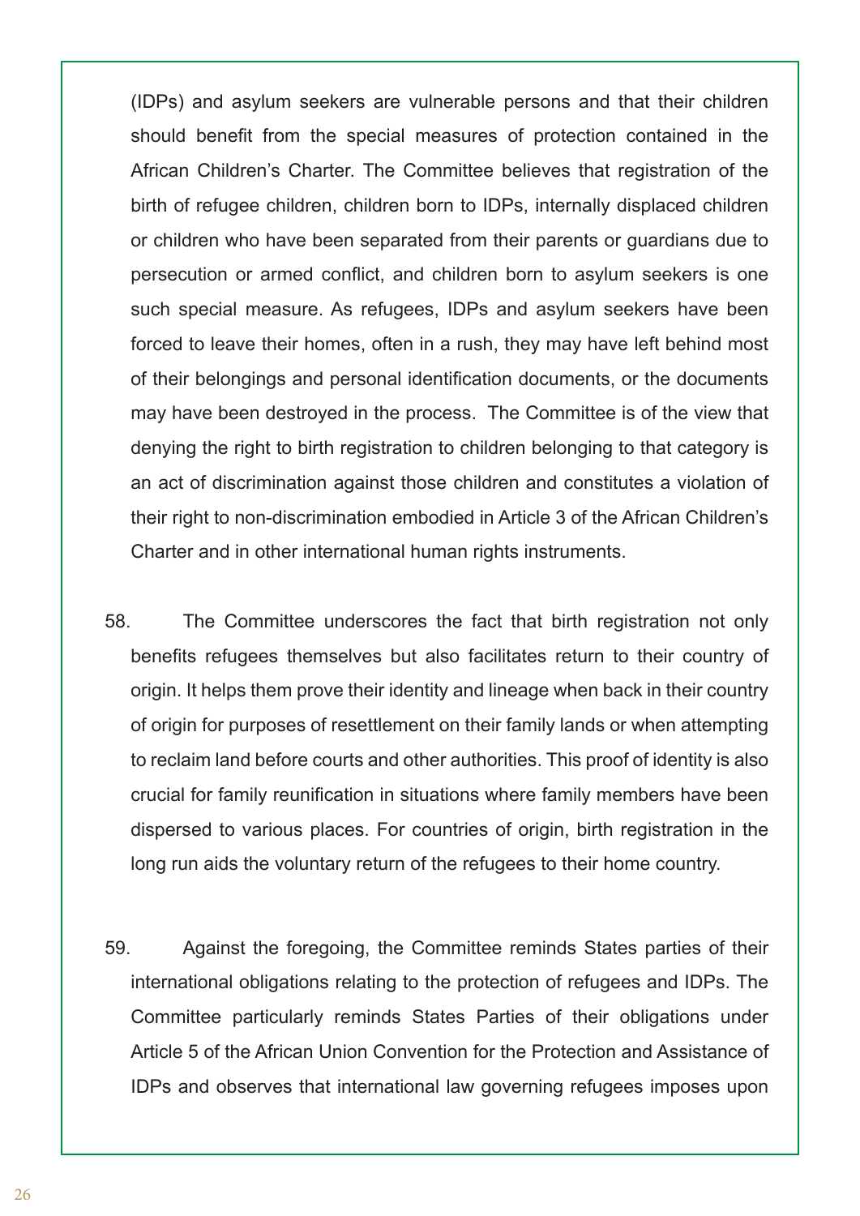(IDPs) and asylum seekers are vulnerable persons and that their children should benefit from the special measures of protection contained in the African Children's Charter. The Committee believes that registration of the birth of refugee children, children born to IDPs, internally displaced children or children who have been separated from their parents or guardians due to persecution or armed conflict, and children born to asylum seekers is one such special measure. As refugees, IDPs and asylum seekers have been forced to leave their homes, often in a rush, they may have left behind most of their belongings and personal identification documents, or the documents may have been destroyed in the process. The Committee is of the view that denying the right to birth registration to children belonging to that category is an act of discrimination against those children and constitutes a violation of their right to non-discrimination embodied in Article 3 of the African Children's Charter and in other international human rights instruments.

58. The Committee underscores the fact that birth registration not only benefits refugees themselves but also facilitates return to their country of origin. It helps them prove their identity and lineage when back in their country of origin for purposes of resettlement on their family lands or when attempting to reclaim land before courts and other authorities. This proof of identity is also crucial for family reunification in situations where family members have been dispersed to various places. For countries of origin, birth registration in the long run aids the voluntary return of the refugees to their home country.

59. Against the foregoing, the Committee reminds States parties of their international obligations relating to the protection of refugees and IDPs. The Committee particularly reminds States Parties of their obligations under Article 5 of the African Union Convention for the Protection and Assistance of IDPs and observes that international law governing refugees imposes upon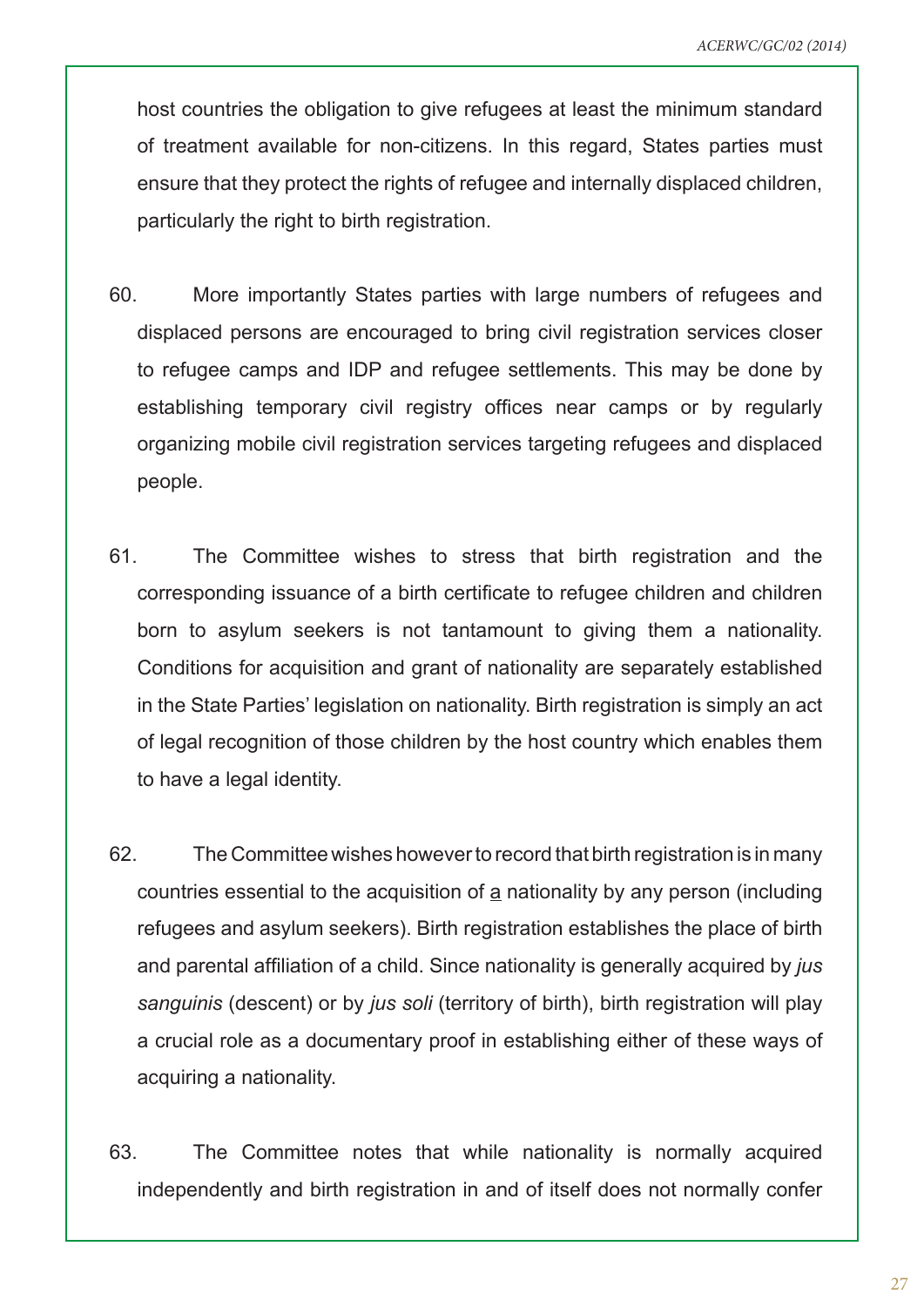host countries the obligation to give refugees at least the minimum standard of treatment available for non-citizens. In this regard, States parties must ensure that they protect the rights of refugee and internally displaced children, particularly the right to birth registration.

60. More importantly States parties with large numbers of refugees and displaced persons are encouraged to bring civil registration services closer to refugee camps and IDP and refugee settlements. This may be done by establishing temporary civil registry offices near camps or by regularly organizing mobile civil registration services targeting refugees and displaced people.

61. The Committee wishes to stress that birth registration and the corresponding issuance of a birth certificate to refugee children and children born to asylum seekers is not tantamount to giving them a nationality. Conditions for acquisition and grant of nationality are separately established in the State Parties' legislation on nationality. Birth registration is simply an act of legal recognition of those children by the host country which enables them to have a legal identity.

62. The Committee wishes however to record that birth registration is in many countries essential to the acquisition of <u>a</u> nationality by any person (including refugees and asylum seekers). Birth registration establishes the place of birth and parental affiliation of a child. Since nationality is generally acquired by *jus sanguinis* (descent) or by *jus soli* (territory of birth), birth registration will play a crucial role as a documentary proof in establishing either of these ways of acquiring a nationality.

63. The Committee notes that while nationality is normally acquired independently and birth registration in and of itself does not normally confer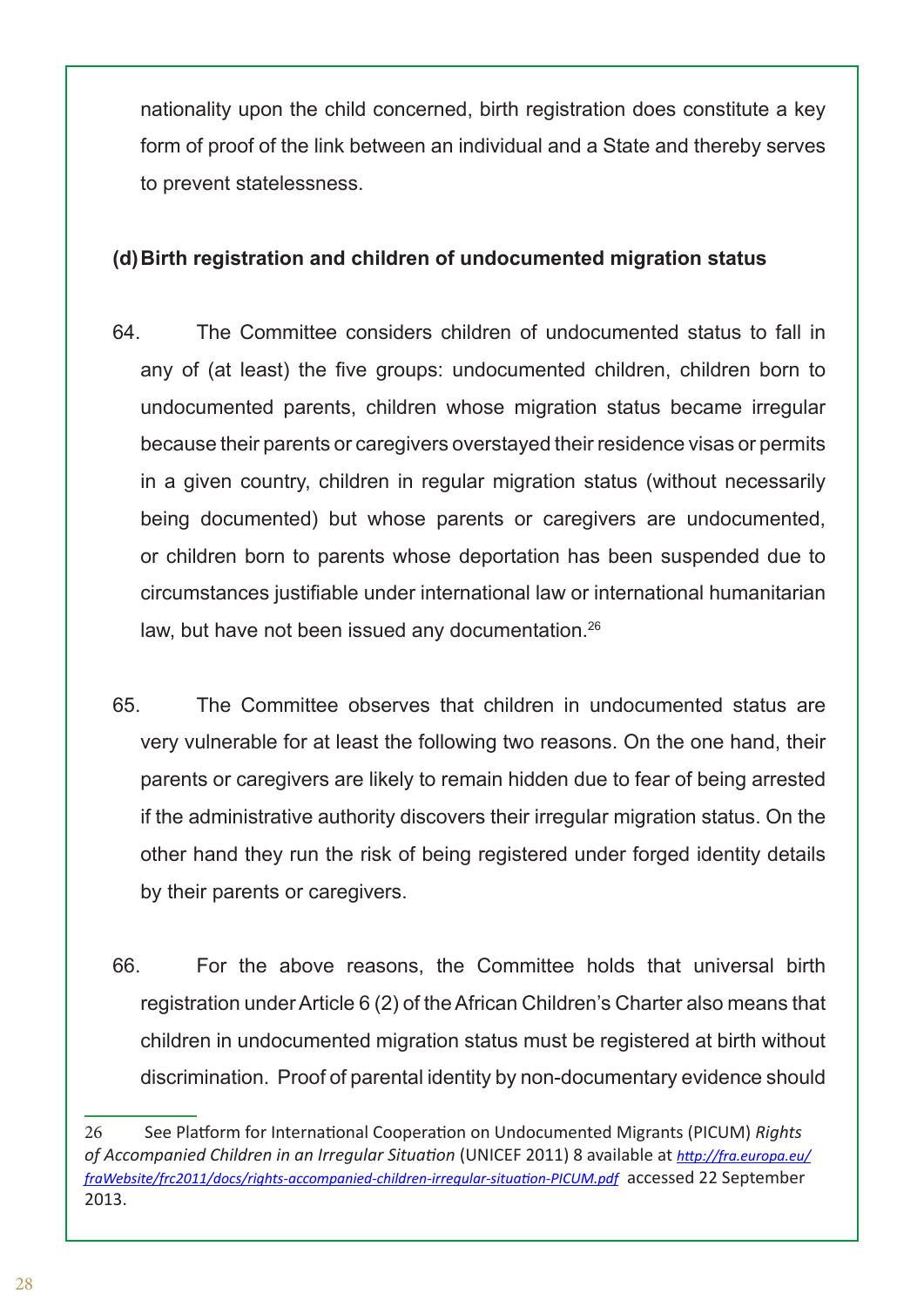nationality upon the child concerned, birth registration does constitute a key form of proof of the link between an individual and a State and thereby serves to prevent statelessness.

**(d) Birth registration and children of undocumented migration status**

64. The Committee considers children of undocumented status to fall in any of (at least) the five groups: undocumented children, children born to undocumented parents, children whose migration status became irregular because their parents or caregivers overstayed their residence visas or permits in a given country, children in regular migration status (without necessarily being documented) but whose parents or caregivers are undocumented, or children born to parents whose deportation has been suspended due to circumstances justifiable under international law or international humanitarian law, but have not been issued any documentation.[26]

65. The Committee observes that children in undocumented status are very vulnerable for at least the following two reasons. On the one hand, their parents or caregivers are likely to remain hidden due to fear of being arrested if the administrative authority discovers their irregular migration status. On the other hand they run the risk of being registered under forged identity details by their parents or caregivers.

66. For the above reasons, the Committee holds that universal birth registration under Article 6 (2) of the African Children's Charter also means that children in undocumented migration status must be registered at birth without discrimination. Proof of parental identity by non-documentary evidence should

---

26 See Platform for International Cooperation on Undocumented Migrants (PICUM) *Rights of Accompanied Children in an Irregular Situation* (UNICEF 2011) 8 available at *http://fra.europa.eu/fraWebsite/frc2011/docs/rights-accompanied-children-irregular-situation-PICUM.pdf* accessed 22 September 2013.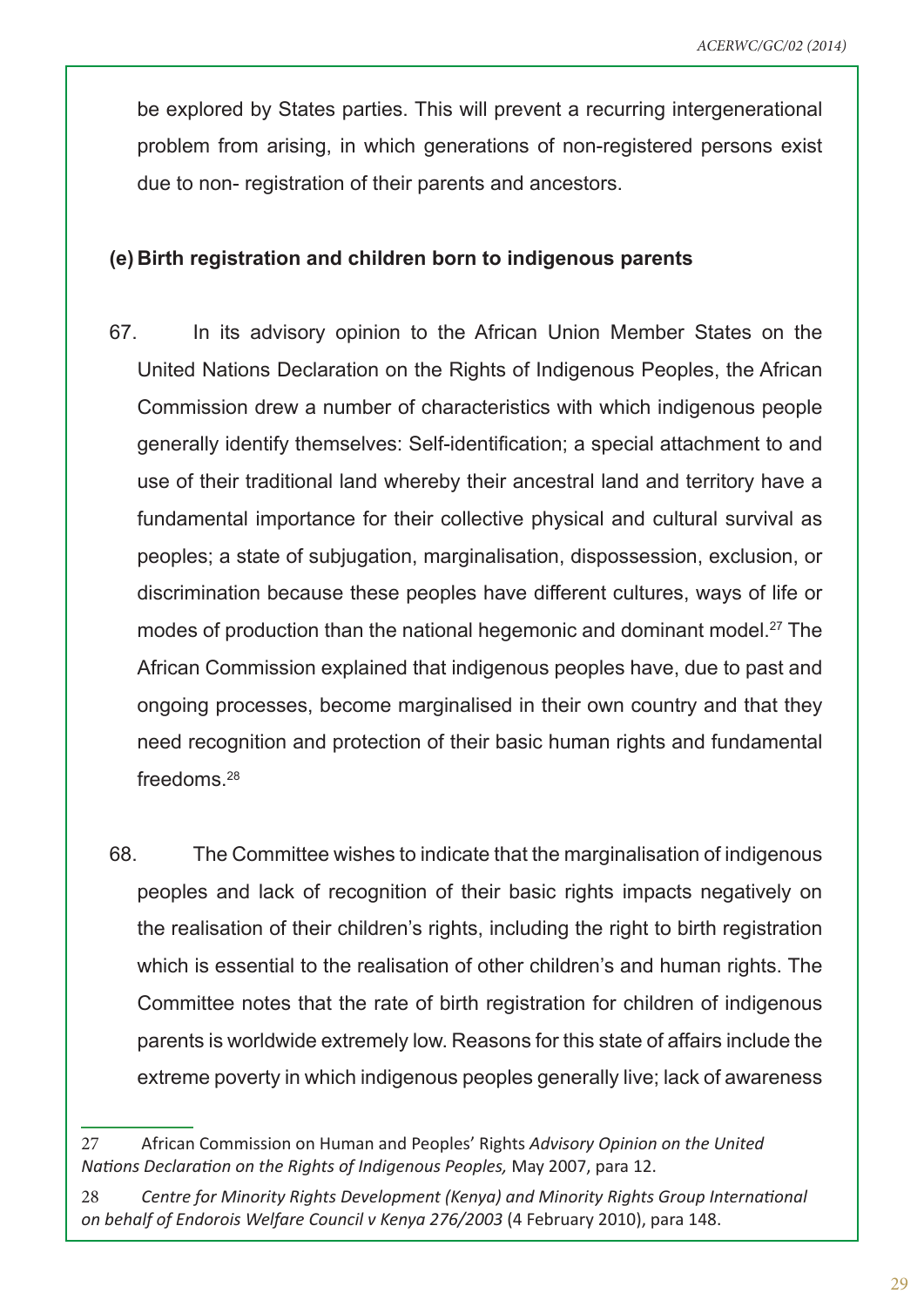be explored by States parties. This will prevent a recurring intergenerational problem from arising, in which generations of non-registered persons exist due to non- registration of their parents and ancestors.

### (e) Birth registration and children born to indigenous parents

67. In its advisory opinion to the African Union Member States on the United Nations Declaration on the Rights of Indigenous Peoples, the African Commission drew a number of characteristics with which indigenous people generally identify themselves: Self-identification; a special attachment to and use of their traditional land whereby their ancestral land and territory have a fundamental importance for their collective physical and cultural survival as peoples; a state of subjugation, marginalisation, dispossession, exclusion, or discrimination because these peoples have different cultures, ways of life or modes of production than the national hegemonic and dominant model.[27] The African Commission explained that indigenous peoples have, due to past and ongoing processes, become marginalised in their own country and that they need recognition and protection of their basic human rights and fundamental freedoms.[28]

68. The Committee wishes to indicate that the marginalisation of indigenous peoples and lack of recognition of their basic rights impacts negatively on the realisation of their children's rights, including the right to birth registration which is essential to the realisation of other children's and human rights. The Committee notes that the rate of birth registration for children of indigenous parents is worldwide extremely low. Reasons for this state of affairs include the extreme poverty in which indigenous peoples generally live; lack of awareness

---

27 African Commission on Human and Peoples' Rights *Advisory Opinion on the United Nations Declaration on the Rights of Indigenous Peoples,* May 2007, para 12.

28 *Centre for Minority Rights Development (Kenya) and Minority Rights Group International on behalf of Endorois Welfare Council v Kenya 276/2003* (4 February 2010), para 148.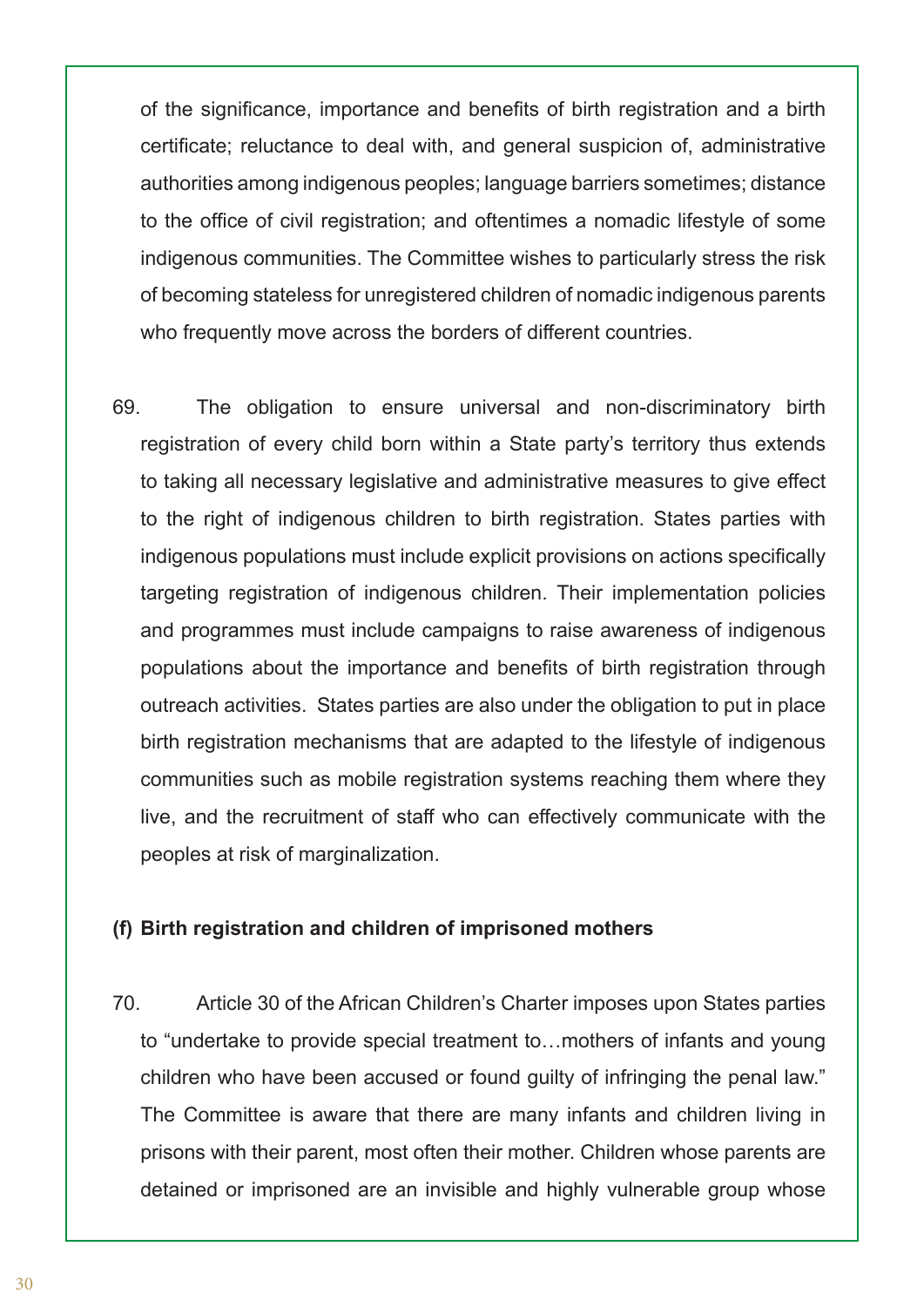of the significance, importance and benefits of birth registration and a birth certificate; reluctance to deal with, and general suspicion of, administrative authorities among indigenous peoples; language barriers sometimes; distance to the office of civil registration; and oftentimes a nomadic lifestyle of some indigenous communities. The Committee wishes to particularly stress the risk of becoming stateless for unregistered children of nomadic indigenous parents who frequently move across the borders of different countries.

69. The obligation to ensure universal and non-discriminatory birth registration of every child born within a State party's territory thus extends to taking all necessary legislative and administrative measures to give effect to the right of indigenous children to birth registration. States parties with indigenous populations must include explicit provisions on actions specifically targeting registration of indigenous children. Their implementation policies and programmes must include campaigns to raise awareness of indigenous populations about the importance and benefits of birth registration through outreach activities. States parties are also under the obligation to put in place birth registration mechanisms that are adapted to the lifestyle of indigenous communities such as mobile registration systems reaching them where they live, and the recruitment of staff who can effectively communicate with the peoples at risk of marginalization.

**(f) Birth registration and children of imprisoned mothers**

70. Article 30 of the African Children's Charter imposes upon States parties to "undertake to provide special treatment to…mothers of infants and young children who have been accused or found guilty of infringing the penal law." The Committee is aware that there are many infants and children living in prisons with their parent, most often their mother. Children whose parents are detained or imprisoned are an invisible and highly vulnerable group whose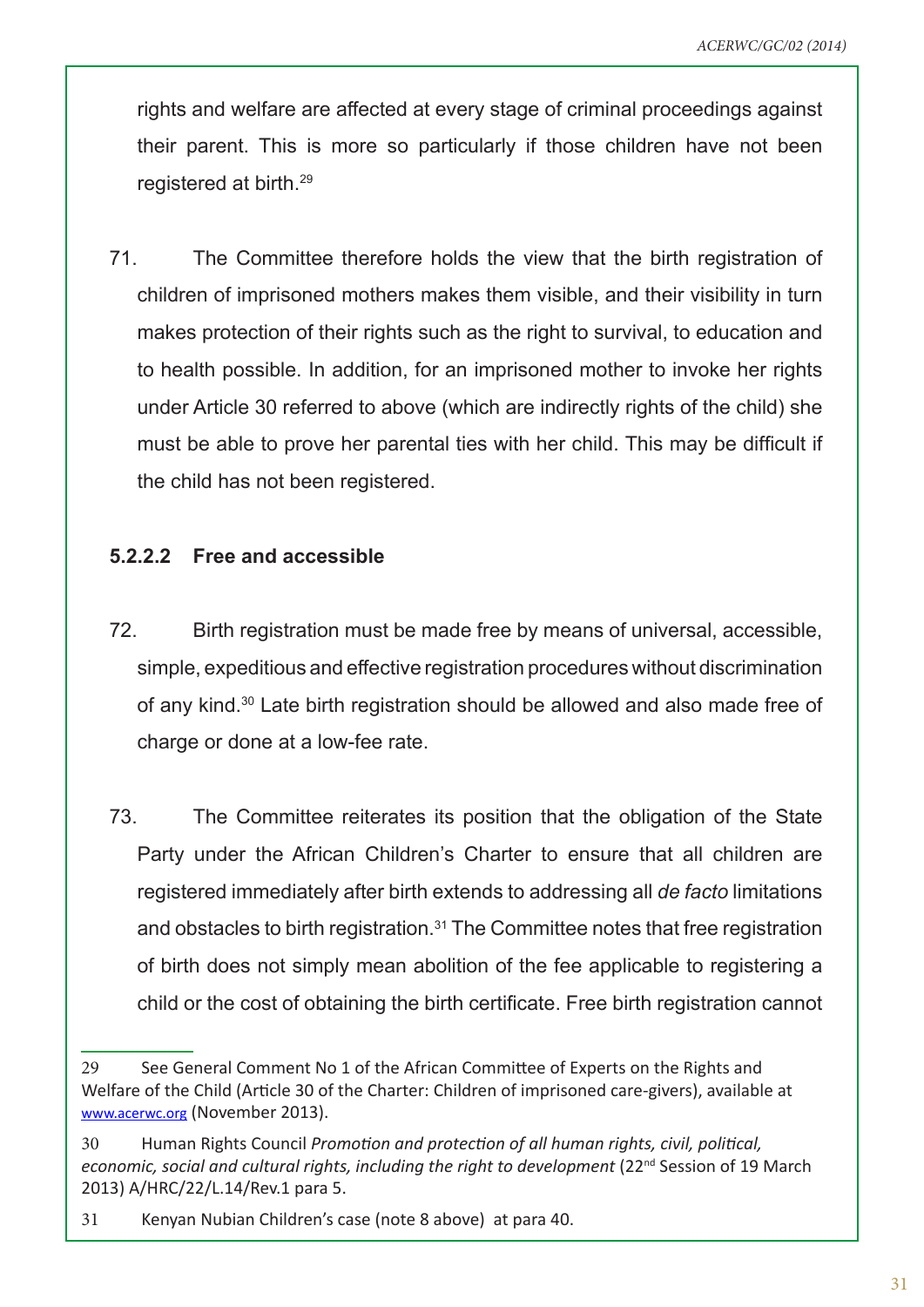rights and welfare are affected at every stage of criminal proceedings against their parent. This is more so particularly if those children have not been registered at birth.[29]

71. The Committee therefore holds the view that the birth registration of children of imprisoned mothers makes them visible, and their visibility in turn makes protection of their rights such as the right to survival, to education and to health possible. In addition, for an imprisoned mother to invoke her rights under Article 30 referred to above (which are indirectly rights of the child) she must be able to prove her parental ties with her child. This may be difficult if the child has not been registered.

#### 5.2.2.2 Free and accessible

72. Birth registration must be made free by means of universal, accessible, simple, expeditious and effective registration procedures without discrimination of any kind.[30] Late birth registration should be allowed and also made free of charge or done at a low-fee rate.

73. The Committee reiterates its position that the obligation of the State Party under the African Children's Charter to ensure that all children are registered immediately after birth extends to addressing all *de facto* limitations and obstacles to birth registration.[31] The Committee notes that free registration of birth does not simply mean abolition of the fee applicable to registering a child or the cost of obtaining the birth certificate. Free birth registration cannot

---

29 See General Comment No 1 of the African Committee of Experts on the Rights and Welfare of the Child (Article 30 of the Charter: Children of imprisoned care-givers), available at www.acerwc.org (November 2013).

30 Human Rights Council *Promotion and protection of all human rights, civil, political, economic, social and cultural rights, including the right to development* (22nd Session of 19 March 2013) A/HRC/22/L.14/Rev.1 para 5.

31 Kenyan Nubian Children's case (note 8 above) at para 40.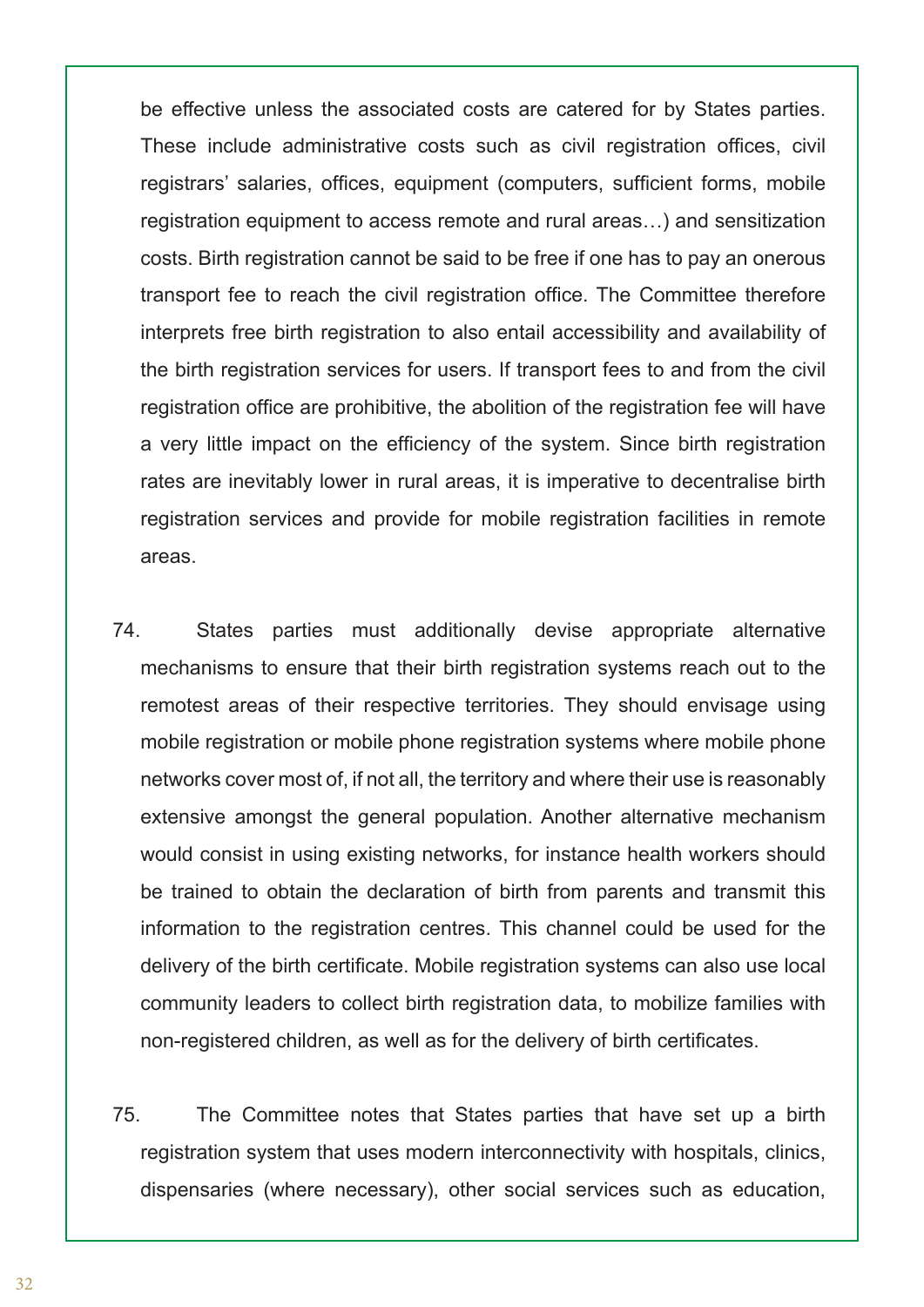be effective unless the associated costs are catered for by States parties. These include administrative costs such as civil registration offices, civil registrars' salaries, offices, equipment (computers, sufficient forms, mobile registration equipment to access remote and rural areas…) and sensitization costs. Birth registration cannot be said to be free if one has to pay an onerous transport fee to reach the civil registration office. The Committee therefore interprets free birth registration to also entail accessibility and availability of the birth registration services for users. If transport fees to and from the civil registration office are prohibitive, the abolition of the registration fee will have a very little impact on the efficiency of the system. Since birth registration rates are inevitably lower in rural areas, it is imperative to decentralise birth registration services and provide for mobile registration facilities in remote areas.

74. States parties must additionally devise appropriate alternative mechanisms to ensure that their birth registration systems reach out to the remotest areas of their respective territories. They should envisage using mobile registration or mobile phone registration systems where mobile phone networks cover most of, if not all, the territory and where their use is reasonably extensive amongst the general population. Another alternative mechanism would consist in using existing networks, for instance health workers should be trained to obtain the declaration of birth from parents and transmit this information to the registration centres. This channel could be used for the delivery of the birth certificate. Mobile registration systems can also use local community leaders to collect birth registration data, to mobilize families with non-registered children, as well as for the delivery of birth certificates.

75. The Committee notes that States parties that have set up a birth registration system that uses modern interconnectivity with hospitals, clinics, dispensaries (where necessary), other social services such as education,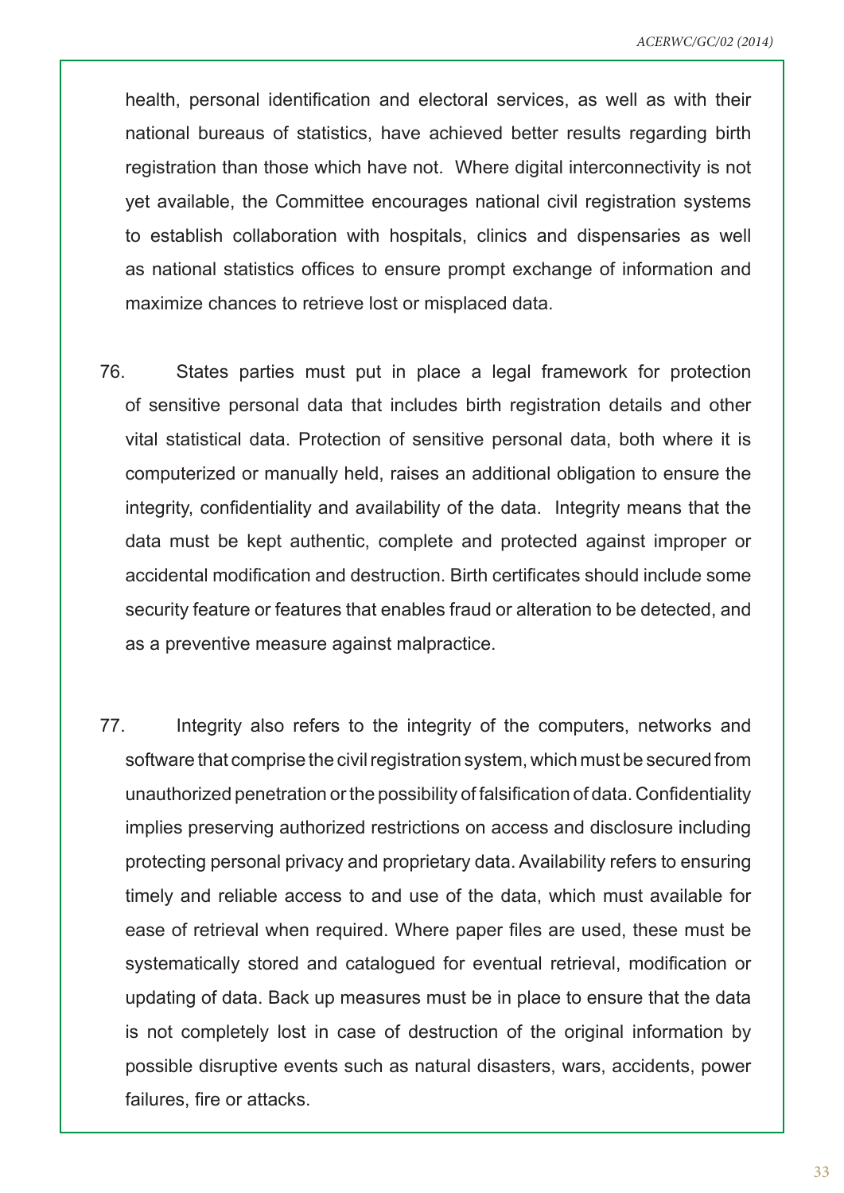health, personal identification and electoral services, as well as with their national bureaus of statistics, have achieved better results regarding birth registration than those which have not. Where digital interconnectivity is not yet available, the Committee encourages national civil registration systems to establish collaboration with hospitals, clinics and dispensaries as well as national statistics offices to ensure prompt exchange of information and maximize chances to retrieve lost or misplaced data.

76. States parties must put in place a legal framework for protection of sensitive personal data that includes birth registration details and other vital statistical data. Protection of sensitive personal data, both where it is computerized or manually held, raises an additional obligation to ensure the integrity, confidentiality and availability of the data. Integrity means that the data must be kept authentic, complete and protected against improper or accidental modification and destruction. Birth certificates should include some security feature or features that enables fraud or alteration to be detected, and as a preventive measure against malpractice.

77. Integrity also refers to the integrity of the computers, networks and software that comprise the civil registration system, which must be secured from unauthorized penetration or the possibility of falsification of data. Confidentiality implies preserving authorized restrictions on access and disclosure including protecting personal privacy and proprietary data. Availability refers to ensuring timely and reliable access to and use of the data, which must available for ease of retrieval when required. Where paper files are used, these must be systematically stored and catalogued for eventual retrieval, modification or updating of data. Back up measures must be in place to ensure that the data is not completely lost in case of destruction of the original information by possible disruptive events such as natural disasters, wars, accidents, power failures, fire or attacks.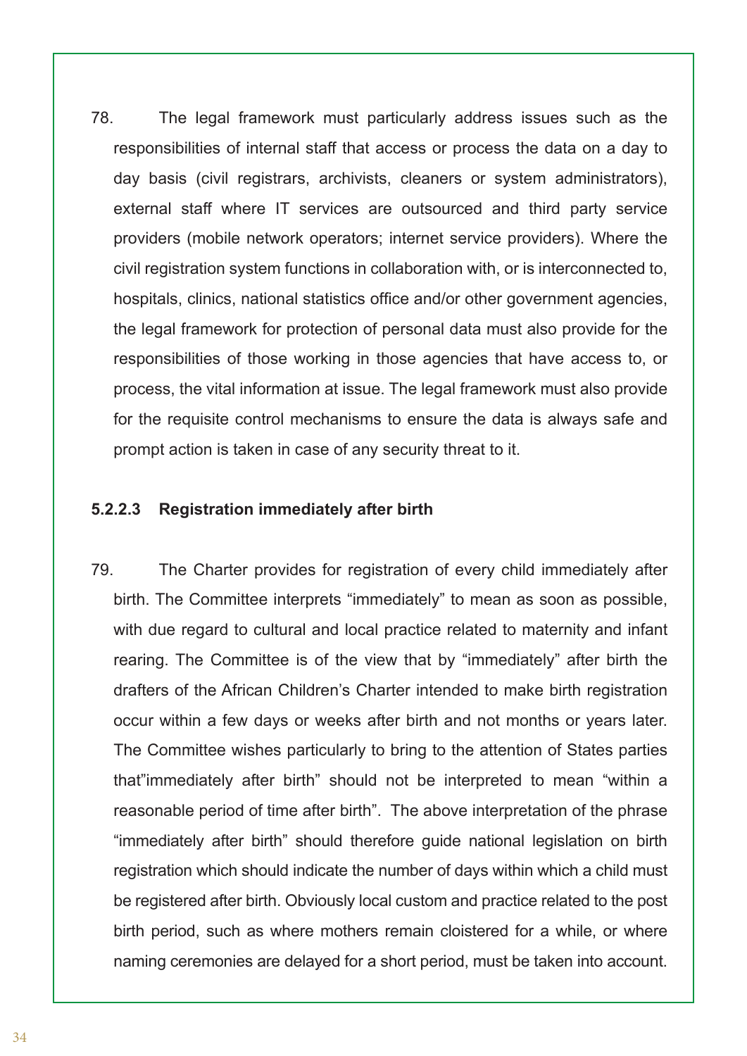78. The legal framework must particularly address issues such as the responsibilities of internal staff that access or process the data on a day to day basis (civil registrars, archivists, cleaners or system administrators), external staff where IT services are outsourced and third party service providers (mobile network operators; internet service providers). Where the civil registration system functions in collaboration with, or is interconnected to, hospitals, clinics, national statistics office and/or other government agencies, the legal framework for protection of personal data must also provide for the responsibilities of those working in those agencies that have access to, or process, the vital information at issue. The legal framework must also provide for the requisite control mechanisms to ensure the data is always safe and prompt action is taken in case of any security threat to it.

#### 5.2.2.3 Registration immediately after birth

79. The Charter provides for registration of every child immediately after birth. The Committee interprets "immediately" to mean as soon as possible, with due regard to cultural and local practice related to maternity and infant rearing. The Committee is of the view that by "immediately" after birth the drafters of the African Children's Charter intended to make birth registration occur within a few days or weeks after birth and not months or years later. The Committee wishes particularly to bring to the attention of States parties that"immediately after birth" should not be interpreted to mean "within a reasonable period of time after birth". The above interpretation of the phrase "immediately after birth" should therefore guide national legislation on birth registration which should indicate the number of days within which a child must be registered after birth. Obviously local custom and practice related to the post birth period, such as where mothers remain cloistered for a while, or where naming ceremonies are delayed for a short period, must be taken into account.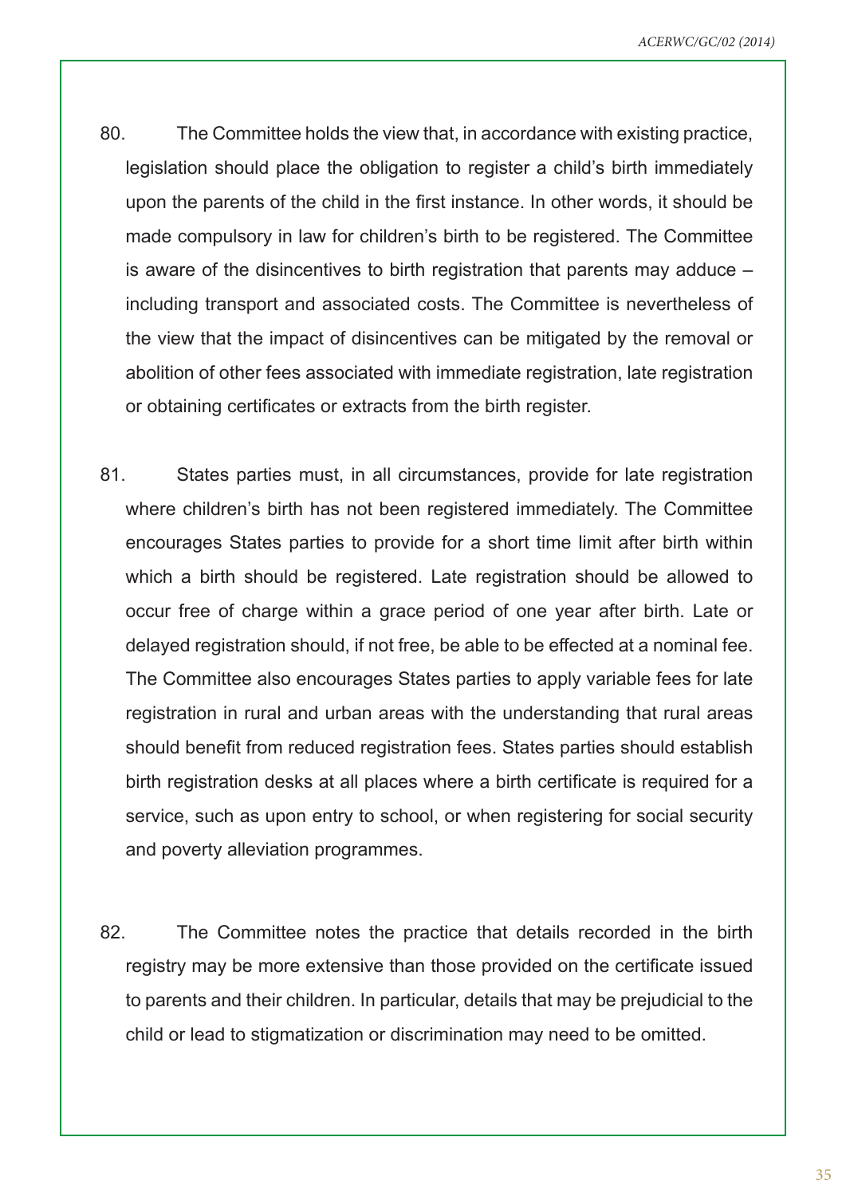80. The Committee holds the view that, in accordance with existing practice, legislation should place the obligation to register a child's birth immediately upon the parents of the child in the first instance. In other words, it should be made compulsory in law for children's birth to be registered. The Committee is aware of the disincentives to birth registration that parents may adduce – including transport and associated costs. The Committee is nevertheless of the view that the impact of disincentives can be mitigated by the removal or abolition of other fees associated with immediate registration, late registration or obtaining certificates or extracts from the birth register.

81. States parties must, in all circumstances, provide for late registration where children's birth has not been registered immediately. The Committee encourages States parties to provide for a short time limit after birth within which a birth should be registered. Late registration should be allowed to occur free of charge within a grace period of one year after birth. Late or delayed registration should, if not free, be able to be effected at a nominal fee. The Committee also encourages States parties to apply variable fees for late registration in rural and urban areas with the understanding that rural areas should benefit from reduced registration fees. States parties should establish birth registration desks at all places where a birth certificate is required for a service, such as upon entry to school, or when registering for social security and poverty alleviation programmes.

82. The Committee notes the practice that details recorded in the birth registry may be more extensive than those provided on the certificate issued to parents and their children. In particular, details that may be prejudicial to the child or lead to stigmatization or discrimination may need to be omitted.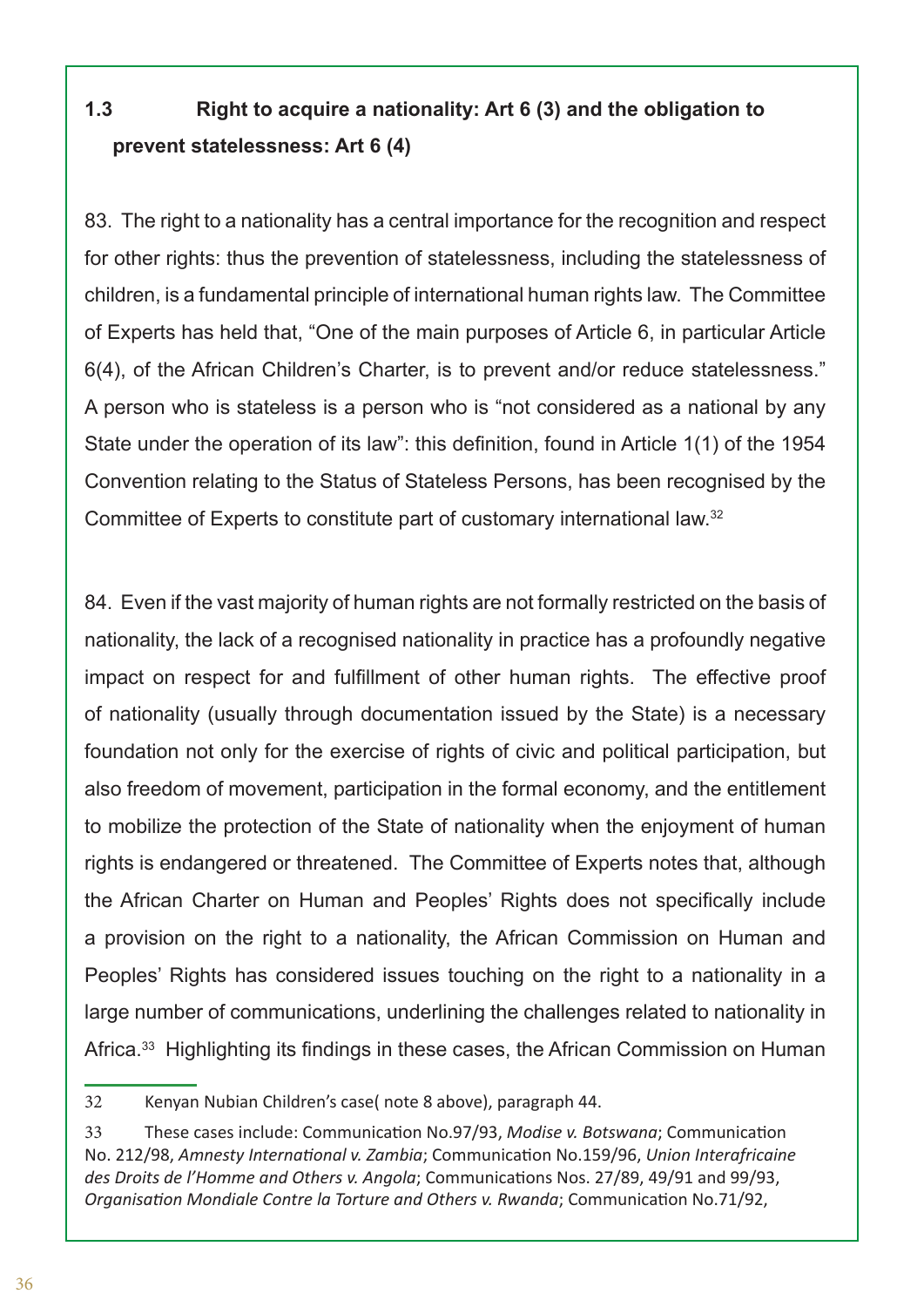## 1.3 Right to acquire a nationality: Art 6 (3) and the obligation to prevent statelessness: Art 6 (4)

83. The right to a nationality has a central importance for the recognition and respect for other rights: thus the prevention of statelessness, including the statelessness of children, is a fundamental principle of international human rights law. The Committee of Experts has held that, "One of the main purposes of Article 6, in particular Article 6(4), of the African Children's Charter, is to prevent and/or reduce statelessness." A person who is stateless is a person who is "not considered as a national by any State under the operation of its law": this definition, found in Article 1(1) of the 1954 Convention relating to the Status of Stateless Persons, has been recognised by the Committee of Experts to constitute part of customary international law.[32]

84. Even if the vast majority of human rights are not formally restricted on the basis of nationality, the lack of a recognised nationality in practice has a profoundly negative impact on respect for and fulfillment of other human rights. The effective proof of nationality (usually through documentation issued by the State) is a necessary foundation not only for the exercise of rights of civic and political participation, but also freedom of movement, participation in the formal economy, and the entitlement to mobilize the protection of the State of nationality when the enjoyment of human rights is endangered or threatened. The Committee of Experts notes that, although the African Charter on Human and Peoples' Rights does not specifically include a provision on the right to a nationality, the African Commission on Human and Peoples' Rights has considered issues touching on the right to a nationality in a large number of communications, underlining the challenges related to nationality in Africa.[33] Highlighting its findings in these cases, the African Commission on Human

---

32 Kenyan Nubian Children's case( note 8 above), paragraph 44.

33 These cases include: Communication No.97/93, *Modise v. Botswana*; Communication No. 212/98, *Amnesty International v. Zambia*; Communication No.159/96, *Union Interafricaine des Droits de l'Homme and Others v. Angola*; Communications Nos. 27/89, 49/91 and 99/93, *Organisation Mondiale Contre la Torture and Others v. Rwanda*; Communication No.71/92,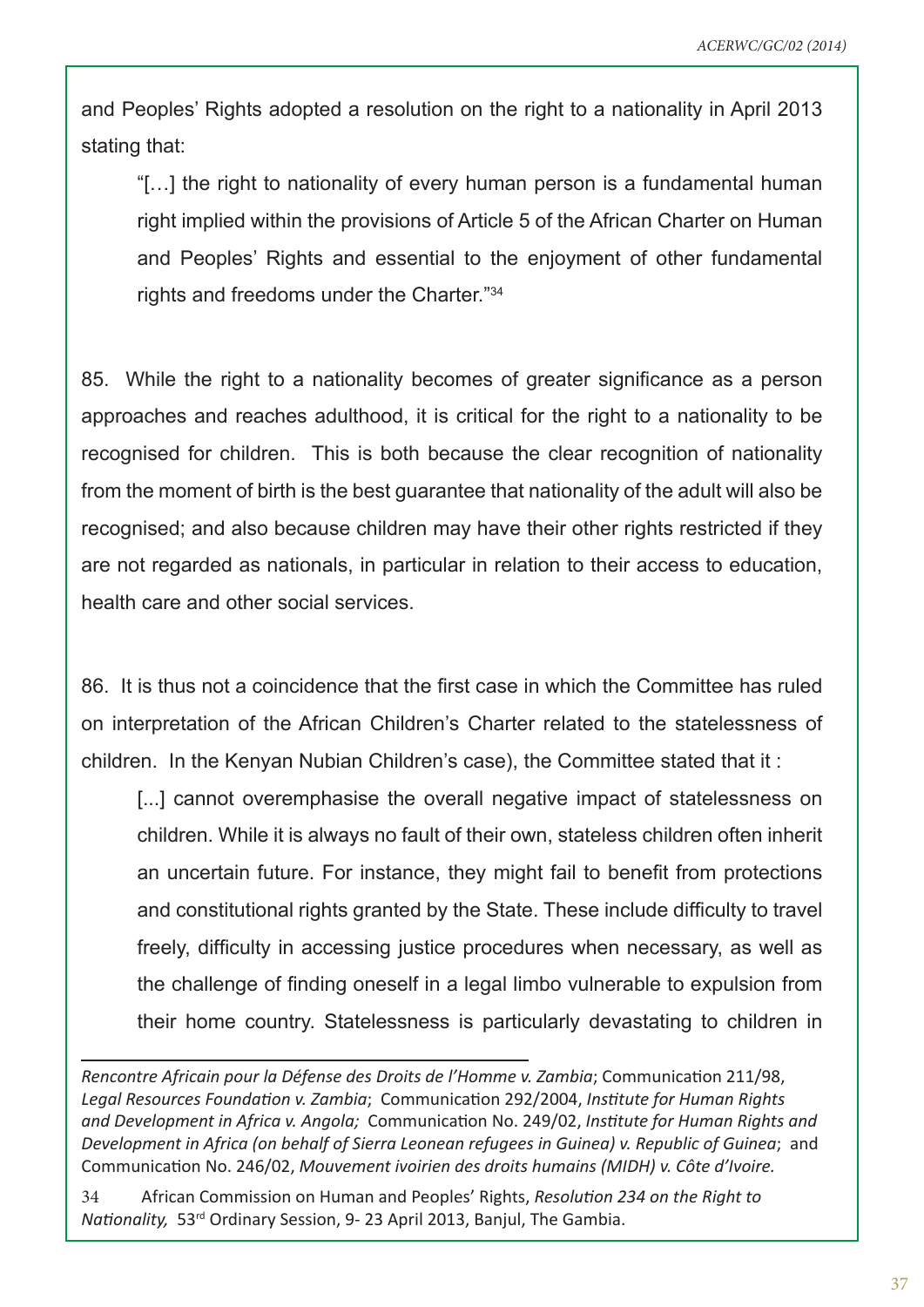and Peoples' Rights adopted a resolution on the right to a nationality in April 2013 stating that:

> "[…] the right to nationality of every human person is a fundamental human right implied within the provisions of Article 5 of the African Charter on Human and Peoples' Rights and essential to the enjoyment of other fundamental rights and freedoms under the Charter."[34]

85. While the right to a nationality becomes of greater significance as a person approaches and reaches adulthood, it is critical for the right to a nationality to be recognised for children. This is both because the clear recognition of nationality from the moment of birth is the best guarantee that nationality of the adult will also be recognised; and also because children may have their other rights restricted if they are not regarded as nationals, in particular in relation to their access to education, health care and other social services.

86. It is thus not a coincidence that the first case in which the Committee has ruled on interpretation of the African Children's Charter related to the statelessness of children. In the Kenyan Nubian Children's case), the Committee stated that it :

> [...] cannot overemphasise the overall negative impact of statelessness on children. While it is always no fault of their own, stateless children often inherit an uncertain future. For instance, they might fail to benefit from protections and constitutional rights granted by the State. These include difficulty to travel freely, difficulty in accessing justice procedures when necessary, as well as the challenge of finding oneself in a legal limbo vulnerable to expulsion from their home country. Statelessness is particularly devastating to children in

---

*Rencontre Africain pour la Défense des Droits de l'Homme v. Zambia*; Communication 211/98, *Legal Resources Foundation v. Zambia*; Communication 292/2004, *Institute for Human Rights and Development in Africa v. Angola;* Communication No. 249/02, *Institute for Human Rights and Development in Africa (on behalf of Sierra Leonean refugees in Guinea) v. Republic of Guinea*; and Communication No. 246/02, *Mouvement ivoirien des droits humains (MIDH) v. Côte d'Ivoire.*

34 African Commission on Human and Peoples' Rights, *Resolution 234 on the Right to Nationality,* 53rd Ordinary Session, 9- 23 April 2013, Banjul, The Gambia.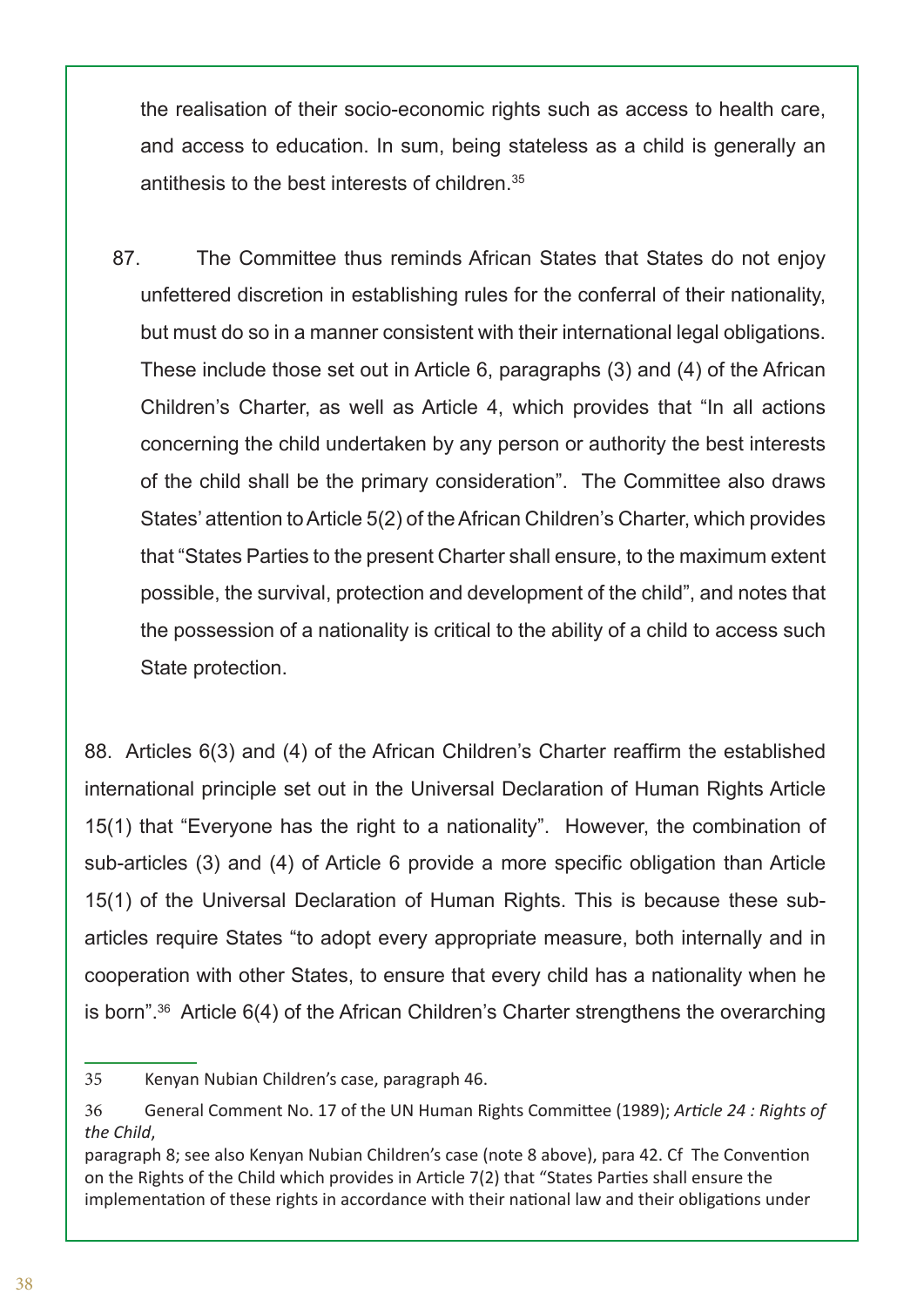the realisation of their socio-economic rights such as access to health care, and access to education. In sum, being stateless as a child is generally an antithesis to the best interests of children.[35]

87. The Committee thus reminds African States that States do not enjoy unfettered discretion in establishing rules for the conferral of their nationality, but must do so in a manner consistent with their international legal obligations. These include those set out in Article 6, paragraphs (3) and (4) of the African Children's Charter, as well as Article 4, which provides that "In all actions concerning the child undertaken by any person or authority the best interests of the child shall be the primary consideration". The Committee also draws States' attention to Article 5(2) of the African Children's Charter, which provides that "States Parties to the present Charter shall ensure, to the maximum extent possible, the survival, protection and development of the child", and notes that the possession of a nationality is critical to the ability of a child to access such State protection.

88. Articles 6(3) and (4) of the African Children's Charter reaffirm the established international principle set out in the Universal Declaration of Human Rights Article 15(1) that "Everyone has the right to a nationality". However, the combination of sub-articles (3) and (4) of Article 6 provide a more specific obligation than Article 15(1) of the Universal Declaration of Human Rights. This is because these sub-articles require States "to adopt every appropriate measure, both internally and in cooperation with other States, to ensure that every child has a nationality when he is born".[36] Article 6(4) of the African Children's Charter strengthens the overarching

---

35 Kenyan Nubian Children's case, paragraph 46.

36 General Comment No. 17 of the UN Human Rights Committee (1989); *Article 24 : Rights of the Child*, paragraph 8; see also Kenyan Nubian Children's case (note 8 above), para 42. Cf The Convention on the Rights of the Child which provides in Article 7(2) that "States Parties shall ensure the implementation of these rights in accordance with their national law and their obligations under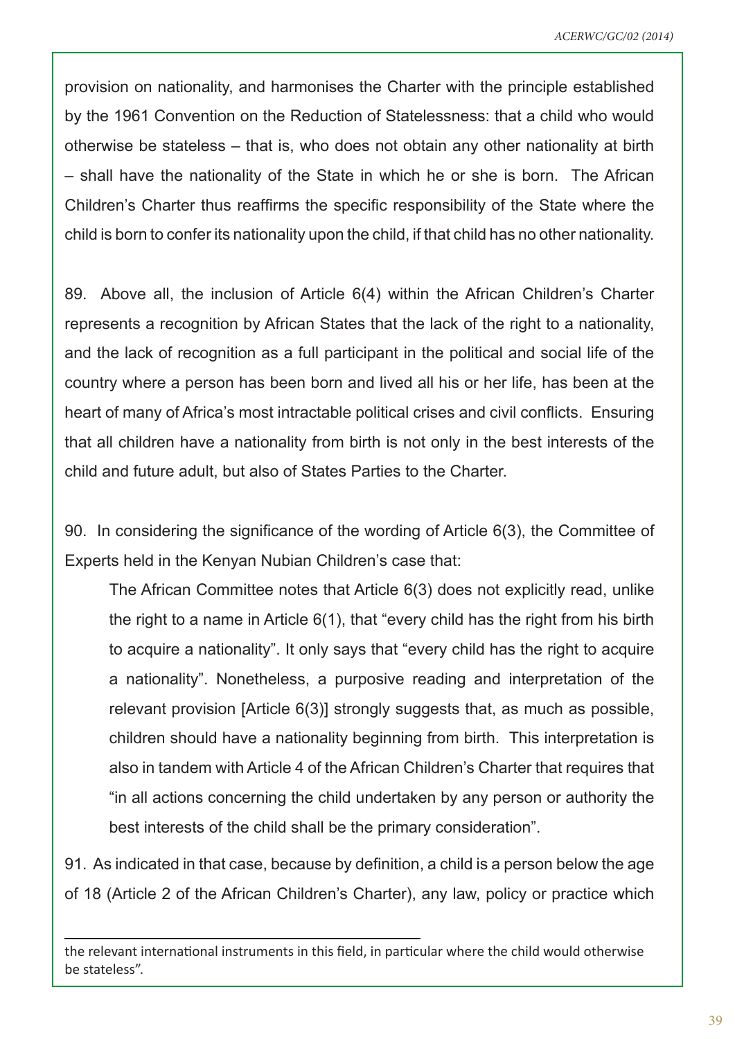provision on nationality, and harmonises the Charter with the principle established by the 1961 Convention on the Reduction of Statelessness: that a child who would otherwise be stateless – that is, who does not obtain any other nationality at birth – shall have the nationality of the State in which he or she is born. The African Children's Charter thus reaffirms the specific responsibility of the State where the child is born to confer its nationality upon the child, if that child has no other nationality.

89. Above all, the inclusion of Article 6(4) within the African Children's Charter represents a recognition by African States that the lack of the right to a nationality, and the lack of recognition as a full participant in the political and social life of the country where a person has been born and lived all his or her life, has been at the heart of many of Africa's most intractable political crises and civil conflicts. Ensuring that all children have a nationality from birth is not only in the best interests of the child and future adult, but also of States Parties to the Charter.

90. In considering the significance of the wording of Article 6(3), the Committee of Experts held in the Kenyan Nubian Children's case that:

> The African Committee notes that Article 6(3) does not explicitly read, unlike the right to a name in Article 6(1), that "every child has the right from his birth to acquire a nationality". It only says that "every child has the right to acquire a nationality". Nonetheless, a purposive reading and interpretation of the relevant provision [Article 6(3)] strongly suggests that, as much as possible, children should have a nationality beginning from birth. This interpretation is also in tandem with Article 4 of the African Children's Charter that requires that "in all actions concerning the child undertaken by any person or authority the best interests of the child shall be the primary consideration".

91. As indicated in that case, because by definition, a child is a person below the age of 18 (Article 2 of the African Children's Charter), any law, policy or practice which

---

the relevant international instruments in this field, in particular where the child would otherwise be stateless".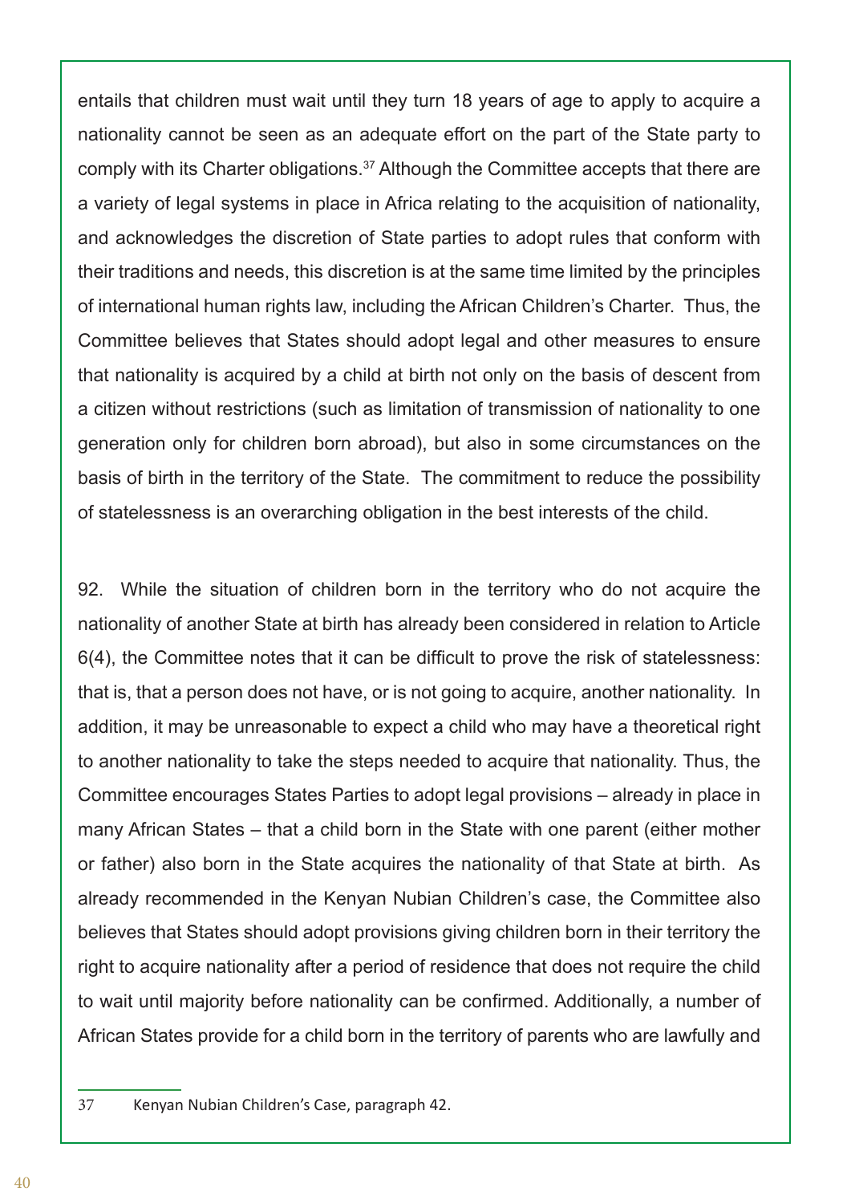entails that children must wait until they turn 18 years of age to apply to acquire a nationality cannot be seen as an adequate effort on the part of the State party to comply with its Charter obligations.[37] Although the Committee accepts that there are a variety of legal systems in place in Africa relating to the acquisition of nationality, and acknowledges the discretion of State parties to adopt rules that conform with their traditions and needs, this discretion is at the same time limited by the principles of international human rights law, including the African Children's Charter. Thus, the Committee believes that States should adopt legal and other measures to ensure that nationality is acquired by a child at birth not only on the basis of descent from a citizen without restrictions (such as limitation of transmission of nationality to one generation only for children born abroad), but also in some circumstances on the basis of birth in the territory of the State. The commitment to reduce the possibility of statelessness is an overarching obligation in the best interests of the child.

92. While the situation of children born in the territory who do not acquire the nationality of another State at birth has already been considered in relation to Article 6(4), the Committee notes that it can be difficult to prove the risk of statelessness: that is, that a person does not have, or is not going to acquire, another nationality. In addition, it may be unreasonable to expect a child who may have a theoretical right to another nationality to take the steps needed to acquire that nationality. Thus, the Committee encourages States Parties to adopt legal provisions – already in place in many African States – that a child born in the State with one parent (either mother or father) also born in the State acquires the nationality of that State at birth. As already recommended in the Kenyan Nubian Children's case, the Committee also believes that States should adopt provisions giving children born in their territory the right to acquire nationality after a period of residence that does not require the child to wait until majority before nationality can be confirmed. Additionally, a number of African States provide for a child born in the territory of parents who are lawfully and

[37] Kenyan Nubian Children's Case, paragraph 42.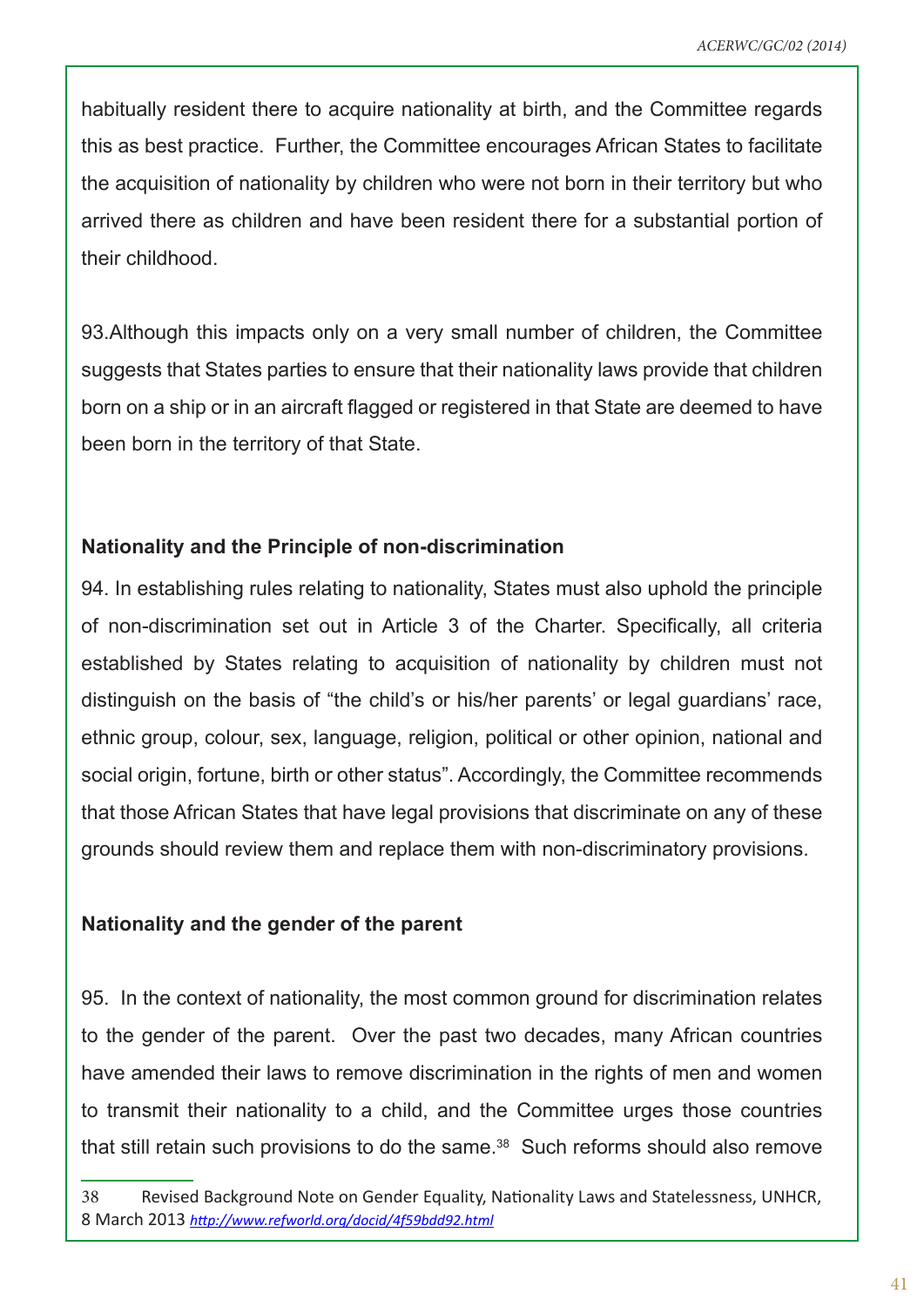habitually resident there to acquire nationality at birth, and the Committee regards this as best practice. Further, the Committee encourages African States to facilitate the acquisition of nationality by children who were not born in their territory but who arrived there as children and have been resident there for a substantial portion of their childhood.

93.Although this impacts only on a very small number of children, the Committee suggests that States parties to ensure that their nationality laws provide that children born on a ship or in an aircraft flagged or registered in that State are deemed to have been born in the territory of that State.

**Nationality and the Principle of non-discrimination**

94. In establishing rules relating to nationality, States must also uphold the principle of non-discrimination set out in Article 3 of the Charter. Specifically, all criteria established by States relating to acquisition of nationality by children must not distinguish on the basis of "the child's or his/her parents' or legal guardians' race, ethnic group, colour, sex, language, religion, political or other opinion, national and social origin, fortune, birth or other status". Accordingly, the Committee recommends that those African States that have legal provisions that discriminate on any of these grounds should review them and replace them with non-discriminatory provisions.

**Nationality and the gender of the parent**

95. In the context of nationality, the most common ground for discrimination relates to the gender of the parent. Over the past two decades, many African countries have amended their laws to remove discrimination in the rights of men and women to transmit their nationality to a child, and the Committee urges those countries that still retain such provisions to do the same.[38] Such reforms should also remove

38 Revised Background Note on Gender Equality, Nationality Laws and Statelessness, UNHCR, 8 March 2013 *http://www.refworld.org/docid/4f59bdd92.html*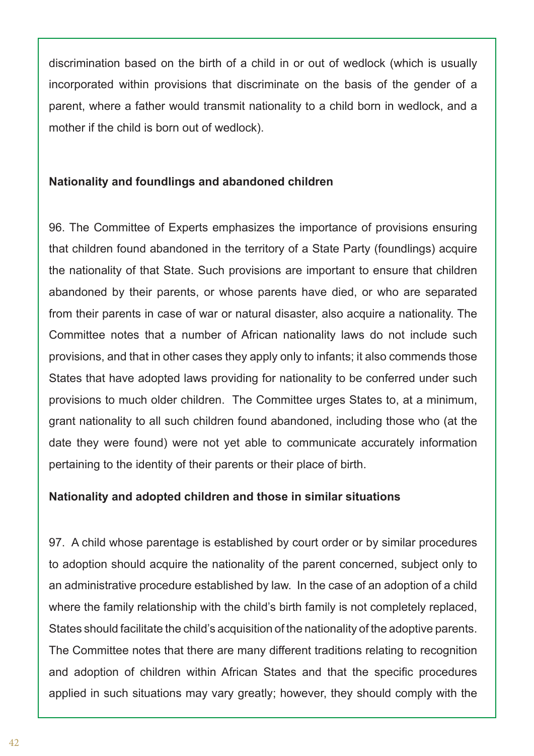discrimination based on the birth of a child in or out of wedlock (which is usually incorporated within provisions that discriminate on the basis of the gender of a parent, where a father would transmit nationality to a child born in wedlock, and a mother if the child is born out of wedlock).

**Nationality and foundlings and abandoned children**

96. The Committee of Experts emphasizes the importance of provisions ensuring that children found abandoned in the territory of a State Party (foundlings) acquire the nationality of that State. Such provisions are important to ensure that children abandoned by their parents, or whose parents have died, or who are separated from their parents in case of war or natural disaster, also acquire a nationality. The Committee notes that a number of African nationality laws do not include such provisions, and that in other cases they apply only to infants; it also commends those States that have adopted laws providing for nationality to be conferred under such provisions to much older children. The Committee urges States to, at a minimum, grant nationality to all such children found abandoned, including those who (at the date they were found) were not yet able to communicate accurately information pertaining to the identity of their parents or their place of birth.

**Nationality and adopted children and those in similar situations**

97. A child whose parentage is established by court order or by similar procedures to adoption should acquire the nationality of the parent concerned, subject only to an administrative procedure established by law. In the case of an adoption of a child where the family relationship with the child's birth family is not completely replaced, States should facilitate the child's acquisition of the nationality of the adoptive parents. The Committee notes that there are many different traditions relating to recognition and adoption of children within African States and that the specific procedures applied in such situations may vary greatly; however, they should comply with the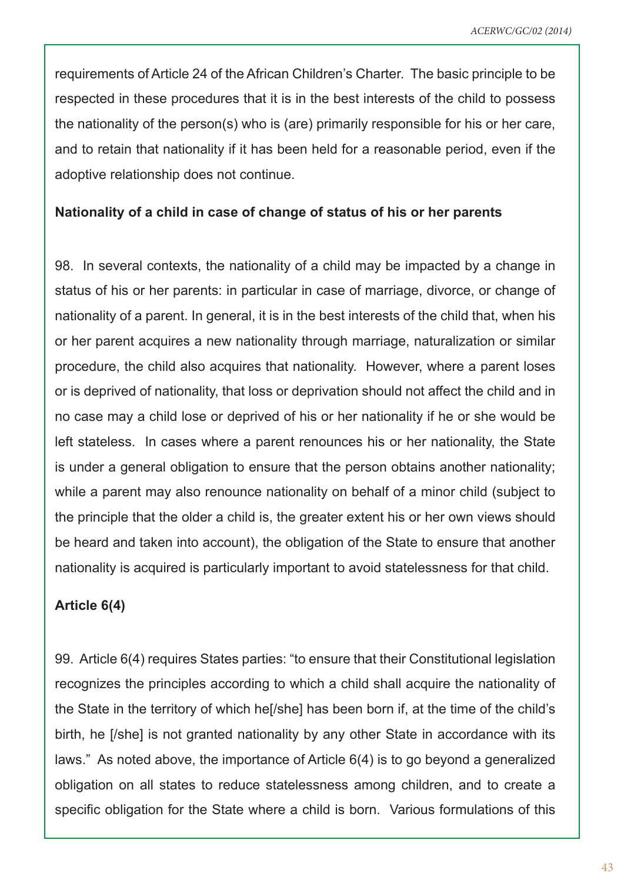requirements of Article 24 of the African Children's Charter. The basic principle to be respected in these procedures that it is in the best interests of the child to possess the nationality of the person(s) who is (are) primarily responsible for his or her care, and to retain that nationality if it has been held for a reasonable period, even if the adoptive relationship does not continue.

**Nationality of a child in case of change of status of his or her parents**

98. In several contexts, the nationality of a child may be impacted by a change in status of his or her parents: in particular in case of marriage, divorce, or change of nationality of a parent. In general, it is in the best interests of the child that, when his or her parent acquires a new nationality through marriage, naturalization or similar procedure, the child also acquires that nationality. However, where a parent loses or is deprived of nationality, that loss or deprivation should not affect the child and in no case may a child lose or deprived of his or her nationality if he or she would be left stateless. In cases where a parent renounces his or her nationality, the State is under a general obligation to ensure that the person obtains another nationality; while a parent may also renounce nationality on behalf of a minor child (subject to the principle that the older a child is, the greater extent his or her own views should be heard and taken into account), the obligation of the State to ensure that another nationality is acquired is particularly important to avoid statelessness for that child.

**Article 6(4)**

99. Article 6(4) requires States parties: "to ensure that their Constitutional legislation recognizes the principles according to which a child shall acquire the nationality of the State in the territory of which he[/she] has been born if, at the time of the child's birth, he [/she] is not granted nationality by any other State in accordance with its laws." As noted above, the importance of Article 6(4) is to go beyond a generalized obligation on all states to reduce statelessness among children, and to create a specific obligation for the State where a child is born. Various formulations of this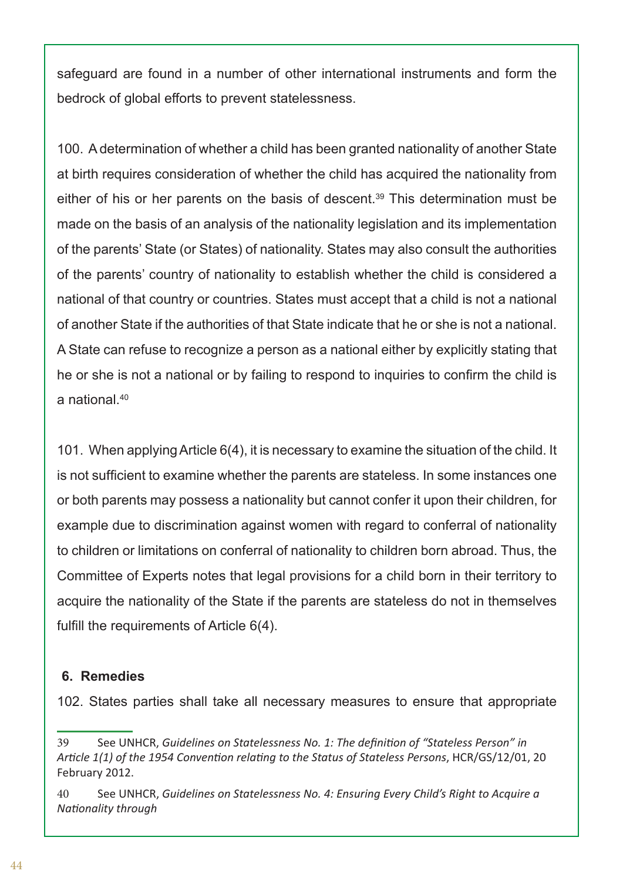safeguard are found in a number of other international instruments and form the bedrock of global efforts to prevent statelessness.

100. A determination of whether a child has been granted nationality of another State at birth requires consideration of whether the child has acquired the nationality from either of his or her parents on the basis of descent.[39] This determination must be made on the basis of an analysis of the nationality legislation and its implementation of the parents' State (or States) of nationality. States may also consult the authorities of the parents' country of nationality to establish whether the child is considered a national of that country or countries. States must accept that a child is not a national of another State if the authorities of that State indicate that he or she is not a national. A State can refuse to recognize a person as a national either by explicitly stating that he or she is not a national or by failing to respond to inquiries to confirm the child is a national.[40]

101. When applying Article 6(4), it is necessary to examine the situation of the child. It is not sufficient to examine whether the parents are stateless. In some instances one or both parents may possess a nationality but cannot confer it upon their children, for example due to discrimination against women with regard to conferral of nationality to children or limitations on conferral of nationality to children born abroad. Thus, the Committee of Experts notes that legal provisions for a child born in their territory to acquire the nationality of the State if the parents are stateless do not in themselves fulfill the requirements of Article 6(4).

### 6. Remedies

102. States parties shall take all necessary measures to ensure that appropriate

---

39 See UNHCR, *Guidelines on Statelessness No. 1: The definition of "Stateless Person" in Article 1(1) of the 1954 Convention relating to the Status of Stateless Persons*, HCR/GS/12/01, 20 February 2012.

40 See UNHCR, *Guidelines on Statelessness No. 4: Ensuring Every Child's Right to Acquire a Nationality through*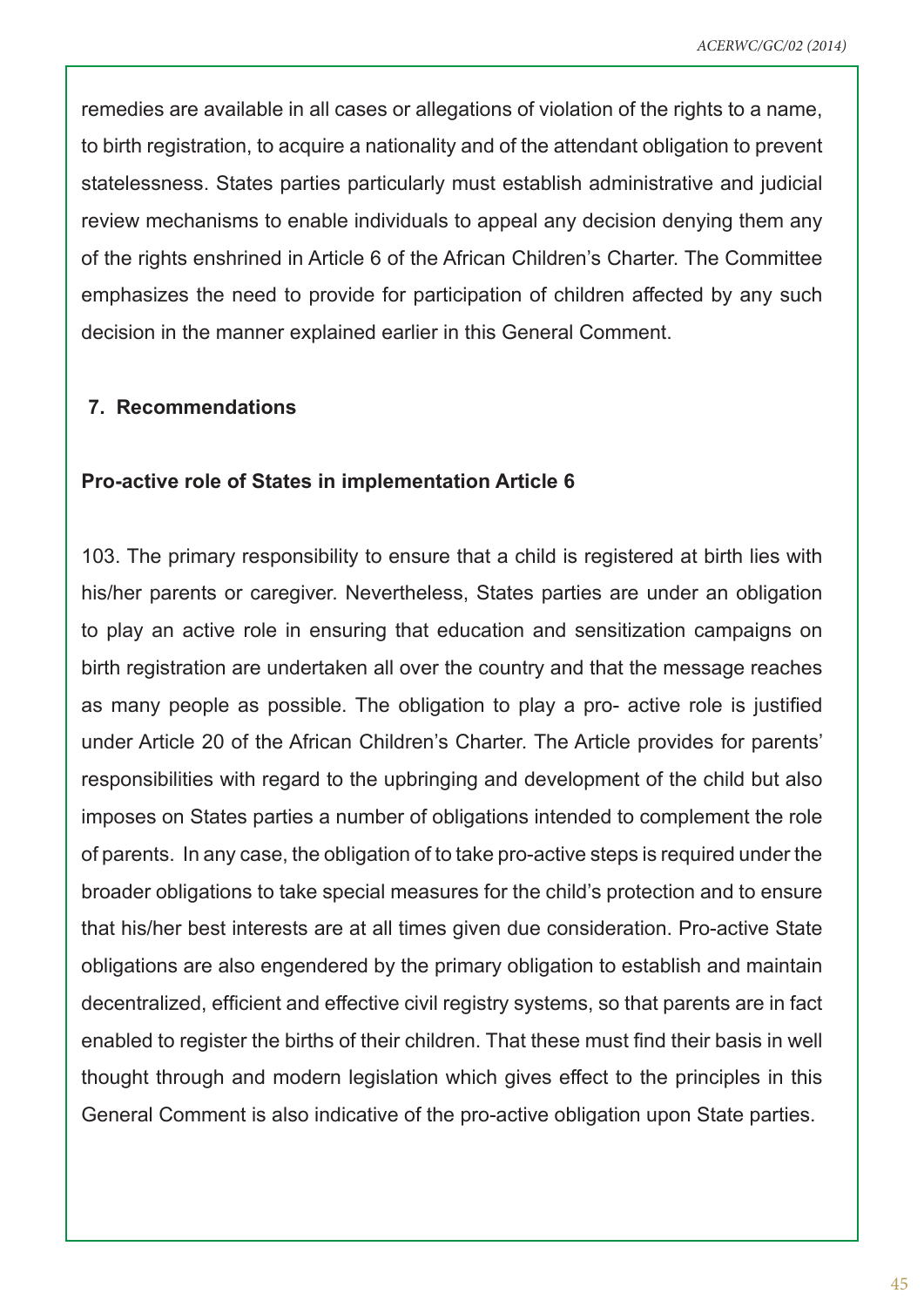remedies are available in all cases or allegations of violation of the rights to a name, to birth registration, to acquire a nationality and of the attendant obligation to prevent statelessness. States parties particularly must establish administrative and judicial review mechanisms to enable individuals to appeal any decision denying them any of the rights enshrined in Article 6 of the African Children's Charter. The Committee emphasizes the need to provide for participation of children affected by any such decision in the manner explained earlier in this General Comment.

## 7. Recommendations

### Pro-active role of States in implementation Article 6

103. The primary responsibility to ensure that a child is registered at birth lies with his/her parents or caregiver. Nevertheless, States parties are under an obligation to play an active role in ensuring that education and sensitization campaigns on birth registration are undertaken all over the country and that the message reaches as many people as possible. The obligation to play a pro- active role is justified under Article 20 of the African Children's Charter. The Article provides for parents' responsibilities with regard to the upbringing and development of the child but also imposes on States parties a number of obligations intended to complement the role of parents. In any case, the obligation of to take pro-active steps is required under the broader obligations to take special measures for the child's protection and to ensure that his/her best interests are at all times given due consideration. Pro-active State obligations are also engendered by the primary obligation to establish and maintain decentralized, efficient and effective civil registry systems, so that parents are in fact enabled to register the births of their children. That these must find their basis in well thought through and modern legislation which gives effect to the principles in this General Comment is also indicative of the pro-active obligation upon State parties.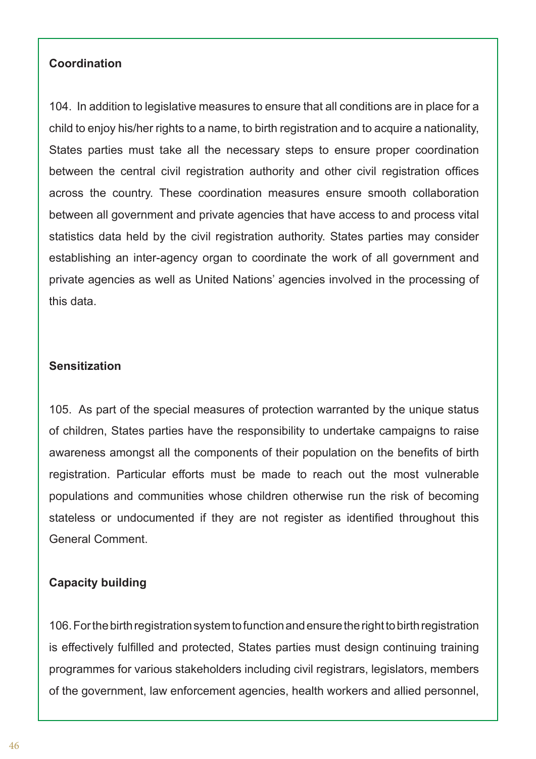**Coordination**

104. In addition to legislative measures to ensure that all conditions are in place for a child to enjoy his/her rights to a name, to birth registration and to acquire a nationality, States parties must take all the necessary steps to ensure proper coordination between the central civil registration authority and other civil registration offices across the country. These coordination measures ensure smooth collaboration between all government and private agencies that have access to and process vital statistics data held by the civil registration authority. States parties may consider establishing an inter-agency organ to coordinate the work of all government and private agencies as well as United Nations' agencies involved in the processing of this data.

**Sensitization**

105. As part of the special measures of protection warranted by the unique status of children, States parties have the responsibility to undertake campaigns to raise awareness amongst all the components of their population on the benefits of birth registration. Particular efforts must be made to reach out the most vulnerable populations and communities whose children otherwise run the risk of becoming stateless or undocumented if they are not register as identified throughout this General Comment.

**Capacity building**

106. For the birth registration system to function and ensure the right to birth registration is effectively fulfilled and protected, States parties must design continuing training programmes for various stakeholders including civil registrars, legislators, members of the government, law enforcement agencies, health workers and allied personnel,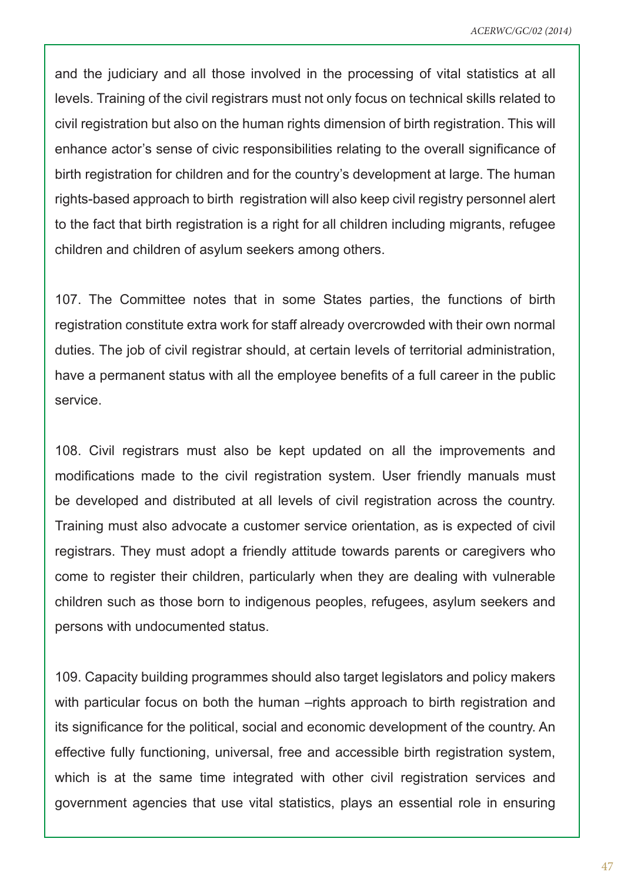and the judiciary and all those involved in the processing of vital statistics at all levels. Training of the civil registrars must not only focus on technical skills related to civil registration but also on the human rights dimension of birth registration. This will enhance actor's sense of civic responsibilities relating to the overall significance of birth registration for children and for the country's development at large. The human rights-based approach to birth registration will also keep civil registry personnel alert to the fact that birth registration is a right for all children including migrants, refugee children and children of asylum seekers among others.

107. The Committee notes that in some States parties, the functions of birth registration constitute extra work for staff already overcrowded with their own normal duties. The job of civil registrar should, at certain levels of territorial administration, have a permanent status with all the employee benefits of a full career in the public service.

108. Civil registrars must also be kept updated on all the improvements and modifications made to the civil registration system. User friendly manuals must be developed and distributed at all levels of civil registration across the country. Training must also advocate a customer service orientation, as is expected of civil registrars. They must adopt a friendly attitude towards parents or caregivers who come to register their children, particularly when they are dealing with vulnerable children such as those born to indigenous peoples, refugees, asylum seekers and persons with undocumented status.

109. Capacity building programmes should also target legislators and policy makers with particular focus on both the human –rights approach to birth registration and its significance for the political, social and economic development of the country. An effective fully functioning, universal, free and accessible birth registration system, which is at the same time integrated with other civil registration services and government agencies that use vital statistics, plays an essential role in ensuring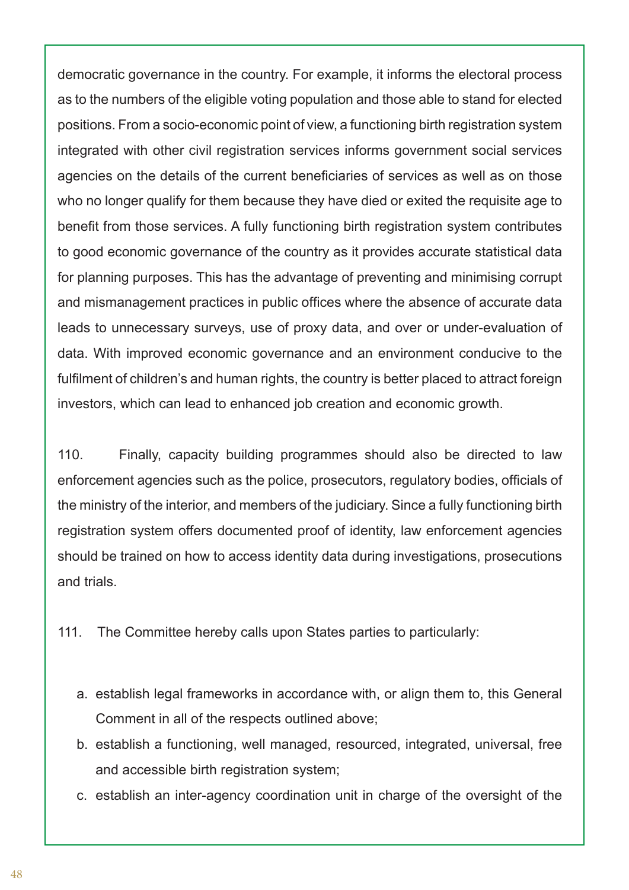democratic governance in the country. For example, it informs the electoral process as to the numbers of the eligible voting population and those able to stand for elected positions. From a socio-economic point of view, a functioning birth registration system integrated with other civil registration services informs government social services agencies on the details of the current beneficiaries of services as well as on those who no longer qualify for them because they have died or exited the requisite age to benefit from those services. A fully functioning birth registration system contributes to good economic governance of the country as it provides accurate statistical data for planning purposes. This has the advantage of preventing and minimising corrupt and mismanagement practices in public offices where the absence of accurate data leads to unnecessary surveys, use of proxy data, and over or under-evaluation of data. With improved economic governance and an environment conducive to the fulfilment of children's and human rights, the country is better placed to attract foreign investors, which can lead to enhanced job creation and economic growth.

110. Finally, capacity building programmes should also be directed to law enforcement agencies such as the police, prosecutors, regulatory bodies, officials of the ministry of the interior, and members of the judiciary. Since a fully functioning birth registration system offers documented proof of identity, law enforcement agencies should be trained on how to access identity data during investigations, prosecutions and trials.

111. The Committee hereby calls upon States parties to particularly:

a. establish legal frameworks in accordance with, or align them to, this General Comment in all of the respects outlined above;
b. establish a functioning, well managed, resourced, integrated, universal, free and accessible birth registration system;
c. establish an inter-agency coordination unit in charge of the oversight of the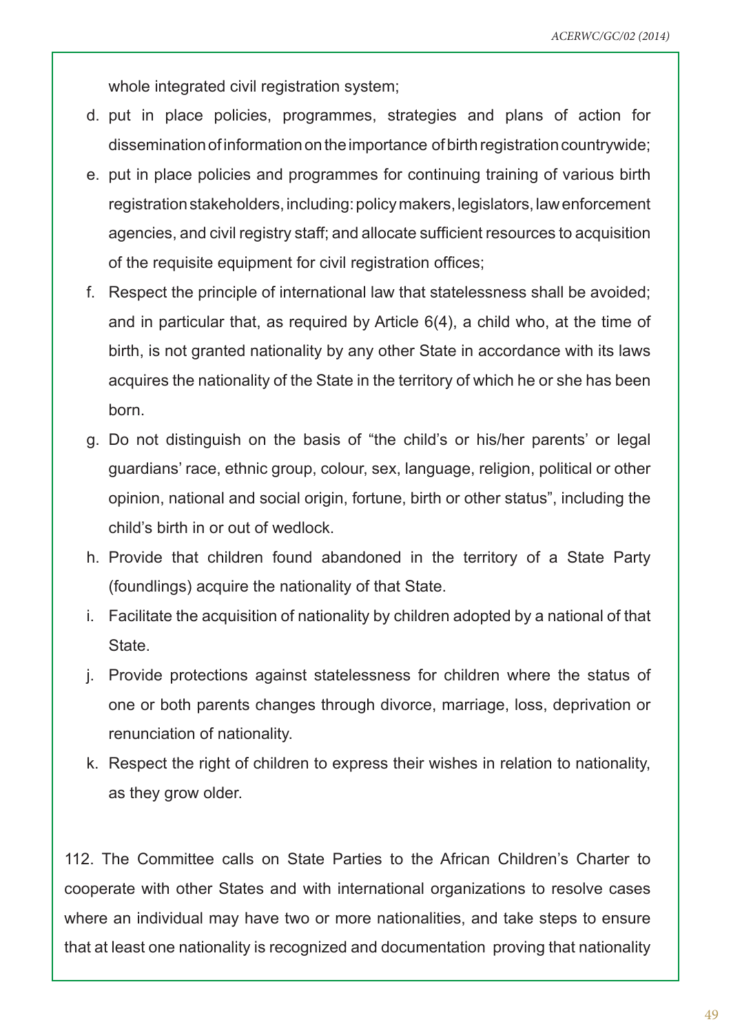whole integrated civil registration system;

d. put in place policies, programmes, strategies and plans of action for dissemination of information on the importance of birth registration countrywide;
e. put in place policies and programmes for continuing training of various birth registration stakeholders, including: policy makers, legislators, law enforcement agencies, and civil registry staff; and allocate sufficient resources to acquisition of the requisite equipment for civil registration offices;
f. Respect the principle of international law that statelessness shall be avoided; and in particular that, as required by Article 6(4), a child who, at the time of birth, is not granted nationality by any other State in accordance with its laws acquires the nationality of the State in the territory of which he or she has been born.
g. Do not distinguish on the basis of "the child's or his/her parents' or legal guardians' race, ethnic group, colour, sex, language, religion, political or other opinion, national and social origin, fortune, birth or other status", including the child's birth in or out of wedlock.
h. Provide that children found abandoned in the territory of a State Party (foundlings) acquire the nationality of that State.
i. Facilitate the acquisition of nationality by children adopted by a national of that State.
j. Provide protections against statelessness for children where the status of one or both parents changes through divorce, marriage, loss, deprivation or renunciation of nationality.
k. Respect the right of children to express their wishes in relation to nationality, as they grow older.

112. The Committee calls on State Parties to the African Children's Charter to cooperate with other States and with international organizations to resolve cases where an individual may have two or more nationalities, and take steps to ensure that at least one nationality is recognized and documentation proving that nationality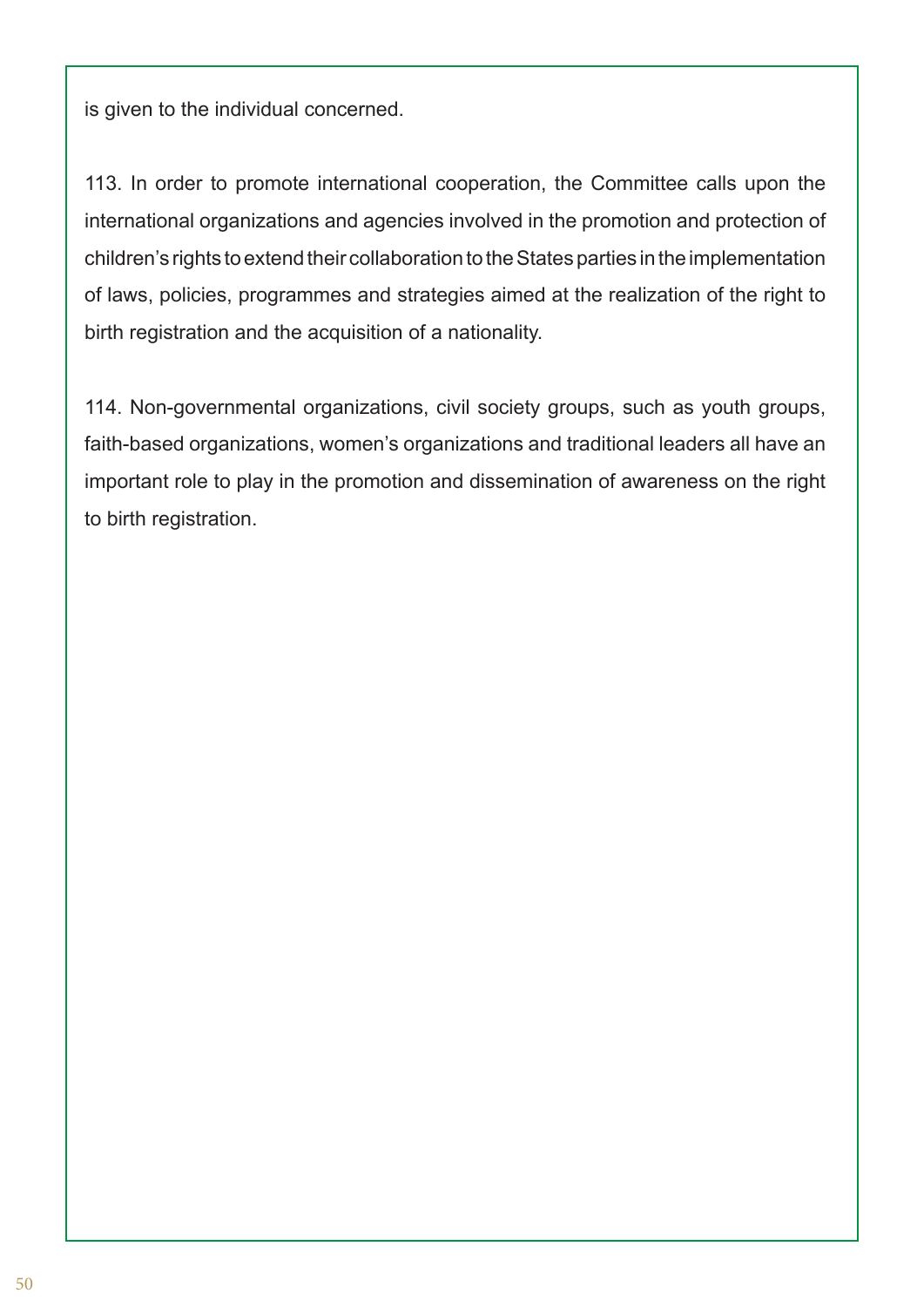is given to the individual concerned.

113. In order to promote international cooperation, the Committee calls upon the international organizations and agencies involved in the promotion and protection of children's rights to extend their collaboration to the States parties in the implementation of laws, policies, programmes and strategies aimed at the realization of the right to birth registration and the acquisition of a nationality.

114. Non-governmental organizations, civil society groups, such as youth groups, faith-based organizations, women's organizations and traditional leaders all have an important role to play in the promotion and dissemination of awareness on the right to birth registration.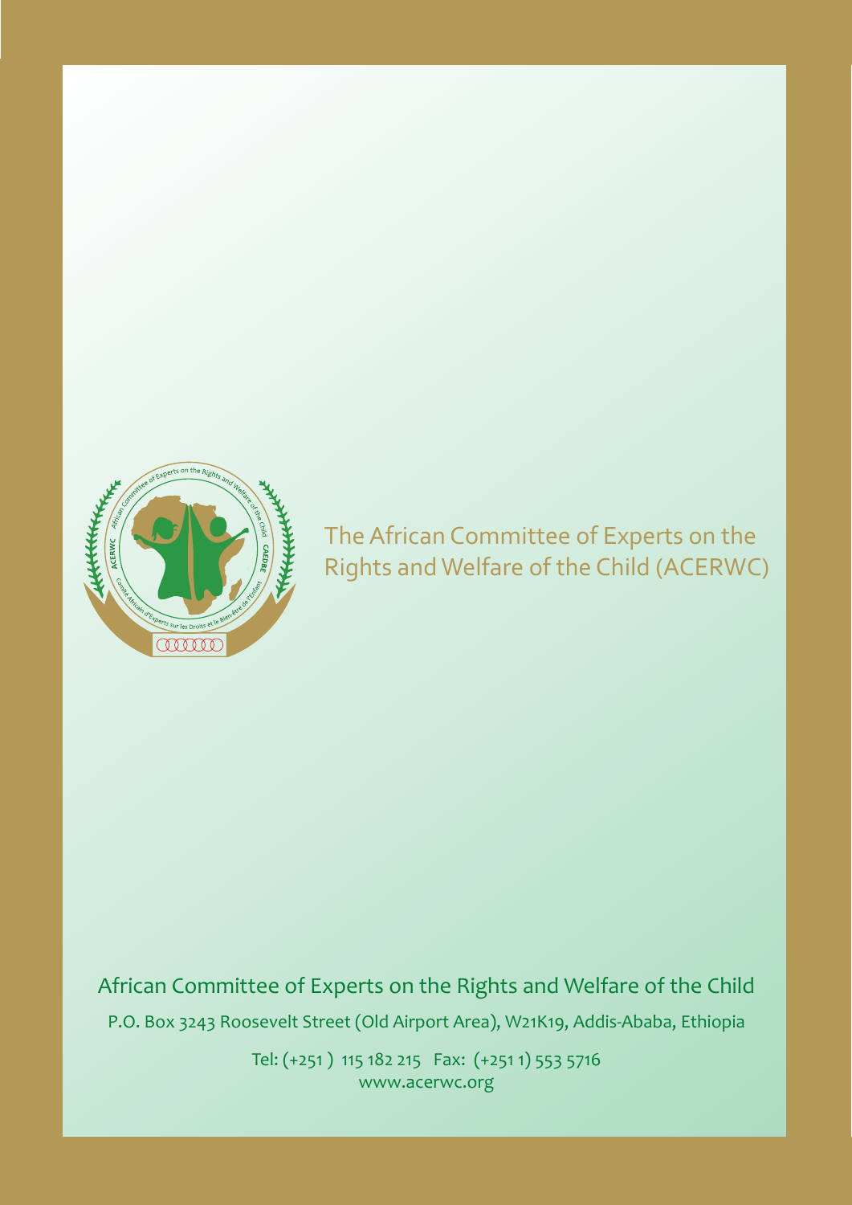The African Committee of Experts on the Rights and Welfare of the Child (ACERWC)

African Committee of Experts on the Rights and Welfare of the Child

P.O. Box 3243 Roosevelt Street (Old Airport Area), W21K19, Addis-Ababa, Ethiopia

Tel: (+251 ) 115 182 215 Fax: (+251 1) 553 5716

www.acerwc.org